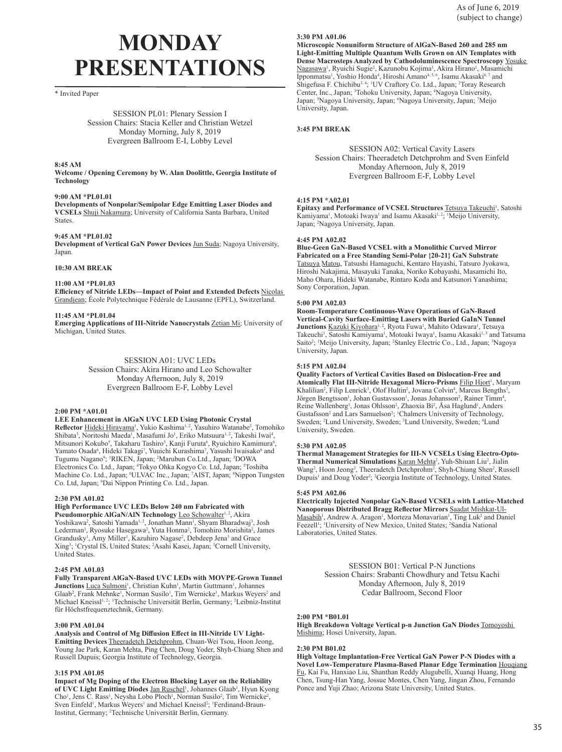As of June 6, 2019
(subject to change)

# MONDAY PRESENTATIONS

\* Invited Paper

## SESSION PL01: Plenary Session I
Session Chairs: Stacia Keller and Christian Wetzel
Monday Morning, July 8, 2019
Evergreen Ballroom E-I, Lobby Level

**8:45 AM**
**Welcome / Opening Ceremony by W. Alan Doolittle, Georgia Institute of Technology**

**9:00 AM *PL01.01**
**Developments of Nonpolar/Semipolar Edge Emitting Laser Diodes and VCSELs** Shuji Nakamura; University of California Santa Barbara, United States.

**9:45 AM *PL01.02**
**Development of Vertical GaN Power Devices** Jun Suda; Nagoya University, Japan.

**10:30 AM BREAK**

**11:00 AM *PL01.03**
**Efficiency of Nitride LEDs—Impact of Point and Extended Defects** Nicolas Grandjean; École Polytechnique Fédérale de Lausanne (EPFL), Switzerland.

**11:45 AM *PL01.04**
**Emerging Applications of III-Nitride Nanocrystals** Zetian Mi; University of Michigan, United States.

## SESSION A01: UVC LEDs
Session Chairs: Akira Hirano and Leo Schowalter
Monday Afternoon, July 8, 2019
Evergreen Ballroom E-F, Lobby Level

**2:00 PM *A01.01**
**LEE Enhancement in AlGaN UVC LED Using Photonic Crystal Reflector** Hideki Hirayama[1], Yukio Kashima[1,2], Yasuhiro Watanabe[3], Tomohiko Shibata[3], Noritoshi Maeda[1], Masafumi Jo[1], Eriko Matsuura[1,2], Takeshi Iwai[4], Mitsunori Kokubo[5], Takaharu Tashiro[5], Kanji Furuta[6], Ryuichiro Kamimura[6], Yamato Osada[6], Hideki Takagi[7], Yuuichi Kurashima[7], Yasushi Iwaisako[8] and Tugumu Nagano[9]; [1]RIKEN, Japan; [2]Marubun Co.Ltd., Japan; [3]DOWA Electronics Co. Ltd., Japan; [4]Tokyo Ohka Kogyo Co. Ltd, Japan; [5]Toshiba Machine Co. Ltd., Japan; [6]ULVAC Inc., Japan; [7]AIST, Japan; [8]Nippon Tungsten Co. Ltd, Japan; [9]Dai Nippon Printing Co. Ltd., Japan.

**2:30 PM A01.02**
**High Performance UVC LEDs Below 240 nm Fabricated with Pseudomorphic AlGaN/AlN Technology** Leo Schowalter[1,2], Akira Yoshikawa[2], Satoshi Yamada[1,2], Jonathan Mann[1], Shyam Bharadwaj[3], Josh Lederman[3], Ryosuke Hasegawa[2], Yuta Honma[2], Tomohiro Morishita[2], James Grandusky[1], Amy Miller[1], Kazuhiro Nagase[2], Debdeep Jena[3] and Grace Xing[3]; [1]Crystal IS, United States; [2]Asahi Kasei, Japan; [3]Cornell University, United States.

**2:45 PM A01.03**
**Fully Transparent AlGaN-Based UVC LEDs with MOVPE-Grown Tunnel Junctions** Luca Sulmoni[1], Christian Kuhn[1], Martin Guttmann[1], Johannes Glaab[2], Frank Mehnke[1], Norman Susilo[1], Tim Wernicke[1], Markus Weyers[2] and Michael Kneissl[1,2]; [1]Technische Universität Berlin, Germany; [2]Leibniz-Institut für Höchstfrequenztechnik, Germany.

**3:00 PM A01.04**
**Analysis and Control of Mg Diffusion Effect in III-Nitride UV Light-Emitting Devices** Theeradetch Detchprohm, Chuan-Wei Tsou, Hoon Jeong, Young Jae Park, Karan Mehta, Ping Chen, Doug Yoder, Shyh-Chiang Shen and Russell Dupuis; Georgia Institute of Technology, Georgia.

**3:15 PM A01.05**
**Impact of Mg Doping of the Electron Blocking Layer on the Reliability of UVC Light Emitting Diodes** Jan Ruschel[1], Johannes Glaab[1], Hyun Kyong Cho[1], Jens C. Rass[1], Neysha Lobo Ploch[1], Norman Susilo[2], Tim Wernicke[2], Sven Einfeld[1], Markus Weyers[1] and Michael Kneissl[2]; [1]Ferdinand-Braun-Institut, Germany; [2]Technische Universität Berlin, Germany.

**3:30 PM A01.06**
**Microscopic Nonuniform Structure of AlGaN-Based 260 and 285 nm Light-Emitting Multiple Quantum Wells Grown on AlN Templates with Dense Macrosteps Analyzed by Cathodoluminescence Spectroscopy** Yosuke Nagasawa[1], Ryuichi Sugie[2], Kazunobu Kojima[3], Akira Hirano[1], Masamichi Ipponmatsu[1], Yoshio Honda[4], Hiroshi Amano[4,5,6], Isamu Akasaki[6,7] and Shigefusa F. Chichibu[3,4]; [1]UV Craftory Co. Ltd., Japan; [2]Toray Research Center, Inc., Japan; [3]Tohoku University, Japan; [4]Nagoya University, Japan; [5]Nagoya University, Japan; [6]Nagoya University, Japan; [7]Meijo University, Japan.

**3:45 PM BREAK**

## SESSION A02: Vertical Cavity Lasers
Session Chairs: Theeradetch Detchprohm and Sven Einfeld
Monday Afternoon, July 8, 2019
Evergreen Ballroom E-F, Lobby Level

**4:15 PM *A02.01**
**Epitaxy and Performance of VCSEL Structures** Tetsuya Takeuchi[1], Satoshi Kamiyama[1], Motoaki Iwaya[1] and Isamu Akasaki[1,2]; [1]Meijo University, Japan; [2]Nagoya University, Japan.

**4:45 PM A02.02**
**Blue-Geen GaN-Based VCSEL with a Monolithic Curved Mirror Fabricated on a Free Standing Semi-Polar {20-21} GaN Substrate** Tatsuya Matou, Tatsushi Hamaguchi, Kentaro Hayashi, Tatsuro Jyokawa, Hiroshi Nakajima, Masayuki Tanaka, Noriko Kobayashi, Masamichi Ito, Maho Ohara, Hideki Watanabe, Rintaro Koda and Katsunori Yanashima; Sony Corporation, Japan.

**5:00 PM A02.03**
**Room-Temperature Continuous-Wave Operations of GaN-Based Vertical-Cavity Surface-Emitting Lasers with Buried GaInN Tunnel Junctions** Kazuki Kiyohara[1,2], Ryota Fuwa[1], Mahito Odawara[1], Tetsuya Takeuchi[1], Satoshi Kamiyama[1], Motoaki Iwaya[1], Isamu Akasaki[1,3] and Tatsuma Saito[2]; [1]Meijo University, Japan; [2]Stanley Electric Co., Ltd., Japan; [3]Nagoya University, Japan.

**5:15 PM A02.04**
**Quality Factors of Vertical Cavities Based on Dislocation-Free and Atomically Flat III-Nitride Hexagonal Micro-Prisms** Filip Hjort[1], Maryam Khalilian[2], Filip Lenrick[3], Olof Hultin[2], Jovana Colvin[4], Marcus Bengths[1], Jörgen Bengtsson[1], Johan Gustavsson[1], Jonas Johansson[2], Rainer Timm[4], Reine Wallenberg[3], Jonas Ohlsson[2], Zhaoxia Bi[2], Åsa Haglund[1], Anders Gustafsson[2] and Lars Samuelson[2]; [1]Chalmers University of Technology, Sweden; [2]Lund University, Sweden; [3]Lund University, Sweden; [4]Lund University, Sweden.

**5:30 PM A02.05**
**Thermal Management Strategies for III-N VCSELs Using Electro-Opto-Thermal Numerical Simulations** Karan Mehta[2], Yuh-Shiuan Liu[2], Jialin Wang[2], Hoon Jeong[2], Theeradetch Detchprohm[2], Shyh-Chiang Shen[2], Russell Dupuis[1] and Doug Yoder[2]; [2]Georgia Institute of Technology, United States.

**5:45 PM A02.06**
**Electrically Injected Nonpolar GaN-Based VCSELs with Lattice-Matched Nanoporous Distributed Bragg Reflector Mirrors** Saadat Mishkat-Ul-Masabih[1], Andrew A. Aragon[1], Morteza Monavarian[1], Ting Luk[2] and Daniel Feezell[1]; [1]University of New Mexico, United States; [2]Sandia National Laboratories, United States.

## SESSION B01: Vertical P-N Junctions
Session Chairs: Srabanti Chowdhury and Tetsu Kachi
Monday Afternoon, July 8, 2019
Cedar Ballroom, Second Floor

**2:00 PM *B01.01**
**High Breakdown Voltage Vertical p-n Junction GaN Diodes** Tomoyoshi Mishima; Hosei University, Japan.

**2:30 PM B01.02**
**High Voltage Implantation-Free Vertical GaN Power P-N Diodes with a Novel Low-Temperature Plasma-Based Planar Edge Termination** Houqiang Fu, Kai Fu, Hanxiao Liu, Shanthan Reddy Alugubelli, Xuanqi Huang, Hong Chen, Tsung-Han Yang, Jossue Montes, Chen Yang, Jingan Zhou, Fernando Ponce and Yuji Zhao; Arizona State University, United States.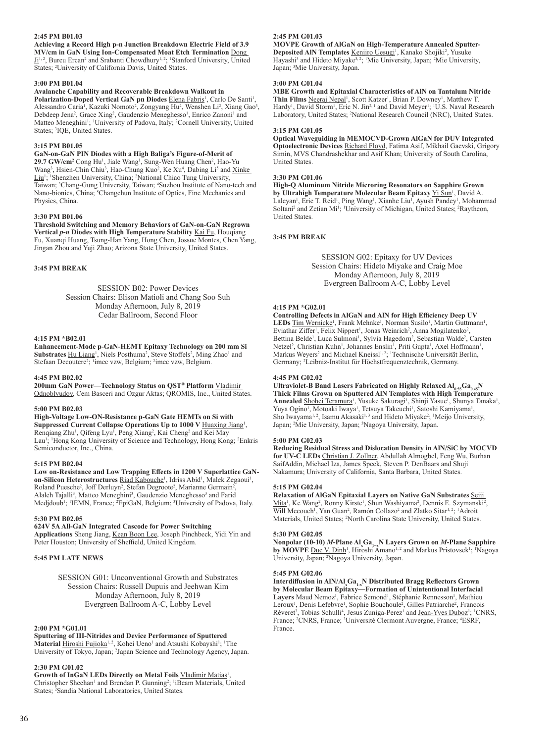**2:45 PM B01.03**

**Achieving a Record High p-n Junction Breakdown Electric Field of 3.9 MV/cm in GaN Using Ion-Compensated Moat Etch Termination** Dong Ji[1, 2], Burcu Ercan[2] and Srabanti Chowdhury[1, 2]; [1]Stanford University, United States; [2]University of California Davis, United States.

**3:00 PM B01.04**

**Avalanche Capability and Recoverable Breakdown Walkout in Polarization-Doped Vertical GaN pn Diodes** Elena Fabris[1], Carlo De Santi[1], Alessandro Caria[1], Kazuki Nomoto[2], Zongyang Hu[2], Wenshen Li[2], Xiang Gao[3], Debdeep Jena[2], Grace Xing[2], Gaudenzio Meneghesso[1], Enrico Zanoni[1] and Matteo Meneghini[1]; [1]University of Padova, Italy; [2]Cornell University, United States; [3]IQE, United States.

**3:15 PM B01.05**

**GaN-on-GaN PIN Diodes with a High Baliga's Figure-of-Merit of 29.7 GW/cm²** Cong Hu[1], Jiale Wang[1], Sung-Wen Huang Chen[2], Hao-Yu Wang[3], Hsien-Chin Chiu[3], Hao-Chung Kuo[2], Ke Xu[4], Dabing Li[5] and Xinke Liu[1]; [1]Shenzhen University, China; [2]National Chiao Tung University, Taiwan; [3]Chang-Gung University, Taiwan; [4]Suzhou Institute of Nano-tech and Nano-bionics, China; [5]Changchun Institute of Optics, Fine Mechanics and Physics, China.

**3:30 PM B01.06**

**Threshold Switching and Memory Behaviors of GaN-on-GaN Regrown Vertical *p-n* Diodes with High Temperature Stability** Kai Fu, Houqiang Fu, Xuanqi Huang, Tsung-Han Yang, Hong Chen, Jossue Montes, Chen Yang, Jingan Zhou and Yuji Zhao; Arizona State University, United States.

**3:45 PM BREAK**

SESSION B02: Power Devices
Session Chairs: Elison Matioli and Chang Soo Suh
Monday Afternoon, July 8, 2019
Cedar Ballroom, Second Floor

**4:15 PM *B02.01**

**Enhancement-Mode p-GaN-HEMT Epitaxy Technology on 200 mm Si Substrates** Hu Liang[1], Niels Posthuma[2], Steve Stoffels[2], Ming Zhao[1] and Stefaan Decoutere[2]; [1]imec vzw, Belgium; [2]imec vzw, Belgium.

**4:45 PM B02.02**

**200mm GaN Power—Technology Status on QST® Platform** Vladimir Odnoblyudov, Cem Basceri and Ozgur Aktas; QROMIS, Inc., United States.

**5:00 PM B02.03**

**High-Voltage Low-ON-Resistance p-GaN Gate HEMTs on Si with Suppressed Current Collapse Operations Up to 1000 V** Huaxing Jiang[1], Renqiang Zhu[1], Qifeng Lyu[1], Peng Xiang[2], Kai Cheng[2] and Kei May Lau[1]; [1]Hong Kong University of Science and Technology, Hong Kong; [2]Enkris Semiconductor, Inc., China.

**5:15 PM B02.04**

**Low on-Resistance and Low Trapping Effects in 1200 V Superlattice GaN-on-Silicon Heterostructures** Riad Kabouche[1], Idriss Abid[1], Malek Zegaoui[1], Roland Puesche[2], Joff Derluyn[2], Stefan Degroote[2], Marianne Germain[2], Alaleh Tajalli[3], Matteo Meneghini[3], Gaudenzio Meneghesso[3] and Farid Medjdoub[1]; [1]IEMN, France; [2]EpiGaN, Belgium; [3]University of Padova, Italy.

**5:30 PM B02.05**

**624V 5A All-GaN Integrated Cascode for Power Switching Applications** Sheng Jiang, Kean Boon Lee, Joseph Pinchbeck, Yidi Yin and Peter Houston; University of Sheffield, United Kingdom.

**5:45 PM LATE NEWS**

SESSION G01: Unconventional Growth and Substrates
Session Chairs: Russell Dupuis and Jeehwan Kim
Monday Afternoon, July 8, 2019
Evergreen Ballroom A-C, Lobby Level

**2:00 PM *G01.01**

**Sputtering of III-Nitrides and Device Performance of Sputtered Material** Hiroshi Fujioka[1, 2], Kohei Ueno[1] and Atsushi Kobayshi[1]; [1]The University of Tokyo, Japan; [2]Japan Science and Technology Agency, Japan.

**2:30 PM G01.02**

**Growth of InGaN LEDs Directly on Metal Foils** Vladimir Matias[1], Christopher Sheehan[1] and Brendan P. Gunning[2]; [1]iBeam Materials, United States; [2]Sandia National Laboratories, United States.

**2:45 PM G01.03**

**MOVPE Growth of AlGaN on High-Temperature Annealed Sputter-Deposited AlN Templates** Kenjiro Uesugi[1], Kanako Shojiki[2], Yusuke Hayashi[3] and Hideto Miyake[3, 2]; [1]Mie University, Japan; [2]Mie University, Japan; [3]Mie University, Japan.

**3:00 PM G01.04**

**MBE Growth and Epitaxial Characteristics of AlN on Tantalum Nitride Thin Films** Neeraj Nepal[1], Scott Katzer[1], Brian P. Downey[1], Matthew T. Hardy[1], David Storm[1], Eric N. Jin[2, 1] and David Meyer[1]; [1]U.S. Naval Research Laboratory, United States; [2]National Research Council (NRC), United States.

**3:15 PM G01.05**

**Optical Waveguiding in MEMOCVD-Grown AlGaN for DUV Integrated Optoelectronic Devices** Richard Floyd, Fatima Asif, Mikhail Gaevski, Grigory Simin, MVS Chandrashekhar and Asif Khan; University of South Carolina, United States.

**3:30 PM G01.06**

**High-Q Aluminum Nitride Microring Resonators on Sapphire Grown by Ultrahigh Temperature Molecular Beam Epitaxy** Yi Sun[1], David A. Laleyan[1], Eric T. Reid[1], Ping Wang[1], Xianhe Liu[1], Ayush Pandey[1], Mohammad Soltani[2] and Zetian Mi[1]; [1]University of Michigan, United States; [2]Raytheon, United States.

**3:45 PM BREAK**

SESSION G02: Epitaxy for UV Devices
Session Chairs: Hideto Miyake and Craig Moe
Monday Afternoon, July 8, 2019
Evergreen Ballroom A-C, Lobby Level

**4:15 PM *G02.01**

**Controlling Defects in AlGaN and AlN for High Efficiency Deep UV LEDs** Tim Wernicke[1], Frank Mehnke[1], Norman Susilo[1], Martin Guttmann[1], Eviathar Ziffer[1], Felix Nippert[1], Jonas Weinrich[2], Anna Mogilatenko[2], Bettina Belde[1], Luca Sulmoni[1], Sylvia Hagedorn[2], Sebastian Walde[2], Carsten Netzel[2], Christian Kuhn[1], Johannes Enslin[1], Priti Gupta[1], Axel Hoffmann[1], Markus Weyers[2] and Michael Kneissl[1, 2]; [1]Technische Universität Berlin, Germany; [2]Leibniz-Institut für Höchstfrequenztechnik, Germany.

**4:45 PM G02.02**

**Ultraviolet-B Band Lasers Fabricated on Highly Relaxed $Al_{0.55}Ga_{0.45}N$ Thick Films Grown on Sputtered AlN Templates with High Temperature Annealed** Shohei Teramura[1], Yusuke Sakuragi[1], Shinji Yasue[1], Shunya Tanaka[1], Yuya Ogino[1], Motoaki Iwaya[1], Tetsuya Takeuchi[1], Satoshi Kamiyama[1], Sho Iwayama[1, 2], Isamu Akasaki[1, 3] and Hideto Miyake[2]; [1]Meijo University, Japan; [2]Mie University, Japan; [3]Nagoya University, Japan.

**5:00 PM G02.03**

**Reducing Residual Stress and Dislocation Density in AlN/SiC by MOCVD for UV-C LEDs** Christian J. Zollner, Abdullah Almogbel, Feng Wu, Burhan SaifAddin, Michael Iza, James Speck, Steven P. DenBaars and Shuji Nakamura; University of California, Santa Barbara, United States.

**5:15 PM G02.04**

**Relaxation of AlGaN Epitaxial Layers on Native GaN Substrates** Seiji Mita[1], Ke Wang[2], Ronny Kirste[1], Shun Washiyama[2], Dennis E. Szymanski[2], Will Mecouch[1], Yan Guan[2], Ramón Collazo[2] and Zlatko Sitar[1, 2]; [1]Adroit Materials, United States; [2]North Carolina State University, United States.

**5:30 PM G02.05**

**Nonpolar (10-10) *M*-Plane $Al_xGa_{1-x}N$ Layers Grown on *M*-Plane Sapphire by MOVPE** Duc V. Dinh[1], Hiroshi Amano[1, 2] and Markus Pristovsek[1]; [1]Nagoya University, Japan; [2]Nagoya University, Japan.

**5:45 PM G02.06**

**Interdiffusion in $AlN/Al_xGa_{1-x}N$ Distributed Bragg Reflectors Grown by Molecular Beam Epitaxy—Formation of Unintentional Interfacial Layers** Maud Nemoz[1], Fabrice Semond[1], Stéphanie Rennesson[1], Mathieu Leroux[1], Denis Lefebvre[1], Sophie Bouchoule[2], Gilles Patriarche[2], Francois Réveret[3], Tobias Schulli[4], Jesus Zuniga-Perez[1] and Jean-Yves Duboz[1]; [1]CNRS, France; [2]CNRS, France; [3]Université Clermont Auvergne, France; [4]ESRF, France.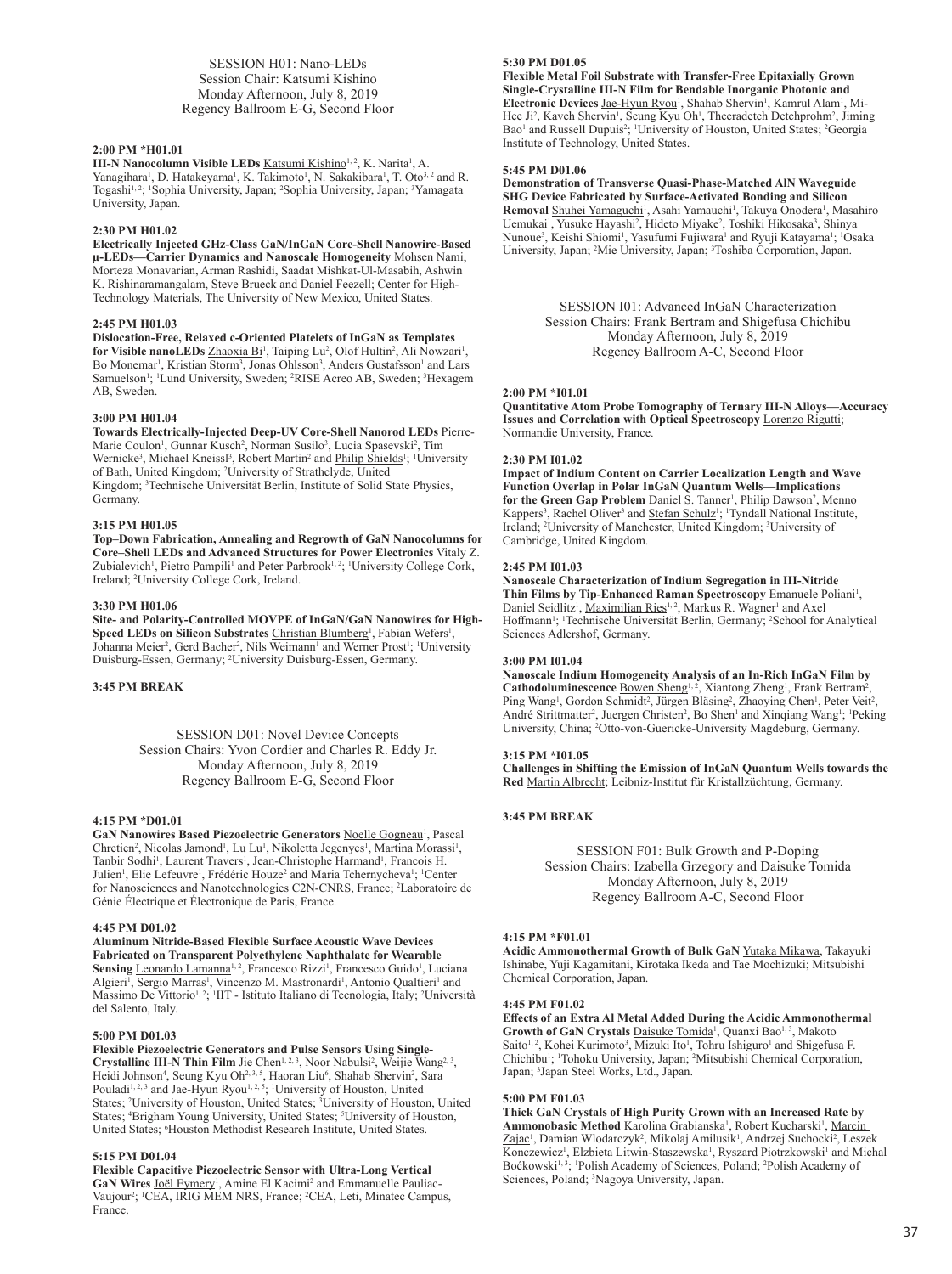## SESSION H01: Nano-LEDs

Session Chair: Katsumi Kishino
Monday Afternoon, July 8, 2019
Regency Ballroom E-G, Second Floor

**2:00 PM *H01.01**

**III-N Nanocolumn Visible LEDs** Katsumi Kishino[1, 2], K. Narita[1], A. Yanagihara[1], D. Hatakeyama[1], K. Takimoto[1], N. Sakakibara[1], T. Oto[3, 2] and R. Togashi[1, 2]; [1]Sophia University, Japan; [2]Sophia University, Japan; [3]Yamagata University, Japan.

**2:30 PM H01.02**

**Electrically Injected GHz-Class GaN/InGaN Core-Shell Nanowire-Based µ-LEDs—Carrier Dynamics and Nanoscale Homogeneity** Mohsen Nami, Morteza Monavarian, Arman Rashidi, Saadat Mishkat-Ul-Masabih, Ashwin K. Rishinaramangalam, Steve Brueck and Daniel Feezell; Center for High-Technology Materials, The University of New Mexico, United States.

**2:45 PM H01.03**

**Dislocation-Free, Relaxed c-Oriented Platelets of InGaN as Templates for Visible nanoLEDs** Zhaoxia Bi[1], Taiping Lu[2], Olof Hultin[2], Ali Nowzari[1], Bo Monemar[1], Kristian Storm[3], Jonas Ohlsson[3], Anders Gustafsson[1] and Lars Samuelson[1]; [1]Lund University, Sweden; [2]RISE Acreo AB, Sweden; [3]Hexagem AB, Sweden.

**3:00 PM H01.04**

**Towards Electrically-Injected Deep-UV Core-Shell Nanorod LEDs** Pierre-Marie Coulon[1], Gunnar Kusch[2], Norman Susilo[3], Lucia Spasevski[2], Tim Wernicke[3], Michael Kneissl[3], Robert Martin[2] and Philip Shields[1]; [1]University of Bath, United Kingdom; [2]University of Strathclyde, United Kingdom; [3]Technische Universität Berlin, Institute of Solid State Physics, Germany.

**3:15 PM H01.05**

**Top–Down Fabrication, Annealing and Regrowth of GaN Nanocolumns for Core–Shell LEDs and Advanced Structures for Power Electronics** Vitaly Z. Zubialevich[1], Pietro Pampili[1] and Peter Parbrook[1, 2]; [1]University College Cork, Ireland; [2]University College Cork, Ireland.

**3:30 PM H01.06**

**Site- and Polarity-Controlled MOVPE of InGaN/GaN Nanowires for High-Speed LEDs on Silicon Substrates** Christian Blumberg[1], Fabian Wefers[1], Johanna Meier[2], Gerd Bacher[2], Nils Weimann[1] and Werner Prost[1]; [1]University Duisburg-Essen, Germany; [2]University Duisburg-Essen, Germany.

**3:45 PM BREAK**

## SESSION D01: Novel Device Concepts

Session Chairs: Yvon Cordier and Charles R. Eddy Jr.
Monday Afternoon, July 8, 2019
Regency Ballroom E-G, Second Floor

**4:15 PM *D01.01**

**GaN Nanowires Based Piezoelectric Generators** Noelle Gogneau[1], Pascal Chretien[2], Nicolas Jamond[1], Lu Lu[1], Nikoletta Jegenyes[1], Martina Morassi[1], Tanbir Sodhi[1], Laurent Travers[1], Jean-Christophe Harmand[1], Francois H. Julien[1], Elie Lefeuvre[1], Frédéric Houze[2] and Maria Tchernycheva[1]; [1]Center for Nanosciences and Nanotechnologies C2N-CNRS, France; [2]Laboratoire de Génie Électrique et Électronique de Paris, France.

**4:45 PM D01.02**

**Aluminum Nitride-Based Flexible Surface Acoustic Wave Devices Fabricated on Transparent Polyethylene Naphthalate for Wearable Sensing** Leonardo Lamanna[1, 2], Francesco Rizzi[1], Francesco Guido[1], Luciana Algieri[1], Sergio Marras[1], Vincenzo M. Mastronardi[1], Antonio Qualtieri[1] and Massimo De Vittorio[1, 2]; [1]IIT - Istituto Italiano di Tecnologia, Italy; [2]Università del Salento, Italy.

**5:00 PM D01.03**

**Flexible Piezoelectric Generators and Pulse Sensors Using Single-Crystalline III-N Thin Film** Jie Chen[1, 2, 3], Noor Nabulsi[2], Weijie Wang[2, 3], Heidi Johnson[4], Seung Kyu Oh[2, 3, 5], Haoran Liu[6], Shahab Shervin[2], Sara Pouladi[1, 2, 3] and Jae-Hyun Ryou[1, 2, 5]; [1]University of Houston, United States; [2]University of Houston, United States; [3]University of Houston, United States; [4]Brigham Young University, United States; [5]University of Houston, United States; [6]Houston Methodist Research Institute, United States.

**5:15 PM D01.04**

**Flexible Capacitive Piezoelectric Sensor with Ultra-Long Vertical GaN Wires** Joël Eymery[1], Amine El Kacimi[2] and Emmanuelle Pauliac-Vaujour[2]; [1]CEA, IRIG MEM NRS, France; [2]CEA, Leti, Minatec Campus, France.

**5:30 PM D01.05**

**Flexible Metal Foil Substrate with Transfer-Free Epitaxially Grown Single-Crystalline III-N Film for Bendable Inorganic Photonic and Electronic Devices** Jae-Hyun Ryou[1], Shahab Shervin[1], Kamrul Alam[1], Mi-Hee Ji[2], Kaveh Shervin[1], Seung Kyu Oh[1], Theeradetch Detchprohm[2], Jiming Bao[1] and Russell Dupuis[2]; [1]University of Houston, United States; [2]Georgia Institute of Technology, United States.

**5:45 PM D01.06**

**Demonstration of Transverse Quasi-Phase-Matched AlN Waveguide SHG Device Fabricated by Surface-Activated Bonding and Silicon Removal** Shuhei Yamaguchi[1], Asahi Yamauchi[1], Takuya Onodera[1], Masahiro Uemukai[1], Yusuke Hayashi[2], Hideto Miyake[2], Toshiki Hikosaka[3], Shinya Nunoue[3], Keishi Shiomi[1], Yasufumi Fujiwara[1] and Ryuji Katayama[1]; [1]Osaka University, Japan; [2]Mie University, Japan; [3]Toshiba Corporation, Japan.

## SESSION I01: Advanced InGaN Characterization

Session Chairs: Frank Bertram and Shigefusa Chichibu
Monday Afternoon, July 8, 2019
Regency Ballroom A-C, Second Floor

**2:00 PM *I01.01**

**Quantitative Atom Probe Tomography of Ternary III-N Alloys—Accuracy Issues and Correlation with Optical Spectroscopy** Lorenzo Rigutti; Normandie University, France.

**2:30 PM I01.02**

**Impact of Indium Content on Carrier Localization Length and Wave Function Overlap in Polar InGaN Quantum Wells—Implications for the Green Gap Problem** Daniel S. Tanner[1], Philip Dawson[2], Menno Kappers[3], Rachel Oliver[3] and Stefan Schulz[1]; [1]Tyndall National Institute, Ireland; [2]University of Manchester, United Kingdom; [3]University of Cambridge, United Kingdom.

**2:45 PM I01.03**

**Nanoscale Characterization of Indium Segregation in III-Nitride Thin Films by Tip-Enhanced Raman Spectroscopy** Emanuele Poliani[1], Daniel Seidlitz[1], Maximilian Ries[1, 2], Markus R. Wagner[1] and Axel Hoffmann[1]; [1]Technische Universität Berlin, Germany; [2]School for Analytical Sciences Adlershof, Germany.

**3:00 PM I01.04**

**Nanoscale Indium Homogeneity Analysis of an In-Rich InGaN Film by Cathodoluminescence** Bowen Sheng[1, 2], Xiantong Zheng[1], Frank Bertram[2], Ping Wang[1], Gordon Schmidt[2], Jürgen Bläsing[2], Zhaoying Chen[1], Peter Veit[2], André Strittmatter[2], Juergen Christen[2], Bo Shen[1] and Xinqiang Wang[1]; [1]Peking University, China; [2]Otto-von-Guericke-University Magdeburg, Germany.

**3:15 PM *I01.05**

**Challenges in Shifting the Emission of InGaN Quantum Wells towards the Red** Martin Albrecht; Leibniz-Institut für Kristallzüchtung, Germany.

**3:45 PM BREAK**

## SESSION F01: Bulk Growth and P-Doping

Session Chairs: Izabella Grzegory and Daisuke Tomida
Monday Afternoon, July 8, 2019
Regency Ballroom A-C, Second Floor

**4:15 PM *F01.01**

**Acidic Ammonothermal Growth of Bulk GaN** Yutaka Mikawa, Takayuki Ishinabe, Yuji Kagamitani, Kirotaka Ikeda and Tae Mochizuki; Mitsubishi Chemical Corporation, Japan.

**4:45 PM F01.02**

**Effects of an Extra Al Metal Added During the Acidic Ammonothermal Growth of GaN Crystals** Daisuke Tomida[1], Quanxi Bao[1, 3], Makoto Saito[1, 2], Kohei Kurimoto[3], Mizuki Ito[1], Tohru Ishiguro[1] and Shigefusa F. Chichibu[1]; [1]Tohoku University, Japan; [2]Mitsubishi Chemical Corporation, Japan; [3]Japan Steel Works, Ltd., Japan.

**5:00 PM F01.03**

**Thick GaN Crystals of High Purity Grown with an Increased Rate by Ammonobasic Method** Karolina Grabianska[1], Robert Kucharski[1], Marcin Zajac[1], Damian Wlodarczyk[2], Mikolaj Amilusik[1], Andrzej Suchocki[2], Leszek Konczewicz[1], Elzbieta Litwin-Staszewska[1], Ryszard Piotrzkowski[1] and Michal Boćkowski[1, 3]; [1]Polish Academy of Sciences, Poland; [2]Polish Academy of Sciences, Poland; [3]Nagoya University, Japan.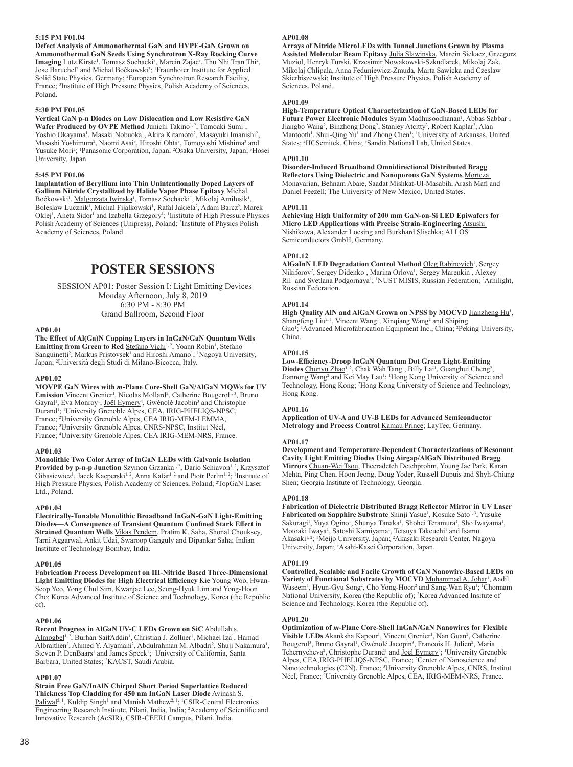**5:15 PM F01.04**

**Defect Analysis of Ammonothermal GaN and HVPE-GaN Grown on Ammonothermal GaN Seeds Using Synchrotron X-Ray Rocking Curve Imaging** Lutz Kirste[1], Tomasz Sochacki[3], Marcin Zajac[3], Thu Nhi Tran Thi[2], Jose Baruchel[2] and Michal Boćkowski[3]; [1]Fraunhofer Institute for Applied Solid State Physics, Germany; [2]European Synchrotron Research Facility, France; [3]Institute of High Pressure Physics, Polish Academy of Sciences, Poland.

**5:30 PM F01.05**

**Vertical GaN p-n Diodes on Low Dislocation and Low Resistive GaN Wafer Produced by OVPE Method** Junichi Takino[1, 2], Tomoaki Sumi[1], Yoshio Okayama[1], Masaki Nobuoka[1], Akira Kitamoto[2], Masayuki Imanishi[2], Masashi Yoshimura[2], Naomi Asai[3], Hiroshi Ohta[3], Tomoyoshi Mishima[3] and Yusuke Mori[2]; [1]Panasonic Corporation, Japan; [2]Osaka University, Japan; [3]Hosei University, Japan.

**5:45 PM F01.06**

**Implantation of Beryllium into Thin Unintentionally Doped Layers of Gallium Nitride Crystallized by Halide Vapor Phase Epitaxy** Michal Boćkowski[1], Malgorzata Iwinska[1], Tomasz Sochacki[1], Mikolaj Amilusik[1], Boleslaw Lucznik[1], Michal Fijalkowski[1], Rafal Jakiela[2], Adam Barcz[2], Marek Oklej[1], Aneta Sidor[1] and Izabella Grzegory[1]; [1]Institute of High Pressure Physics Polish Academy of Sciences (Unipress), Poland; [2]Institute of Physics Polish Academy of Sciences, Poland.

# POSTER SESSIONS

SESSION AP01: Poster Session I: Light Emitting Devices
Monday Afternoon, July 8, 2019
6:30 PM - 8:30 PM
Grand Ballroom, Second Floor

**AP01.01**

**The Effect of Al(Ga)N Capping Layers in InGaN/GaN Quantum Wells Emitting from Green to Red** Stefano Vichi[1, 2], Yoann Robin[1], Stefano Sanguinetti[2], Markus Pristovsek[1] and Hiroshi Amano[1]; [1]Nagoya University, Japan; [2]Università degli Studi di Milano-Bicocca, Italy.

**AP01.02**

**MOVPE GaN Wires with *m*-Plane Core-Shell GaN/AlGaN MQWs for UV Emission** Vincent Grenier[1], Nicolas Mollard[2], Catherine Bougerol[1, 3], Bruno Gayral[1], Eva Monroy[1], Joël Eymery[4], Gwénolé Jacobin[3] and Christophe Durand[1]; [1]University Grenoble Alpes, CEA, IRIG-PHELIQS-NPSC, France; [2]University Grenoble Alpes, CEA IRIG-MEM-LEMMA, France; [3]University Grenoble Alpes, CNRS-NPSC, Institut Néel, France; [4]University Grenoble Alpes, CEA IRIG-MEM-NRS, France.

**AP01.03**

**Monolithic Two Color Array of InGaN LEDs with Galvanic Isolation Provided by p-n-p Junction** Szymon Grzanka[1, 2], Dario Schiavon[1, 2], Krzysztof Gibasiewicz[1], Jacek Kacperski[1, 2], Anna Kafar[1, 2] and Piotr Perlin[1, 2]; [1]Institute of High Pressure Physics, Polish Academy of Sciences, Poland; [2]TopGaN Laser Ltd., Poland.

**AP01.04**

**Electrically-Tunable Monolithic Broadband InGaN-GaN Light-Emitting Diodes—A Consequence of Transient Quantum Confined Stark Effect in Strained Quantum Wells** Vikas Pendem, Pratim K. Saha, Shonal Chouksey, Tarni Aggarwal, Ankit Udai, Swaroop Ganguly and Dipankar Saha; Indian Institute of Technology Bombay, India.

**AP01.05**

**Fabrication Process Development on III-Nitride Based Three-Dimensional Light Emitting Diodes for High Electrical Efficiency** Kie Young Woo, Hwan-Seop Yeo, Yong Chul Sim, Kwanjae Lee, Seung-Hyuk Lim and Yong-Hoon Cho; Korea Advanced Institute of Science and Technology, Korea (the Republic of).

**AP01.06**

**Recent Progress in AlGaN UV-C LEDs Grown on SiC** Abdullah s. Almogbel[1, 2], Burhan SaifAddin[1], Christian J. Zollner[1], Michael Iza[1], Hamad Albraithen[2], Ahmed Y. Alyamani[2], Abdulrahman M. Albadri[2], Shuji Nakamura[1], Steven P. DenBaars[1] and James Speck[1]; [1]University of California, Santa Barbara, United States; [2]KACST, Saudi Arabia.

**AP01.07**

**Strain Free GaN/InAlN Chirped Short Period Superlattice Reduced Thickness Top Cladding for 450 nm InGaN Laser Diode** Avinash S. Paliwal[2, 1], Kuldip Singh[1] and Manish Mathew[2, 1]; [1]CSIR-Central Electronics Engineering Research Institute, Pilani, India, India; [2]Academy of Scientific and Innovative Research (AcSIR), CSIR-CEERI Campus, Pilani, India.

**AP01.08**

**Arrays of Nitride MicroLEDs with Tunnel Junctions Grown by Plasma Assisted Molecular Beam Epitaxy** Julia Slawinska, Marcin Siekacz, Grzegorz Muziol, Henryk Turski, Krzesimir Nowakowski-Szkudlarek, Mikolaj Zak, Mikolaj Chlipala, Anna Feduniewicz-Zmuda, Marta Sawicka and Czeslaw Skierbiszewski; Institute of High Pressure Physics, Polish Academy of Sciences, Poland.

**AP01.09**

**High-Temperature Optical Characterization of GaN-Based LEDs for Future Power Electronic Modules** Syam Madhusoodhanan[1], Abbas Sabbar[1], Jiangbo Wang[2], Binzhong Dong[2], Stanley Atcitty[3], Robert Kaplar[3], Alan Mantooth[1], Shui-Qing Yu[1] and Zhong Chen[1]; [1]University of Arkansas, United States; [2]HCSemitek, China; [3]Sandia National Lab, United States.

**AP01.10**

**Disorder-Induced Broadband Omnidirectional Distributed Bragg Reflectors Using Dielectric and Nanoporous GaN Systems** Morteza Monavarian, Behnam Abaie, Saadat Mishkat-Ul-Masabih, Arash Mafi and Daniel Feezell; The University of New Mexico, United States.

**AP01.11**

**Achieving High Uniformity of 200 mm GaN-on-Si LED Epiwafers for Micro LED Applications with Precise Strain-Engineering** Atsushi Nishikawa, Alexander Loesing and Burkhard Slischka; ALLOS Semiconductors GmbH, Germany.

**AP01.12**

**AlGaInN LED Degradation Control Method** Oleg Rabinovich[1], Sergey Nikiforov[2], Sergey Didenko[1], Marina Orlova[1], Sergey Marenkin[1], Alexey Ril[1] and Svetlana Podgornaya[1]; [1]NUST MISIS, Russian Federation; [2]Arhilight, Russian Federation.

**AP01.14**

**High Quality AlN and AlGaN Grown on NPSS by MOCVD** Jianzheng Hu[1], Shangfeng Liu[2, 1], Vincent Wang[1], Xinqiang Wang[2] and Shiping Guo[1]; [1]Advanced Microfabrication Equipment Inc., China; [2]Peking University, China.

**AP01.15**

**Low-Efficiency-Droop InGaN Quantum Dot Green Light-Emitting Diodes** Chunyu Zhao[1, 2], Chak Wah Tang[1], Billy Lai[1], Guanghui Cheng[2], Jiannong Wang[2] and Kei May Lau[1]; [1]Hong Kong University of Science and Technology, Hong Kong; [2]Hong Kong University of Science and Technology, Hong Kong.

**AP01.16**

**Application of UV-A and UV-B LEDs for Advanced Semiconductor Metrology and Process Control** Kamau Prince; LayTec, Germany.

**AP01.17**

**Development and Temperature-Dependent Characterizations of Resonant Cavity Light Emitting Diodes Using Airgap/AlGaN Distributed Bragg Mirrors** Chuan-Wei Tsou, Theeradetch Detchprohm, Young Jae Park, Karan Mehta, Ping Chen, Hoon Jeong, Doug Yoder, Russell Dupuis and Shyh-Chiang Shen; Georgia Institute of Technology, Georgia.

**AP01.18**

**Fabrication of Dielectric Distributed Bragg Reflector Mirror in UV Laser Fabricated on Sapphire Substrate** Shinji Yasue[1], Kosuke Sato[1, 3], Yusuke Sakuragi[1], Yuya Ogino[1], Shunya Tanaka[1], Shohei Teramura[1], Sho Iwayama[1], Motoaki Iwaya[1], Satoshi Kamiyama[1], Tetsuya Takeuchi[1] and Isamu Akasaki[1, 2]; [1]Meijo University, Japan; [2]Akasaki Research Center, Nagoya University, Japan; [3]Asahi-Kasei Corporation, Japan.

**AP01.19**

**Controlled, Scalable and Facile Growth of GaN Nanowire-Based LEDs on Variety of Functional Substrates by MOCVD** Muhammad A. Johar[1], Aadil Waseem[1], Hyun-Gyu Song[2], Cho Yong-Hoon[2] and Sang-Wan Ryu[1]; [1]Chonnam National University, Korea (the Republic of); [2]Korea Advanced Insitute of Science and Technology, Korea (the Republic of).

**AP01.20**

**Optimization of *m*-Plane Core-Shell InGaN/GaN Nanowires for Flexible Visible LEDs** Akanksha Kapoor[1], Vincent Grenier[1], Nan Guan[2], Catherine Bougerol[3], Bruno Gayral[1], Gwénolé Jacopin[3], Francois H. Julien[2], Maria Tchernycheva[2], Christophe Durand[1] and Joël Eymery[4]; [1]University Grenoble Alpes, CEA,IRIG-PHELIQS-NPSC, France; [2]Center of Nanoscience and Nanotechnologies (C2N), France; [3]University Grenoble Alpes, CNRS, Institut Néel, France; [4]University Grenoble Alpes, CEA, IRIG-MEM-NRS, France.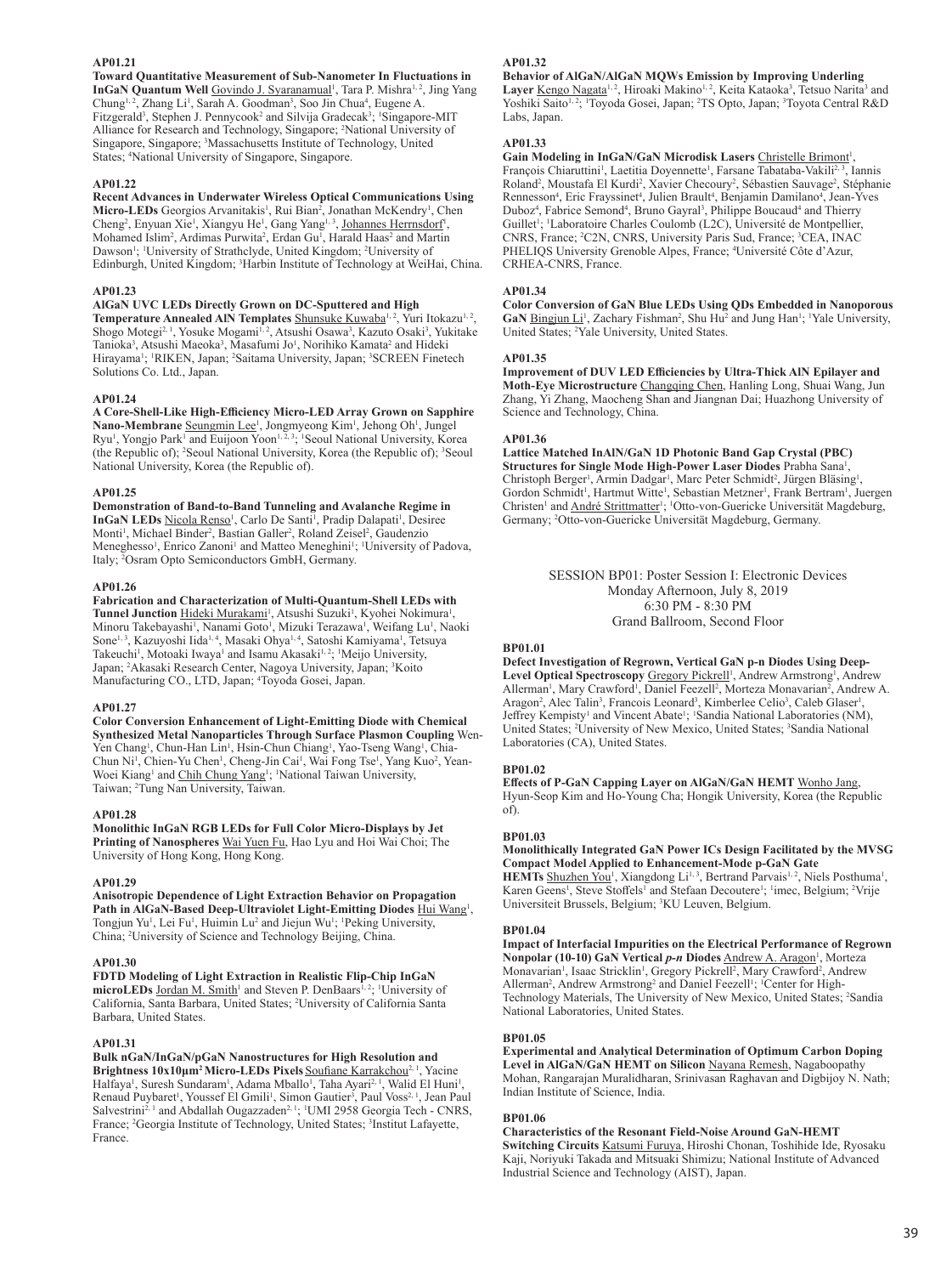**AP01.21**

**Toward Quantitative Measurement of Sub-Nanometer In Fluctuations in InGaN Quantum Well** Govindo J. Syaranamual[1], Tara P. Mishra[1, 2], Jing Yang Chung[1, 2], Zhang Li[1], Sarah A. Goodman[3], Soo Jin Chua[4], Eugene A. Fitzgerald[3], Stephen J. Pennycook[2] and Silvija Gradecak[3]; [1]Singapore-MIT Alliance for Research and Technology, Singapore; [2]National University of Singapore, Singapore; [3]Massachusetts Institute of Technology, United States; [4]National University of Singapore, Singapore.

**AP01.22**

**Recent Advances in Underwater Wireless Optical Communications Using Micro-LEDs** Georgios Arvanitakis[1], Rui Bian[2], Jonathan McKendry[1], Chen Cheng[2], Enyuan Xie[1], Xiangyu He[1], Gang Yang[1, 3], Johannes Herrnsdorf[1], Mohamed Islim[2], Ardimas Purwita[2], Erdan Gu[1], Harald Haas[2] and Martin Dawson[1]; [1]University of Strathclyde, United Kingdom; [2]University of Edinburgh, United Kingdom; [3]Harbin Institute of Technology at WeiHai, China.

**AP01.23**

**AlGaN UVC LEDs Directly Grown on DC-Sputtered and High Temperature Annealed AlN Templates** Shunsuke Kuwaba[1, 2], Yuri Itokazu[1, 2], Shogo Motegi[2, 1], Yosuke Mogami[1, 2], Atsushi Osawa[3], Kazuto Osaki[3], Yukitake Tanioka[3], Atsushi Maeoka[3], Masafumi Jo[1], Norihiko Kamata[2] and Hideki Hirayama[1]; [1]RIKEN, Japan; [2]Saitama University, Japan; [3]SCREEN Finetech Solutions Co. Ltd., Japan.

**AP01.24**

**A Core-Shell-Like High-Efficiency Micro-LED Array Grown on Sapphire Nano-Membrane** Seungmin Lee[1], Jongmyeong Kim[1], Jehong Oh[1], Jungel Ryu[1], Yongjo Park[1] and Euijoon Yoon[1, 2, 3]; [1]Seoul National University, Korea (the Republic of); [2]Seoul National University, Korea (the Republic of); [3]Seoul National University, Korea (the Republic of).

**AP01.25**

**Demonstration of Band-to-Band Tunneling and Avalanche Regime in InGaN LEDs** Nicola Renso[1], Carlo De Santi[1], Pradip Dalapati[1], Desiree Monti[1], Michael Binder[2], Bastian Galler[2], Roland Zeisel[2], Gaudenzio Meneghesso[1], Enrico Zanoni[1] and Matteo Meneghini[1]; [1]University of Padova, Italy; [2]Osram Opto Semiconductors GmbH, Germany.

**AP01.26**

**Fabrication and Characterization of Multi-Quantum-Shell LEDs with Tunnel Junction** Hideki Murakami[1], Atsushi Suzuki[1], Kyohei Nokimura[1], Minoru Takebayashi[1], Nanami Goto[1], Mizuki Terazawa[1], Weifang Lu[1], Naoki Sone[1, 3], Kazuyoshi Iida[1, 4], Masaki Ohya[1, 4], Satoshi Kamiyama[1], Tetsuya Takeuchi[1], Motoaki Iwaya[1] and Isamu Akasaki[1, 2]; [1]Meijo University, Japan; [2]Akasaki Research Center, Nagoya University, Japan; [3]Koito Manufacturing CO., LTD, Japan; [4]Toyoda Gosei, Japan.

**AP01.27**

**Color Conversion Enhancement of Light-Emitting Diode with Chemical Synthesized Metal Nanoparticles Through Surface Plasmon Coupling** Wen-Yen Chang[1], Chun-Han Lin[1], Hsin-Chun Chiang[1], Yao-Tseng Wang[1], Chia-Chun Ni[1], Chien-Yu Chen[1], Cheng-Jin Cai[1], Wai Fong Tse[1], Yang Kuo[2], Yean-Woei Kiang[1] and Chih Chung Yang[1]; [1]National Taiwan University, Taiwan; [2]Tung Nan University, Taiwan.

**AP01.28**

**Monolithic InGaN RGB LEDs for Full Color Micro-Displays by Jet Printing of Nanospheres** Wai Yuen Fu, Hao Lyu and Hoi Wai Choi; The University of Hong Kong, Hong Kong.

**AP01.29**

**Anisotropic Dependence of Light Extraction Behavior on Propagation Path in AlGaN-Based Deep-Ultraviolet Light-Emitting Diodes** Hui Wang[1], Tongjun Yu[1], Lei Fu[1], Huimin Lu[2] and Jiejun Wu[1]; [1]Peking University, China; [2]University of Science and Technology Beijing, China.

**AP01.30**

**FDTD Modeling of Light Extraction in Realistic Flip-Chip InGaN microLEDs** Jordan M. Smith[1] and Steven P. DenBaars[1, 2]; [1]University of California, Santa Barbara, United States; [2]University of California Santa Barbara, United States.

**AP01.31**

**Bulk nGaN/InGaN/pGaN Nanostructures for High Resolution and Brightness 10x10µm² Micro-LEDs Pixels** Soufiane Karrakchou[2, 1], Yacine Halfaya[1], Suresh Sundaram[1], Adama Mballo[1], Taha Ayari[2, 1], Walid El Huni[1], Renaud Puybaret[1], Youssef El Gmili[1], Simon Gautier[3], Paul Voss[2, 1], Jean Paul Salvestrini[2, 1] and Abdallah Ougazzaden[2, 1]; [1]UMI 2958 Georgia Tech - CNRS, France; [2]Georgia Institute of Technology, United States; [3]Institut Lafayette, France.

**AP01.32**

**Behavior of AlGaN/AlGaN MQWs Emission by Improving Underling Layer** Kengo Nagata[1, 2], Hiroaki Makino[1, 2], Keita Kataoka[3], Tetsuo Narita[3] and Yoshiki Saito[1, 2]; [1]Toyoda Gosei, Japan; [2]TS Opto, Japan; [3]Toyota Central R&D Labs, Japan.

**AP01.33**

**Gain Modeling in InGaN/GaN Microdisk Lasers** Christelle Brimont[1], François Chiaruttini[1], Laetitia Doyennette[1], Farsane Tabataba-Vakili[2, 3], Iannis Roland[2], Moustafa El Kurdi[2], Xavier Checoury[2], Sébastien Sauvage[2], Stéphanie Rennesson[4], Eric Frayssinet[4], Julien Brault[4], Benjamin Damilano[4], Jean-Yves Duboz[4], Fabrice Semond[4], Bruno Gayral[3], Philippe Boucaud[4] and Thierry Guillet[1]; [1]Laboratoire Charles Coulomb (L2C), Université de Montpellier, CNRS, France; [2]C2N, CNRS, University Paris Sud, France; [3]CEA, INAC PHELIQS University Grenoble Alpes, France; [4]Université Côte d'Azur, CRHEA-CNRS, France.

**AP01.34**

**Color Conversion of GaN Blue LEDs Using QDs Embedded in Nanoporous GaN** Bingjun Li[1], Zachary Fishman[2], Shu Hu[2] and Jung Han[1]; [1]Yale University, United States; [2]Yale University, United States.

**AP01.35**

**Improvement of DUV LED Efficiencies by Ultra-Thick AlN Epilayer and Moth-Eye Microstructure** Changqing Chen, Hanling Long, Shuai Wang, Jun Zhang, Yi Zhang, Maocheng Shan and Jiangnan Dai; Huazhong University of Science and Technology, China.

**AP01.36**

**Lattice Matched InAlN/GaN 1D Photonic Band Gap Crystal (PBC) Structures for Single Mode High-Power Laser Diodes** Prabha Sana[1], Christoph Berger[1], Armin Dadgar[1], Marc Peter Schmidt[2], Jürgen Bläsing[1], Gordon Schmidt[1], Hartmut Witte[1], Sebastian Metzner[1], Frank Bertram[1], Juergen Christen[1] and André Strittmatter[1]; [1]Otto-von-Guericke Universität Magdeburg, Germany; [2]Otto-von-Guericke Universität Magdeburg, Germany.

## SESSION BP01: Poster Session I: Electronic Devices

Monday Afternoon, July 8, 2019
6:30 PM - 8:30 PM
Grand Ballroom, Second Floor

**BP01.01**

**Defect Investigation of Regrown, Vertical GaN p-n Diodes Using Deep-Level Optical Spectroscopy** Gregory Pickrell[1], Andrew Armstrong[1], Andrew Allerman[1], Mary Crawford[1], Daniel Feezell[2], Morteza Monavarian[2], Andrew A. Aragon[2], Alec Talin[3], Francois Leonard[3], Kimberlee Celio[3], Caleb Glaser[1], Jeffrey Kempisty[1] and Vincent Abate[1]; [1]Sandia National Laboratories (NM), United States; [2]University of New Mexico, United States; [3]Sandia National Laboratories (CA), United States.

**BP01.02**

**Effects of P-GaN Capping Layer on AlGaN/GaN HEMT** Wonho Jang, Hyun-Seop Kim and Ho-Young Cha; Hongik University, Korea (the Republic of).

**BP01.03**

**Monolithically Integrated GaN Power ICs Design Facilitated by the MVSG Compact Model Applied to Enhancement-Mode p-GaN Gate HEMTs** Shuzhen You[1], Xiangdong Li[1, 3], Bertrand Parvais[1, 2], Niels Posthuma[1], Karen Geens[1], Steve Stoffels[1] and Stefaan Decoutere[1]; [1]imec, Belgium; [2]Vrije Universiteit Brussels, Belgium; [3]KU Leuven, Belgium.

**BP01.04**

**Impact of Interfacial Impurities on the Electrical Performance of Regrown Nonpolar (10-10) GaN Vertical *p-n* Diodes** Andrew A. Aragon[1], Morteza Monavarian[1], Isaac Stricklin[1], Gregory Pickrell[2], Mary Crawford[2], Andrew Allerman[2], Andrew Armstrong[2] and Daniel Feezell[1]; [1]Center for High-Technology Materials, The University of New Mexico, United States; [2]Sandia National Laboratories, United States.

**BP01.05**

**Experimental and Analytical Determination of Optimum Carbon Doping Level in AlGaN/GaN HEMT on Silicon** Nayana Remesh, Nagaboopathy Mohan, Rangarajan Muralidharan, Srinivasan Raghavan and Digbijoy N. Nath; Indian Institute of Science, India.

**BP01.06**

**Characteristics of the Resonant Field-Noise Around GaN-HEMT Switching Circuits** Katsumi Furuya, Hiroshi Chonan, Toshihide Ide, Ryosaku Kaji, Noriyuki Takada and Mitsuaki Shimizu; National Institute of Advanced Industrial Science and Technology (AIST), Japan.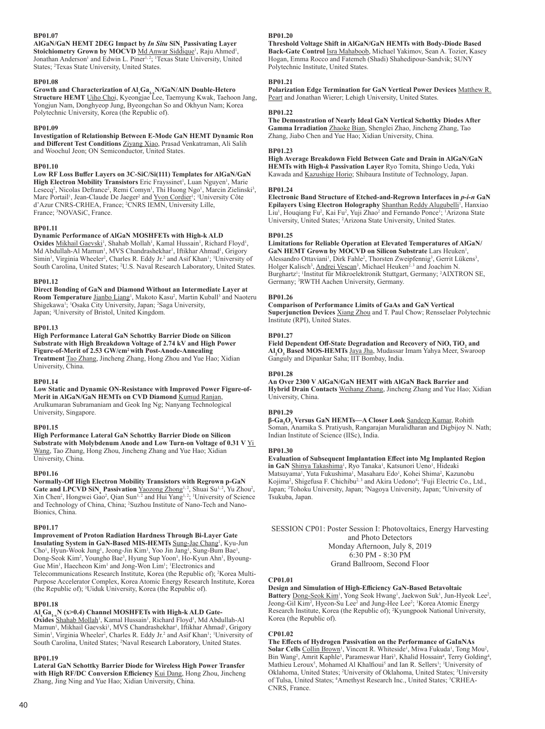**BP01.07**

**AlGaN/GaN HEMT 2DEG Impact by *In Situ* $SiN_x$ Passivating Layer Stoichiometry Grown by MOCVD** Md Anwar Siddique[1], Raju Ahmed[1], Jonathan Anderson[1] and Edwin L. Piner[1, 2]; [1]Texas State University, United States; [2]Texas State University, United States.

**BP01.08**

**Growth and Characterization of $Al_xGa_{1-x}N$/GaN/AlN Double-Hetero Structure HEMT** Uiho Choi, Kyeongjae Lee, Taemyung Kwak, Taehoon Jang, Yongjun Nam, Donghyeop Jung, Byeongchan So and Okhyun Nam; Korea Polytechnic University, Korea (the Republic of).

**BP01.09**

**Investigation of Relationship Between E-Mode GaN HEMT Dynamic Ron and Different Test Conditions** Ziyang Xiao, Prasad Venkatraman, Ali Salih and Woochul Jeon; ON Semiconductor, United States.

**BP01.10**

**Low RF Loss Buffer Layers on 3C-SiC/Si(111) Templates for AlGaN/GaN High Electron Mobility Transistors** Eric Frayssinet[1], Luan Nguyen[1], Marie Lesecq[2], Nicolas Defrance[2], Remi Comyn[1], Thi Huong Ngo[1], Marcin Zielinski[3], Marc Portail[1], Jean-Claude De Jaeger[2] and Yvon Cordier[1]; [1]University Côte d'Azur CNRS-CRHEA, France; [2]CNRS IEMN, University Lille, France; [3]NOVASiC, France.

**BP01.11**

**Dynamic Performance of AlGaN MOSHFETs with High-k ALD Oxides** Mikhail Gaevski[1], Shahab Mollah[1], Kamal Hussain[1], Richard Floyd[1], Md Abdullah-Al Mamun[1], MVS Chandrashekhar[1], Iftikhar Ahmad[1], Grigory Simin[1], Virginia Wheeler[2], Charles R. Eddy Jr.[2] and Asif Khan[1]; [1]University of South Carolina, United States; [2]U.S. Naval Research Laboratory, United States.

**BP01.12**

**Direct Bonding of GaN and Diamond Without an Intermediate Layer at Room Temperature** Jianbo Liang[1], Makoto Kasu[2], Martin Kuball[3] and Naoteru Shigekawa[1]; [1]Osaka City University, Japan; [2]Saga University, Japan; [3]University of Bristol, United Kingdom.

**BP01.13**

**High Performance Lateral GaN Schottky Barrier Diode on Silicon Substrate with High Breakdown Voltage of 2.74 kV and High Power Figure-of-Merit of 2.53 GW/$cm^2$ with Post-Anode-Annealing Treatment** Tao Zhang, Jincheng Zhang, Hong Zhou and Yue Hao; Xidian University, China.

**BP01.14**

**Low Static and Dynamic ON-Resistance with Improved Power Figure-of-Merit in AlGaN/GaN HEMTs on CVD Diamond** Kumud Ranjan, Arulkumaran Subramaniam and Geok Ing Ng; Nanyang Technological University, Singapore.

**BP01.15**

**High Performance Lateral GaN Schottky Barrier Diode on Silicon Substrate with Molybdenum Anode and Low Turn-on Voltage of 0.31 V** Yi Wang, Tao Zhang, Hong Zhou, Jincheng Zhang and Yue Hao; Xidian University, China.

**BP01.16**

**Normally-Off High Electron Mobility Transistors with Regrown p-GaN Gate and LPCVD $SiN_x$ Passivation** Yaozong Zhong[1, 2], Shuai Su[1, 2], Yu Zhou[2], Xin Chen[2], Hongwei Gao[2], Qian Sun[1, 2] and Hui Yang[1, 2]; [1]University of Science and Technology of China, China; [2]Suzhou Institute of Nano-Tech and Nano-Bionics, China.

**BP01.17**

**Improvement of Proton Radiation Hardness Through Bi-Layer Gate Insulating System in GaN-Based MIS-HEMTs** Sung-Jae Chang[1], Kyu-Jun Cho[1], Hyun-Wook Jung[1], Jeong-Jin Kim[1], Yoo Jin Jang[1], Sung-Bum Bae[1], Dong-Seok Kim[2], Youngho Bae[3], Hyung Sup Yoon[1], Ho-Kyun Ahn[1], Byoung-Gue Min[1], Haecheon Kim[1] and Jong-Won Lim[1]; [1]Electronics and Telecommunications Research Institute, Korea (the Republic of); [2]Korea Multi-Purpose Accelerator Complex, Korea Atomic Energy Research Institute, Korea (the Republic of); [3]Uiduk University, Korea (the Republic of).

**BP01.18**

**$Al_xGa_{1-x}N$ (x>0.4) Channel MOSHFETs with High-k ALD Gate-Oxides** Shahab Mollah[1], Kamal Hussain[1], Richard Floyd[1], Md Abdullah-Al Mamun[1], Mikhail Gaevski[1], MVS Chandrashekhar[1], Iftikhar Ahmad[1], Grigory Simin[1], Virginia Wheeler[2], Charles R. Eddy Jr.[2] and Asif Khan[1]; [1]University of South Carolina, United States; [2]Naval Research Laboratory, United States.

**BP01.19**

**Lateral GaN Schottky Barrier Diode for Wireless High Power Transfer with High RF/DC Conversion Efficiency** Kui Dang, Hong Zhou, Jincheng Zhang, Jing Ning and Yue Hao; Xidian University, China.

**BP01.20**

**Threshold Voltage Shift in AlGaN/GaN HEMTs with Body-Diode Based Back-Gate Control** Isra Mahaboob, Michael Yakimov, Sean A. Tozier, Kasey Hogan, Emma Rocco and Fatemeh (Shadi) Shahedipour-Sandvik; SUNY Polytechnic Institute, United States.

**BP01.21**

**Polarization Edge Termination for GaN Vertical Power Devices** Matthew R. Peart and Jonathan Wierer; Lehigh University, United States.

**BP01.22**

**The Demonstration of Nearly Ideal GaN Vertical Schottky Diodes After Gamma Irradiation** Zhaoke Bian, Shenglei Zhao, Jincheng Zhang, Tao Zhang, Jiabo Chen and Yue Hao; Xidian University, China.

**BP01.23**

**High Average Breakdown Field Between Gate and Drain in AlGaN/GaN HEMTs with High-*k* Passivation Layer** Ryo Tomita, Shingo Ueda, Yuki Kawada and Kazushige Horio; Shibaura Institute of Technology, Japan.

**BP01.24**

**Electronic Band Structure of Etched-and-Regrown Interfaces in *p-i-n* GaN Epilayers Using Electron Holography** Shanthan Reddy Alugubelli[1], Hanxiao Liu[1], Houqiang Fu[2], Kai Fu[2], Yuji Zhao[2] and Fernando Ponce[1]; [1]Arizona State University, United States; [2]Arizona State University, United States.

**BP01.25**

**Limitations for Reliable Operation at Elevated Temperatures of AlGaN/GaN HEMT Grown by MOCVD on Silicon Substrate** Lars Heuken[1], Alessandro Ottaviani[1], Dirk Fahle[2], Thorsten Zweipfennig[3], Gerrit Lükens[3], Holger Kalisch[3], Andrei Vescan[3], Michael Heuken[2, 3] and Joachim N. Burghartz[1]; [1]Institut für Mikroelektronik Stuttgart, Germany; [2]AIXTRON SE, Germany; [3]RWTH Aachen University, Germany.

**BP01.26**

**Comparison of Performance Limits of GaAs and GaN Vertical Superjunction Devices** Xiang Zhou and T. Paul Chow; Rensselaer Polytechnic Institute (RPI), United States.

**BP01.27**

**Field Dependent Off-State Degradation and Recovery of NiO, $TiO_2$ and $Al_2O_3$ Based MOS-HEMTs** Jaya Jha, Mudassar Imam Yahya Meer, Swaroop Ganguly and Dipankar Saha; IIT Bombay, India.

**BP01.28**

**An Over 2300 V AlGaN/GaN HEMT with AlGaN Back Barrier and Hybrid Drain Contacts** Weihang Zhang, Jincheng Zhang and Yue Hao; Xidian University, China.

**BP01.29**

**β-$Ga_2O_3$ Versus GaN HEMTs—A Closer Look** Sandeep Kumar, Rohith Soman, Anamika S. Pratiyush, Rangarajan Muralidharan and Digbijoy N. Nath; Indian Institute of Science (IISc), India.

**BP01.30**

**Evaluation of Subsequent Implantation Effect into Mg Implanted Region in GaN** Shinya Takashima[1], Ryo Tanaka[1], Katsunori Ueno[1], Hideaki Matsuyama[1], Yuta Fukushima[1], Masaharu Edo[1], Kohei Shima[2], Kazunobu Kojima[2], Shigefusa F. Chichibu[2, 3] and Akira Uedono[4]; [1]Fuji Electric Co., Ltd., Japan; [2]Tohoku University, Japan; [3]Nagoya University, Japan; [4]University of Tsukuba, Japan.

## SESSION CP01: Poster Session I: Photovoltaics, Energy Harvesting and Photo Detectors

Monday Afternoon, July 8, 2019
6:30 PM - 8:30 PM
Grand Ballroom, Second Floor

**CP01.01**

**Design and Simulation of High-Efficiency GaN-Based Betavoltaic Battery** Dong-Seok Kim[1], Yong Seok Hwang[1], Jaekwon Suk[1], Jun-Hyeok Lee[2], Jeong-Gil Kim[2], Hyeon-Su Lee[2] and Jung-Hee Lee[2]; [1]Korea Atomic Energy Research Institute, Korea (the Republic of); [2]Kyungpook National University, Korea (the Republic of).

**CP01.02**

**The Effects of Hydrogen Passivation on the Performance of GaInNAs Solar Cells** Collin Brown[1], Vincent R. Whiteside[1], Miwa Fukuda[1], Tong Mou[2], Bin Wang[2], Amrit Kaphle[3], Parameswar Hari[3], Khalid Hossain[4], Terry Golding[4], Mathieu Leroux[5], Mohamed Al Khalfioui[5] and Ian R. Sellers[1]; [1]University of Oklahoma, United States; [2]University of Oklahoma, United States; [3]University of Tulsa, United States; [4]Amethyst Research Inc., United States; [5]CRHEA-CNRS, France.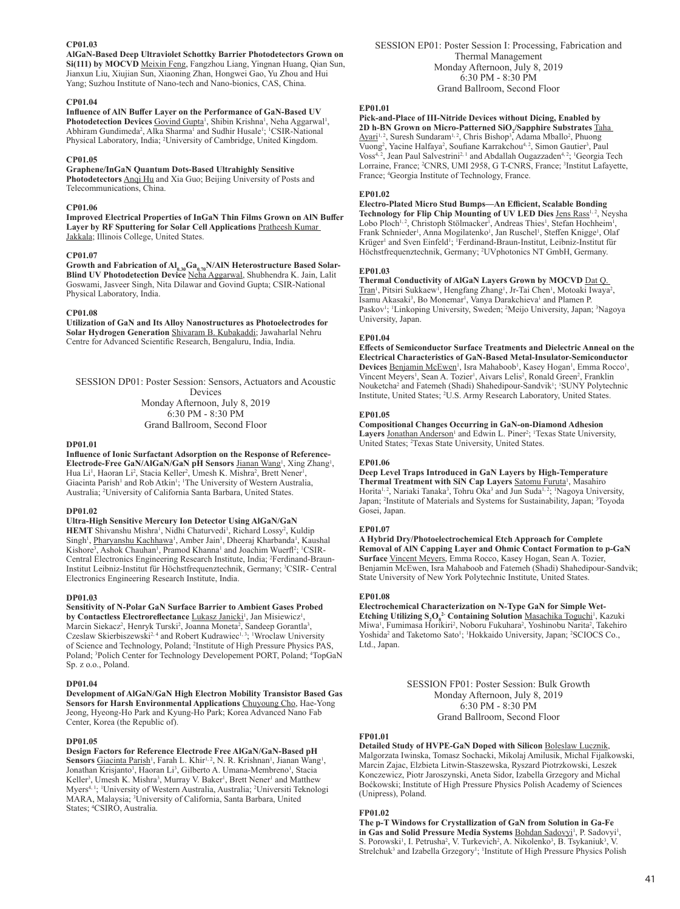### CP01.03

**AlGaN-Based Deep Ultraviolet Schottky Barrier Photodetectors Grown on Si(111) by MOCVD** Meixin Feng, Fangzhou Liang, Yingnan Huang, Qian Sun, Jianxun Liu, Xiujian Sun, Xiaoning Zhan, Hongwei Gao, Yu Zhou and Hui Yang; Suzhou Institute of Nano-tech and Nano-bionics, CAS, China.

### CP01.04

**Influence of AlN Buffer Layer on the Performance of GaN-Based UV Photodetection Devices** Govind Gupta[1], Shibin Krishna[1], Neha Aggarwal[1], Abhiram Gundimeda[2], Alka Sharma[1] and Sudhir Husale[1]; [1]CSIR-National Physical Laboratory, India; [2]University of Cambridge, United Kingdom.

### CP01.05

**Graphene/InGaN Quantum Dots-Based Ultrahighly Sensitive Photodetectors** Anqi Hu and Xia Guo; Beijing University of Posts and Telecommunications, China.

### CP01.06

**Improved Electrical Properties of InGaN Thin Films Grown on AlN Buffer Layer by RF Sputtering for Solar Cell Applications** Pratheesh Kumar Jakkala; Illinois College, United States.

### CP01.07

**Growth and Fabrication of $Al_{0.30}Ga_{0.70}N$/AlN Heterostructure Based Solar-Blind UV Photodetection Device** Neha Aggarwal, Shubhendra K. Jain, Lalit Goswami, Jasveer Singh, Nita Dilawar and Govind Gupta; CSIR-National Physical Laboratory, India.

### CP01.08

**Utilization of GaN and Its Alloy Nanostructures as Photoelectrodes for Solar Hydrogen Generation** Shivaram B. Kubakaddi; Jawaharlal Nehru Centre for Advanced Scientific Research, Bengaluru, India, India.

## SESSION DP01: Poster Session: Sensors, Actuators and Acoustic Devices
Monday Afternoon, July 8, 2019
6:30 PM - 8:30 PM
Grand Ballroom, Second Floor

### DP01.01

**Influence of Ionic Surfactant Adsorption on the Response of Reference-Electrode-Free GaN/AlGaN/GaN pH Sensors** Jianan Wang[1], Xing Zhang[1], Hua Li[1], Haoran Li[2], Stacia Keller[2], Umesh K. Mishra[2], Brett Nener[1], Giacinta Parish[1] and Rob Atkin[1]; [1]The University of Western Australia, Australia; [2]University of California Santa Barbara, United States.

### DP01.02

**Ultra-High Sensitive Mercury Ion Detector Using AlGaN/GaN HEMT** Shivanshu Mishra[1], Nidhi Chaturvedi[1], Richard Lossy[2], Kuldip Singh[1], Pharyanshu Kachhawa[1], Amber Jain[1], Dheeraj Kharbanda[1], Kaushal Kishore[3], Ashok Chauhan[1], Pramod Khanna[1] and Joachim Wuerfl[2]; [1]CSIR-Central Electronics Engineering Research Institute, India; [2]Ferdinand-Braun-Institut Leibniz-Institut für Höchstfrequenztechnik, Germany; [3]CSIR- Central Electronics Engineering Research Institute, India.

### DP01.03

**Sensitivity of N-Polar GaN Surface Barrier to Ambient Gases Probed by Contactless Electroreflectance** Lukasz Janicki[1], Jan Misiewicz[1], Marcin Siekacz[2], Henryk Turski[2], Joanna Moneta[2], Sandeep Gorantla[3], Czeslaw Skierbiszewski[2, 4] and Robert Kudrawiec[1, 3]; [1]Wroclaw University of Science and Technology, Poland; [2]Institute of High Pressure Physics PAS, Poland; [3]Polich Center for Technology Developement PORT, Poland; [4]TopGaN Sp. z o.o., Poland.

### DP01.04

**Development of AlGaN/GaN High Electron Mobility Transistor Based Gas Sensors for Harsh Environmental Applications** Chuyoung Cho, Hae-Yong Jeong, Hyeong-Ho Park and Kyung-Ho Park; Korea Advanced Nano Fab Center, Korea (the Republic of).

### DP01.05

**Design Factors for Reference Electrode Free AlGaN/GaN-Based pH Sensors** Giacinta Parish[1], Farah L. Khir[1, 2], N. R. Krishnan[1], Jianan Wang[1], Jonathan Krisjanto[1], Haoran Li[3], Gilberto A. Umana-Membreno[1], Stacia Keller[3], Umesh K. Mishra[3], Murray V. Baker[1], Brett Nener[1] and Matthew Myers[4, 1]; [1]University of Western Australia, Australia; [2]Universiti Teknologi MARA, Malaysia; [3]University of California, Santa Barbara, United States; [4]CSIRO, Australia.

## SESSION EP01: Poster Session I: Processing, Fabrication and Thermal Management
Monday Afternoon, July 8, 2019
6:30 PM - 8:30 PM
Grand Ballroom, Second Floor

### EP01.01

**Pick-and-Place of III-Nitride Devices without Dicing, Enabled by 2D h-BN Grown on Micro-Patterned $SiO_2$/Sapphire Substrates** Taha Ayari[1, 2], Suresh Sundaram[1, 2], Chris Bishop[3], Adama Mballo[2], Phuong Vuong[2], Yacine Halfaya[2], Soufiane Karrakchou[4, 2], Simon Gautier[3], Paul Voss[4, 2], Jean Paul Salvestrini[2, 1] and Abdallah Ougazzaden[4, 2]; [1]Georgia Tech Lorraine, France; [2]CNRS, UMI 2958, G T-CNRS, France; [3]Institut Lafayette, France; [4]Georgia Institute of Technology, France.

### EP01.02

**Electro-Plated Micro Stud Bumps—An Efficient, Scalable Bonding Technology for Flip Chip Mounting of UV LED Dies** Jens Rass[1, 2], Neysha Lobo Ploch[1, 2], Christoph Stölmacker[1], Andreas Thies[1], Stefan Hochheim[1], Frank Schnieder[1], Anna Mogilatenko[1], Jan Ruschel[1], Steffen Knigge[1], Olaf Krüger[1] and Sven Einfeld[1]; [1]Ferdinand-Braun-Institut, Leibniz-Institut für Höchstfrequenztechnik, Germany; [2]UVphotonics NT GmbH, Germany.

### EP01.03

**Thermal Conductivity of AlGaN Layers Grown by MOCVD** Dat Q. Tran[1], Pitsiri Sukkaew[1], Hengfang Zhang[1], Jr-Tai Chen[1], Motoaki Iwaya[2], Isamu Akasaki[3], Bo Monemar[1], Vanya Darakchieva[1] and Plamen P. Paskov[1]; [1]Linkoping University, Sweden; [2]Meijo University, Japan; [3]Nagoya University, Japan.

### EP01.04

**Effects of Semiconductor Surface Treatments and Dielectric Anneal on the Electrical Characteristics of GaN-Based Metal-Insulator-Semiconductor Devices** Benjamin McEwen[1], Isra Mahaboob[1], Kasey Hogan[1], Emma Rocco[1], Vincent Meyers[1], Sean A. Tozier[1], Aivars Lelis[2], Ronald Green[2], Franklin Nouketcha[2] and Fatemeh (Shadi) Shahedipour-Sandvik[1]; [1]SUNY Polytechnic Institute, United States; [2]U.S. Army Research Laboratory, United States.

### EP01.05

**Compositional Changes Occurring in GaN-on-Diamond Adhesion Layers** Jonathan Anderson[1] and Edwin L. Piner[2]; [1]Texas State University, United States; [2]Texas State University, United States.

### EP01.06

**Deep Level Traps Introduced in GaN Layers by High-Temperature Thermal Treatment with SiN Cap Layers** Satomu Furuta[1], Masahiro Horita[1, 2], Nariaki Tanaka[3], Tohru Oka[3] and Jun Suda[1, 2]; [1]Nagoya University, Japan; [2]Institute of Materials and Systems for Sustainability, Japan; [3]Toyoda Gosei, Japan.

### EP01.07

**A Hybrid Dry/Photoelectrochemical Etch Approach for Complete Removal of AlN Capping Layer and Ohmic Contact Formation to p-GaN Surface** Vincent Meyers, Emma Rocco, Kasey Hogan, Sean A. Tozier, Benjamin McEwen, Isra Mahaboob and Fatemeh (Shadi) Shahedipour-Sandvik; State University of New York Polytechnic Institute, United States.

### EP01.08

**Electrochemical Characterization on N-Type GaN for Simple Wet-Etching Utilizing $S_2O_8^{2-}$ Containing Solution** Masachika Toguchi[1], Kazuki Miwa[1], Fumimasa Horikiri[2], Noboru Fukuhara[2], Yoshinobu Narita[2], Takehiro Yoshida[2] and Taketomo Sato[1]; [1]Hokkaido University, Japan; [2]SCIOCS Co., Ltd., Japan.

## SESSION FP01: Poster Session: Bulk Growth
Monday Afternoon, July 8, 2019
6:30 PM - 8:30 PM
Grand Ballroom, Second Floor

### FP01.01

**Detailed Study of HVPE-GaN Doped with Silicon** Boleslaw Lucznik, Malgorzata Iwinska, Tomasz Sochacki, Mikolaj Amilusik, Michal Fijalkowski, Marcin Zajac, Elzbieta Litwin-Staszewska, Ryszard Piotrzkowski, Leszek Konczewicz, Piotr Jaroszynski, Aneta Sidor, Izabella Grzegory and Michal Boćkowski; Institute of High Pressure Physics Polish Academy of Sciences (Unipress), Poland.

### FP01.02

**The p-T Windows for Crystallization of GaN from Solution in Ga-Fe in Gas and Solid Pressure Media Systems** Bohdan Sadovyi[1], P. Sadovyi[1], S. Porowski[1], I. Petrusha[2], V. Turkevich[2], A. Nikolenko[3], B. Tsykaniuk[3], V. Strelchuk[3] and Izabella Grzegory[1]; [1]Institute of High Pressure Physics Polish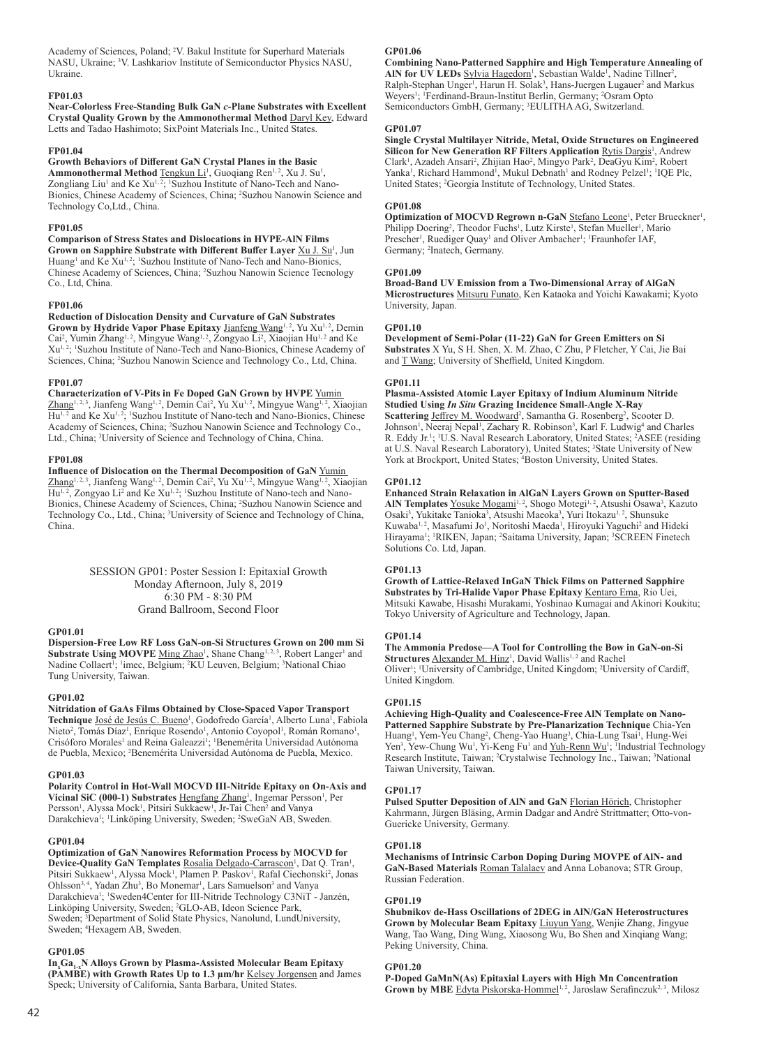Academy of Sciences, Poland; [2]V. Bakul Institute for Superhard Materials NASU, Ukraine; [3]V. Lashkariov Institute of Semiconductor Physics NASU, Ukraine.

**FP01.03**
**Near-Colorless Free-Standing Bulk GaN *c*-Plane Substrates with Excellent Crystal Quality Grown by the Ammonothermal Method** Daryl Key, Edward Letts and Tadao Hashimoto; SixPoint Materials Inc., United States.

**FP01.04**
**Growth Behaviors of Different GaN Crystal Planes in the Basic Ammonothermal Method** Tengkun Li[1], Guoqiang Ren[1, 2], Xu J. Su[1], Zongliang Liu[1] and Ke Xu[1, 2]; [1]Suzhou Institute of Nano-Tech and Nano-Bionics, Chinese Academy of Sciences, China; [2]Suzhou Nanowin Science and Technology Co,Ltd., China.

**FP01.05**
**Comparison of Stress States and Dislocations in HVPE-AlN Films Grown on Sapphire Substrate with Different Buffer Layer** Xu J. Su[1], Jun Huang[1] and Ke Xu[1, 2]; [1]Suzhou Institute of Nano-Tech and Nano-Bionics, Chinese Academy of Sciences, China; [2]Suzhou Nanowin Science Tecnology Co., Ltd, China.

**FP01.06**
**Reduction of Dislocation Density and Curvature of GaN Substrates Grown by Hydride Vapor Phase Epitaxy** Jianfeng Wang[1, 2], Yu Xu[1, 2], Demin Cai[2], Yumin Zhang[1, 2], Mingyue Wang[1, 2], Zongyao Li[2], Xiaojian Hu[1, 2] and Ke Xu[1, 2]; [1]Suzhou Institute of Nano-Tech and Nano-Bionics, Chinese Academy of Sciences, China; [2]Suzhou Nanowin Science and Technology Co., Ltd, China.

**FP01.07**
**Characterization of V-Pits in Fe Doped GaN Grown by HVPE** Yumin Zhang[1, 2, 3], Jianfeng Wang[1, 2], Demin Cai[2], Yu Xu[1, 2], Mingyue Wang[1, 2], Xiaojian Hu[1, 2] and Ke Xu[1, 2]; [1]Suzhou Institute of Nano-tech and Nano-Bionics, Chinese Academy of Sciences, China; [2]Suzhou Nanowin Science and Technology Co., Ltd., China; [3]University of Science and Technology of China, China.

**FP01.08**
**Influence of Dislocation on the Thermal Decomposition of GaN** Yumin Zhang[1, 2, 3], Jianfeng Wang[1, 2], Demin Cai[2], Yu Xu[1, 2], Mingyue Wang[1, 2], Xiaojian Hu[1, 2], Zongyao Li[2] and Ke Xu[1, 2]; [1]Suzhou Institute of Nano-tech and Nano-Bionics, Chinese Academy of Sciences, China; [2]Suzhou Nanowin Science and Technology Co., Ltd., China; [3]University of Science and Technology of China, China.

## SESSION GP01: Poster Session I: Epitaxial Growth
Monday Afternoon, July 8, 2019
6:30 PM - 8:30 PM
Grand Ballroom, Second Floor

**GP01.01**
**Dispersion-Free Low RF Loss GaN-on-Si Structures Grown on 200 mm Si Substrate Using MOVPE** Ming Zhao[1], Shane Chang[1, 2, 3], Robert Langer[1] and Nadine Collaert[1]; [1]imec, Belgium; [2]KU Leuven, Belgium; [3]National Chiao Tung University, Taiwan.

**GP01.02**
**Nitridation of GaAs Films Obtained by Close-Spaced Vapor Transport Technique** José de Jesús C. Bueno[1], Godofredo García[1], Alberto Luna[1], Fabiola Nieto[2], Tomás Díaz[1], Enrique Rosendo[1], Antonio Coyopol[1], Román Romano[1], Crisóforo Morales[1] and Reina Galeazzi[1]; [1]Benemérita Universidad Autónoma de Puebla, Mexico; [2]Benemérita Universidad Autónoma de Puebla, Mexico.

**GP01.03**
**Polarity Control in Hot-Wall MOCVD III-Nitride Epitaxy on On-Axis and Vicinal SiC (000-1) Substrates** Hengfang Zhang[1], Ingemar Persson[1], Per Persson[1], Alyssa Mock[1], Pitsiri Sukkaew[1], Jr-Tai Chen[2] and Vanya Darakchieva[1]; [1]Linköping University, Sweden; [2]SweGaN AB, Sweden.

**GP01.04**
**Optimization of GaN Nanowires Reformation Process by MOCVD for Device-Quality GaN Templates** Rosalia Delgado-Carrascon[1], Dat Q. Tran[1], Pitsiri Sukkaew[1], Alyssa Mock[1], Plamen P. Paskov[1], Rafal Ciechonski[2], Jonas Ohlsson[3, 4], Yadan Zhu[3], Bo Monemar[1], Lars Samuelson[3] and Vanya Darakchieva[1]; [1]Sweden4Center for III-Nitride Technology C3NiT - Janzén, Linköping University, Sweden; [2]GLO-AB, Ideon Science Park, Sweden; [3]Department of Solid State Physics, Nanolund, LundUniversity, Sweden; [4]Hexagem AB, Sweden.

**GP01.05**
**$In_xGa_{1-x}N$ Alloys Grown by Plasma-Assisted Molecular Beam Epitaxy (PAMBE) with Growth Rates Up to 1.3 µm/hr** Kelsey Jorgensen and James Speck; University of California, Santa Barbara, United States.

**GP01.06**
**Combining Nano-Patterned Sapphire and High Temperature Annealing of AlN for UV LEDs** Sylvia Hagedorn[1], Sebastian Walde[1], Nadine Tillner[2], Ralph-Stephan Unger[1], Harun H. Solak[3], Hans-Juergen Lugauer[2] and Markus Weyers[1]; [1]Ferdinand-Braun-Institut Berlin, Germany; [2]Osram Opto Semiconductors GmbH, Germany; [3]EULITHA AG, Switzerland.

**GP01.07**
**Single Crystal Multilayer Nitride, Metal, Oxide Structures on Engineered Silicon for New Generation RF Filters Application** Rytis Dargis[1], Andrew Clark[1], Azadeh Ansari[2], Zhijian Hao[2], Mingyo Park[2], DeaGyu Kim[2], Robert Yanka[1], Richard Hammond[1], Mukul Debnath[1] and Rodney Pelzel[1]; [1]IQE Plc, United States; [2]Georgia Institute of Technology, United States.

**GP01.08**
**Optimization of MOCVD Regrown n-GaN** Stefano Leone[1], Peter Brueckner[1], Philipp Doering[2], Theodor Fuchs[1], Lutz Kirste[1], Stefan Mueller[1], Mario Prescher[1], Ruediger Quay[1] and Oliver Ambacher[1]; [1]Fraunhofer IAF, Germany; [2]Inatech, Germany.

**GP01.09**
**Broad-Band UV Emission from a Two-Dimensional Array of AlGaN Microstructures** Mitsuru Funato, Ken Kataoka and Yoichi Kawakami; Kyoto University, Japan.

**GP01.10**
**Development of Semi-Polar (11-22) GaN for Green Emitters on Si Substrates** X Yu, S H. Shen, X. M. Zhao, C Zhu, P Fletcher, Y Cai, Jie Bai and T Wang; University of Sheffield, United Kingdom.

**GP01.11**
**Plasma-Assisted Atomic Layer Epitaxy of Indium Aluminum Nitride Studied Using *In Situ* Grazing Incidence Small-Angle X-Ray Scattering** Jeffrey M. Woodward[2], Samantha G. Rosenberg[2], Scooter D. Johnson[1], Neeraj Nepal[1], Zachary R. Robinson[3], Karl F. Ludwig[4] and Charles R. Eddy Jr.[1]; [1]U.S. Naval Research Laboratory, United States; [2]ASEE (residing at U.S. Naval Research Laboratory), United States; [3]State University of New York at Brockport, United States; [4]Boston University, United States.

**GP01.12**
**Enhanced Strain Relaxation in AlGaN Layers Grown on Sputter-Based AlN Templates** Yosuke Mogami[1, 2], Shogo Motegi[1, 2], Atsushi Osawa[3], Kazuto Osaki[3], Yukitake Tanioka[3], Atsushi Maeoka[3], Yuri Itokazu[1, 2], Shunsuke Kuwaba[1, 2], Masafumi Jo[1], Noritoshi Maeda[1], Hiroyuki Yaguchi[2] and Hideki Hirayama[1]; [1]RIKEN, Japan; [2]Saitama University, Japan; [3]SCREEN Finetech Solutions Co. Ltd, Japan.

**GP01.13**
**Growth of Lattice-Relaxed InGaN Thick Films on Patterned Sapphire Substrates by Tri-Halide Vapor Phase Epitaxy** Kentaro Ema, Rio Uei, Mitsuki Kawabe, Hisashi Murakami, Yoshinao Kumagai and Akinori Koukitu; Tokyo University of Agriculture and Technology, Japan.

**GP01.14**
**The Ammonia Predose—A Tool for Controlling the Bow in GaN-on-Si Structures** Alexander M. Hinz[1], David Wallis[1, 2] and Rachel Oliver[1]; [1]University of Cambridge, United Kingdom; [2]University of Cardiff, United Kingdom.

**GP01.15**
**Achieving High-Quality and Coalescence-Free AlN Template on Nano-Patterned Sapphire Substrate by Pre-Planarization Technique** Chia-Yen Huang[1], Yem-Yeu Chang[2], Cheng-Yao Huang[3], Chia-Lung Tsai[1], Hung-Wei Yen[3], Yew-Chung Wu[1], Yi-Keng Fu[1] and Yuh-Renn Wu[1]; [1]Industrial Technology Research Institute, Taiwan; [2]Crystalwise Technology Inc., Taiwan; [3]National Taiwan University, Taiwan.

**GP01.17**
**Pulsed Sputter Deposition of AlN and GaN** Florian Hörich, Christopher Kahrmann, Jürgen Bläsing, Armin Dadgar and André Strittmatter; Otto-von-Guericke University, Germany.

**GP01.18**
**Mechanisms of Intrinsic Carbon Doping During MOVPE of AlN- and GaN-Based Materials** Roman Talalaev and Anna Lobanova; STR Group, Russian Federation.

**GP01.19**
**Shubnikov de-Hass Oscillations of 2DEG in AlN/GaN Heterostructures Grown by Molecular Beam Epitaxy** Liuyun Yang, Wenjie Zhang, Jingyue Wang, Tao Wang, Ding Wang, Xiaosong Wu, Bo Shen and Xinqiang Wang; Peking University, China.

**GP01.20**
**P-Doped GaMnN(As) Epitaxial Layers with High Mn Concentration Grown by MBE** Edyta Piskorska-Hommel[1, 2], Jaroslaw Serafinczuk[2, 3], Milosz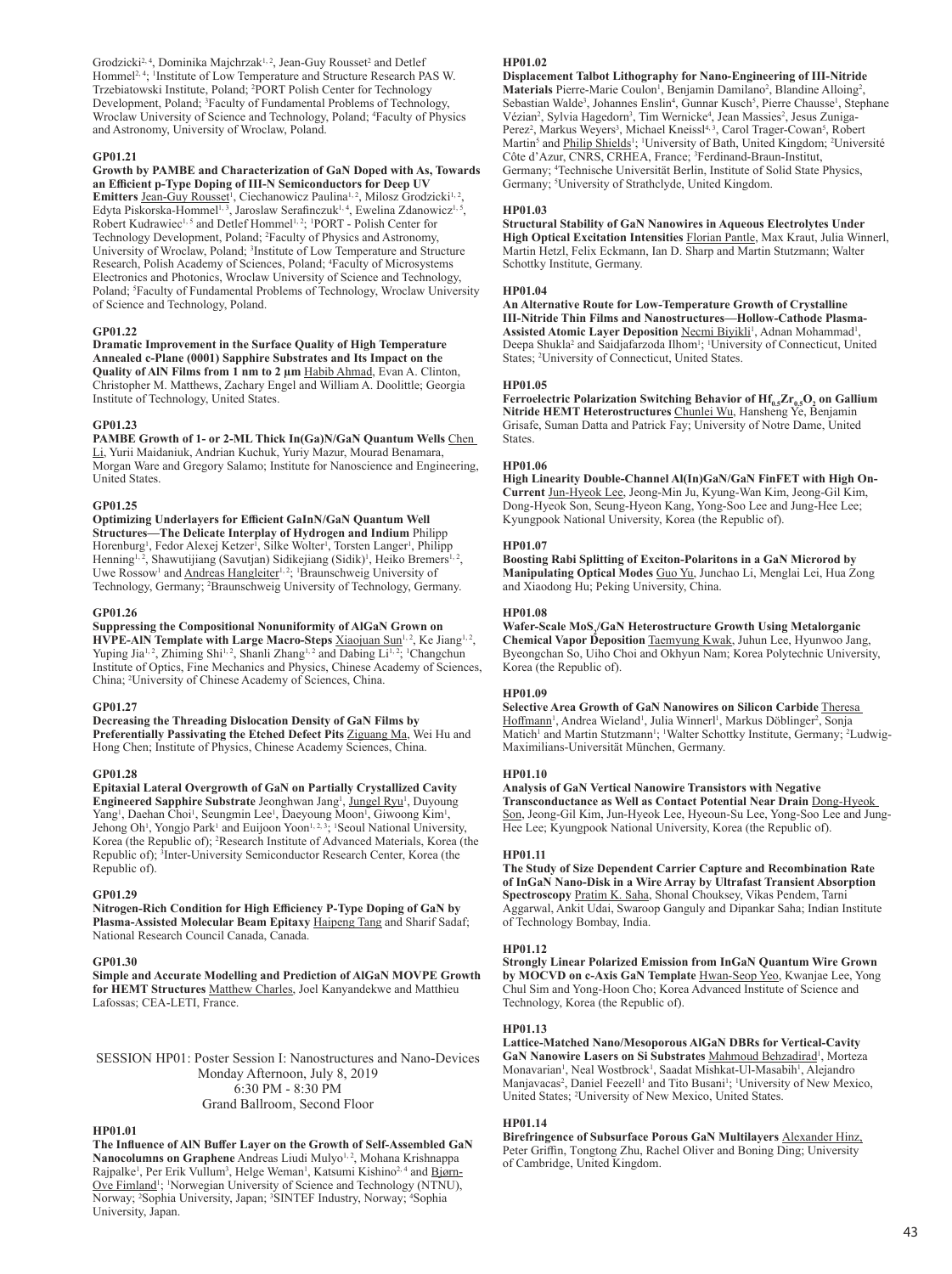Grodzicki[2, 4], Dominika Majchrzak[1, 2], Jean-Guy Rousset[2] and Detlef Hommel[2, 4]; [1]Institute of Low Temperature and Structure Research PAS W. Trzebiatowski Institute, Poland; [2]PORT Polish Center for Technology Development, Poland; [3]Faculty of Fundamental Problems of Technology, Wroclaw University of Science and Technology, Poland; [4]Faculty of Physics and Astronomy, University of Wroclaw, Poland.

**GP01.21**
**Growth by PAMBE and Characterization of GaN Doped with As, Towards an Efficient p-Type Doping of III-N Semiconductors for Deep UV Emitters** Jean-Guy Rousset[1], Ciechanowicz Paulina[1, 2], Milosz Grodzicki[1, 2], Edyta Piskorska-Hommel[1, 3], Jaroslaw Serafinczuk[1, 4], Ewelina Zdanowicz[1, 5], Robert Kudrawiec[1, 5] and Detlef Hommel[1, 2]; [1]PORT - Polish Center for Technology Development, Poland; [2]Faculty of Physics and Astronomy, University of Wroclaw, Poland; [3]Institute of Low Temperature and Structure Research, Polish Academy of Sciences, Poland; [4]Faculty of Microsystems Electronics and Photonics, Wroclaw University of Science and Technology, Poland; [5]Faculty of Fundamental Problems of Technology, Wroclaw University of Science and Technology, Poland.

**GP01.22**
**Dramatic Improvement in the Surface Quality of High Temperature Annealed c-Plane (0001) Sapphire Substrates and Its Impact on the Quality of AlN Films from 1 nm to 2 µm** Habib Ahmad, Evan A. Clinton, Christopher M. Matthews, Zachary Engel and William A. Doolittle; Georgia Institute of Technology, United States.

**GP01.23**
**PAMBE Growth of 1- or 2-ML Thick In(Ga)N/GaN Quantum Wells** Chen Li, Yurii Maidaniuk, Andrian Kuchuk, Yuriy Mazur, Mourad Benamara, Morgan Ware and Gregory Salamo; Institute for Nanoscience and Engineering, United States.

**GP01.25**
**Optimizing Underlayers for Efficient GaInN/GaN Quantum Well Structures—The Delicate Interplay of Hydrogen and Indium** Philipp Horenburg[1], Fedor Alexej Ketzer[1], Silke Wolter[1], Torsten Langer[1], Philipp Henning[1, 2], Shawutijiang (Savutjan) Sidikejiang (Sidik)[1], Heiko Bremers[1, 2], Uwe Rossow[1] and Andreas Hangleiter[1, 2]; [1]Braunschweig University of Technology, Germany; [2]Braunschweig University of Technology, Germany.

**GP01.26**
**Suppressing the Compositional Nonuniformity of AlGaN Grown on HVPE-AlN Template with Large Macro-Steps** Xiaojuan Sun[1, 2], Ke Jiang[1, 2], Yuping Jia[1, 2], Zhiming Shi[1, 2], Shanli Zhang[1, 2] and Dabing Li[1, 2]; [1]Changchun Institute of Optics, Fine Mechanics and Physics, Chinese Academy of Sciences, China; [2]University of Chinese Academy of Sciences, China.

**GP01.27**
**Decreasing the Threading Dislocation Density of GaN Films by Preferentially Passivating the Etched Defect Pits** Ziguang Ma, Wei Hu and Hong Chen; Institute of Physics, Chinese Academy Sciences, China.

**GP01.28**
**Epitaxial Lateral Overgrowth of GaN on Partially Crystallized Cavity Engineered Sapphire Substrate** Jeonghwan Jang[1], Jungel Ryu[1], Duyoung Yang[1], Daehan Choi[1], Seungmin Lee[1], Daeyoung Moon[1], Giwoong Kim[1], Jehong Oh[1], Yongjo Park[1] and Euijoon Yoon[1, 2, 3]; [1]Seoul National University, Korea (the Republic of); [2]Research Institute of Advanced Materials, Korea (the Republic of); [3]Inter-University Semiconductor Research Center, Korea (the Republic of).

**GP01.29**
**Nitrogen-Rich Condition for High Efficiency P-Type Doping of GaN by Plasma-Assisted Molecular Beam Epitaxy** Haipeng Tang and Sharif Sadaf; National Research Council Canada, Canada.

**GP01.30**
**Simple and Accurate Modelling and Prediction of AlGaN MOVPE Growth for HEMT Structures** Matthew Charles, Joel Kanyandekwe and Matthieu Lafossas; CEA-LETI, France.

SESSION HP01: Poster Session I: Nanostructures and Nano-Devices
Monday Afternoon, July 8, 2019
6:30 PM - 8:30 PM
Grand Ballroom, Second Floor

**HP01.01**
**The Influence of AlN Buffer Layer on the Growth of Self-Assembled GaN Nanocolumns on Graphene** Andreas Liudi Mulyo[1, 2], Mohana Krishnappa Rajpalke[1], Per Erik Vullum[3], Helge Weman[1], Katsumi Kishino[2, 4] and Bjørn-Ove Fimland[1]; [1]Norwegian University of Science and Technology (NTNU), Norway; [2]Sophia University, Japan; [3]SINTEF Industry, Norway; [4]Sophia University, Japan.

**HP01.02**
**Displacement Talbot Lithography for Nano-Engineering of III-Nitride Materials** Pierre-Marie Coulon[1], Benjamin Damilano[2], Blandine Alloing[2], Sebastian Walde[3], Johannes Enslin[4], Gunnar Kusch[5], Pierre Chausse[1], Stephane Vézian[2], Sylvia Hagedorn[3], Tim Wernicke[4], Jean Massies[2], Jesus Zuniga-Perez[2], Markus Weyers[3], Michael Kneissl[4, 3], Carol Trager-Cowan[5], Robert Martin[5] and Philip Shields[1]; [1]University of Bath, United Kingdom; [2]Université Côte d'Azur, CNRS, CRHEA, France; [3]Ferdinand-Braun-Institut, Germany; [4]Technische Universität Berlin, Institute of Solid State Physics, Germany; [5]University of Strathclyde, United Kingdom.

**HP01.03**
**Structural Stability of GaN Nanowires in Aqueous Electrolytes Under High Optical Excitation Intensities** Florian Pantle, Max Kraut, Julia Winnerl, Martin Hetzl, Felix Eckmann, Ian D. Sharp and Martin Stutzmann; Walter Schottky Institute, Germany.

**HP01.04**
**An Alternative Route for Low-Temperature Growth of Crystalline III-Nitride Thin Films and Nanostructures—Hollow-Cathode Plasma-Assisted Atomic Layer Deposition** Necmi Biyikli[1], Adnan Mohammad[1], Deepa Shukla[2] and Saidjafarzoda Ilhom[1]; [1]University of Connecticut, United States; [2]University of Connecticut, United States.

**HP01.05**
**Ferroelectric Polarization Switching Behavior of $Hf_{0.5}Zr_{0.5}O_2$ on Gallium Nitride HEMT Heterostructures** Chunlei Wu, Hansheng Ye, Benjamin Grisafe, Suman Datta and Patrick Fay; University of Notre Dame, United States.

**HP01.06**
**High Linearity Double-Channel Al(In)GaN/GaN FinFET with High On-Current** Jun-Hyeok Lee, Jeong-Min Ju, Kyung-Wan Kim, Jeong-Gil Kim, Dong-Hyeok Son, Seung-Hyeon Kang, Yong-Soo Lee and Jung-Hee Lee; Kyungpook National University, Korea (the Republic of).

**HP01.07**
**Boosting Rabi Splitting of Exciton-Polaritons in a GaN Microrod by Manipulating Optical Modes** Guo Yu, Junchao Li, Menglai Lei, Hua Zong and Xiaodong Hu; Peking University, China.

**HP01.08**
**Wafer-Scale $MoS_2$/GaN Heterostructure Growth Using Metalorganic Chemical Vapor Deposition** Taemyung Kwak, Juhun Lee, Hyunwoo Jang, Byeongchan So, Uiho Choi and Okhyun Nam; Korea Polytechnic University, Korea (the Republic of).

**HP01.09**
**Selective Area Growth of GaN Nanowires on Silicon Carbide** Theresa Hoffmann[1], Andrea Wieland[1], Julia Winnerl[1], Markus Döblinger[2], Sonja Matich[1] and Martin Stutzmann[1]; [1]Walter Schottky Institute, Germany; [2]Ludwig-Maximilians-Universität München, Germany.

**HP01.10**
**Analysis of GaN Vertical Nanowire Transistors with Negative Transconductance as Well as Contact Potential Near Drain** Dong-Hyeok Son, Jeong-Gil Kim, Jun-Hyeok Lee, Hyeoun-Su Lee, Yong-Soo Lee and Jung-Hee Lee; Kyungpook National University, Korea (the Republic of).

**HP01.11**
**The Study of Size Dependent Carrier Capture and Recombination Rate of InGaN Nano-Disk in a Wire Array by Ultrafast Transient Absorption Spectroscopy** Pratim K. Saha, Shonal Chouksey, Vikas Pendem, Tarni Aggarwal, Ankit Udai, Swaroop Ganguly and Dipankar Saha; Indian Institute of Technology Bombay, India.

**HP01.12**
**Strongly Linear Polarized Emission from InGaN Quantum Wire Grown by MOCVD on c-Axis GaN Template** Hwan-Seop Yeo, Kwanjae Lee, Yong Chul Sim and Yong-Hoon Cho; Korea Advanced Institute of Science and Technology, Korea (the Republic of).

**HP01.13**
**Lattice-Matched Nano/Mesoporous AlGaN DBRs for Vertical-Cavity GaN Nanowire Lasers on Si Substrates** Mahmoud Behzadirad[1], Morteza Monavarian[1], Neal Wostbrock[1], Saadat Mishkat-Ul-Masabih[1], Alejandro Manjavacas[2], Daniel Feezell[1] and Tito Busani[1]; [1]University of New Mexico, United States; [2]University of New Mexico, United States.

**HP01.14**
**Birefringence of Subsurface Porous GaN Multilayers** Alexander Hinz, Peter Griffin, Tongtong Zhu, Rachel Oliver and Boning Ding; University of Cambridge, United Kingdom.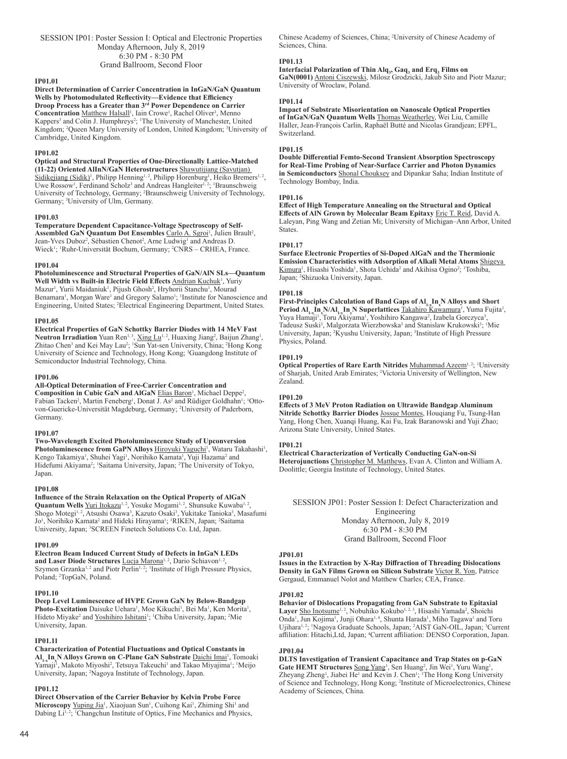## SESSION IP01: Poster Session I: Optical and Electronic Properties
Monday Afternoon, July 8, 2019
6:30 PM - 8:30 PM
Grand Ballroom, Second Floor

### IP01.01

**Direct Determination of Carrier Concentration in InGaN/GaN Quantum Wells by Photomodulated Reflectivity—Evidence that Efficiency Droop Process has a Greater than 3rd Power Dependence on Carrier Concentration** Matthew Halsall[1], Iain Crowe[1], Rachel Oliver[3], Menno Kappers[3] and Colin J. Humphreys[2]; [1]The University of Manchester, United Kingdom; [2]Queen Mary University of London, United Kingdom; [3]University of Cambridge, United Kingdom.

### IP01.02

**Optical and Structural Properties of One-Directionally Lattice-Matched (11-22) Oriented AlInN/GaN Heterostructures** Shawutijiang (Savutjan) Sidikejiang (Sidik)[1], Philipp Henning[1,2], Philipp Horenburg[1], Heiko Bremers[1,2], Uwe Rossow[1], Ferdinand Scholz[3] and Andreas Hangleiter[1,2]; [1]Braunschweig University of Technology, Germany; [2]Braunschweig University of Technology, Germany; [3]University of Ulm, Germany.

### IP01.03

**Temperature Dependent Capacitance-Voltage Spectroscopy of Self-Assembled GaN Quantum Dot Ensembles** Carlo A. Sgroi[1], Julien Brault[2], Jean-Yves Duboz[2], Sébastien Chenot[2], Arne Ludwig[1] and Andreas D. Wieck[1]; [1]Ruhr-Universität Bochum, Germany; [2]CNRS – CRHEA, France.

### IP01.04

**Photoluminescence and Structural Properties of GaN/AlN SLs—Quantum Well Width vs Built-in Electric Field Effects** Andrian Kuchuk[1], Yuriy Mazur[1], Yurii Maidaniuk[1], Pijush Ghosh[2], Hryhorii Stanchu[1], Mourad Benamara[1], Morgan Ware[1] and Gregory Salamo[1]; [1]Institute for Nanoscience and Engineering, United States; [2]Electrical Engineering Department, United States.

### IP01.05

**Electrical Properties of GaN Schottky Barrier Diodes with 14 MeV Fast Neutron Irradiation** Yuan Ren[1,3], Xing Lu[1,2], Huaxing Jiang[2], Baijun Zhang[1], Zhitao Chen[3] and Kei May Lau[2]; [1]Sun Yat-sen University, China; [2]Hong Kong University of Science and Technology, Hong Kong; [3]Guangdong Institute of Semiconductor Industrial Technology, China.

### IP01.06

**All-Optical Determination of Free-Carrier Concentration and Composition in Cubic GaN and AlGaN** Elias Baron[1], Michael Deppe[2], Fabian Tacken[2], Martin Feneberg[1], Donat J. As[2] and Rüdiger Goldhahn[1]; [1]Otto-von-Guericke-Universität Magdeburg, Germany; [2]University of Paderborn, Germany.

### IP01.07

**Two-Wavelength Excited Photoluminescence Study of Upconversion Photoluminescence from GaPN Alloys** Hiroyuki Yaguchi[1], Wataru Takahashi[1], Kengo Takamiya[1], Shuhei Yagi[1], Norihiko Kamata[1], Yuji Hazama[2] and Hidefumi Akiyama[2]; [1]Saitama University, Japan; [2]The University of Tokyo, Japan.

### IP01.08

**Influence of the Strain Relaxation on the Optical Property of AlGaN Quantum Wells** Yuri Itokazu[1,2], Yosuke Mogami[1,2], Shunsuke Kuwaba[1,2], Shogo Motegi[1,2], Atsushi Osawa[3], Kazuto Osaki[3], Yukitake Tanioka[3], Masafumi Jo[1], Norihiko Kamata[2] and Hideki Hirayama[1]; [1]RIKEN, Japan; [2]Saitama University, Japan; [3]SCREEN Finetech Solutions Co. Ltd, Japan.

### IP01.09

**Electron Beam Induced Current Study of Defects in InGaN LEDs and Laser Diode Structures** Lucja Marona[1,2], Dario Schiavon[1,2], Szymon Grzanka[1,2] and Piotr Perlin[1,2]; [1]Institute of High Pressure Physics, Poland; [2]TopGaN, Poland.

### IP01.10

**Deep Level Luminescence of HVPE Grown GaN by Below-Bandgap Photo-Excitation** Daisuke Uehara[1], Moe Kikuchi[1], Bei Ma[1], Ken Morita[1], Hideto Miyake[2] and Yoshihiro Ishitani[1]; [1]Chiba University, Japan; [2]Mie University, Japan.

### IP01.11

**Characterization of Potential Fluctuations and Optical Constants in $Al_{1-x}In_xN$ Alloys Grown on C-Plane GaN Substrate** Daichi Imai[1], Tomoaki Yamaji[1], Makoto Miyoshi[2], Tetsuya Takeuchi[1] and Takao Miyajima[1]; [1]Meijo University, Japan; [2]Nagoya Institute of Technology, Japan.

### IP01.12

**Direct Observation of the Carrier Behavior by Kelvin Probe Force Microscopy** Yuping Jia[1], Xiaojuan Sun[1], Cuihong Kai[1], Zhiming Shi[1] and Dabing Li[1,2]; [1]Changchun Institute of Optics, Fine Mechanics and Physics, Chinese Academy of Sciences, China; [2]University of Chinese Academy of Sciences, China.

### IP01.13

**Interfacial Polarization of Thin $Alq_3$, $Gaq_3$ and $Erq_3$ Films on GaN(0001)** Antoni Ciszewski, Milosz Grodzicki, Jakub Sito and Piotr Mazur; University of Wroclaw, Poland.

### IP01.14

**Impact of Substrate Misorientation on Nanoscale Optical Properties of InGaN/GaN Quantum Wells** Thomas Weatherley, Wei Liu, Camille Haller, Jean-François Carlin, Raphaël Butté and Nicolas Grandjean; EPFL, Switzerland.

### IP01.15

**Double Differential Femto-Second Transient Absorption Spectroscopy for Real-Time Probing of Near-Surface Carrier and Photon Dynamics in Semiconductors** Shonal Chouksey and Dipankar Saha; Indian Institute of Technology Bombay, India.

### IP01.16

**Effect of High Temperature Annealing on the Structural and Optical Effects of AlN Grown by Molecular Beam Epitaxy** Eric T. Reid, David A. Laleyan, Ping Wang and Zetian Mi; University of Michigan–Ann Arbor, United States.

### IP01.17

**Surface Electronic Properties of Si-Doped AlGaN and the Thermionic Emission Characteristics with Adsorption of Alkali Metal Atoms** Shigeya Kimura[1], Hisashi Yoshida[1], Shota Uchida[2] and Akihisa Ogino[2]; [1]Toshiba, Japan; [2]Shizuoka University, Japan.

### IP01.18

**First-Principles Calculation of Band Gaps of $Al_{1-x}In_xN$ Alloys and Short Period $Al_{1-x}In_xN/Al_{1-y}In_yN$ Superlattices** Takahiro Kawamura[1], Yuma Fujita[1], Yuya Hamaji[1], Toru Akiyama[1], Yoshihiro Kangawa[2], Izabela Gorczyca[3], Tadeusz Suski[3], Malgorzata Wierzbowska[3] and Stanislaw Krukowski[3]; [1]Mie University, Japan; [2]Kyushu University, Japan; [3]Institute of High Pressure Physics, Poland.

### IP01.19

**Optical Properties of Rare Earth Nitrides** Muhammad Azeem[1,2]; [1]University of Sharjah, United Arab Emirates; [2]Victoria University of Wellington, New Zealand.

### IP01.20

**Effects of 3 MeV Proton Radiation on Ultrawide Bandgap Aluminum Nitride Schottky Barrier Diodes** Jossue Montes, Houqiang Fu, Tsung-Han Yang, Hong Chen, Xuanqi Huang, Kai Fu, Izak Baranowski and Yuji Zhao; Arizona State University, United States.

### IP01.21

**Electrical Characterization of Vertically Conducting GaN-on-Si Heterojunctions** Christopher M. Matthews, Evan A. Clinton and William A. Doolittle; Georgia Institute of Technology, United States.

## SESSION JP01: Poster Session I: Defect Characterization and Engineering
Monday Afternoon, July 8, 2019
6:30 PM - 8:30 PM
Grand Ballroom, Second Floor

### JP01.01

**Issues in the Extraction by X-Ray Diffraction of Threading Dislocations Density in GaN Films Grown on Silicon Substrate** Victor R. Yon, Patrice Gergaud, Emmanuel Nolot and Matthew Charles; CEA, France.

### JP01.02

**Behavior of Dislocations Propagating from GaN Substrate to Epitaxial Layer** Sho Inotsume[1,2], Nobuhiko Kokubo[1,2,3], Hisashi Yamada[2], Shoichi Onda[1], Jun Kojima[1,4], Junji Ohara[1,4], Shunta Harada[1], Miho Tagawa[1] and Toru Ujihara[1,2]; [1]Nagoya Graduate Schools, Japan; [2]AIST GaN-OIL, Japan; [3]Current affiliation: Hitachi,Ltd, Japan; [4]Current affiliation: DENSO Corporation, Japan.

### JP01.04

**DLTS Investigation of Transient Capacitance and Trap States on p-GaN Gate HEMT Structures** Song Yang[1], Sen Huang[2], Jin Wei[1], Yuru Wang[1], Zheyang Zheng[1], Jiabei He[1] and Kevin J. Chen[1]; [1]The Hong Kong University of Science and Technology, Hong Kong; [2]Institute of Microelectronics, Chinese Academy of Sciences, China.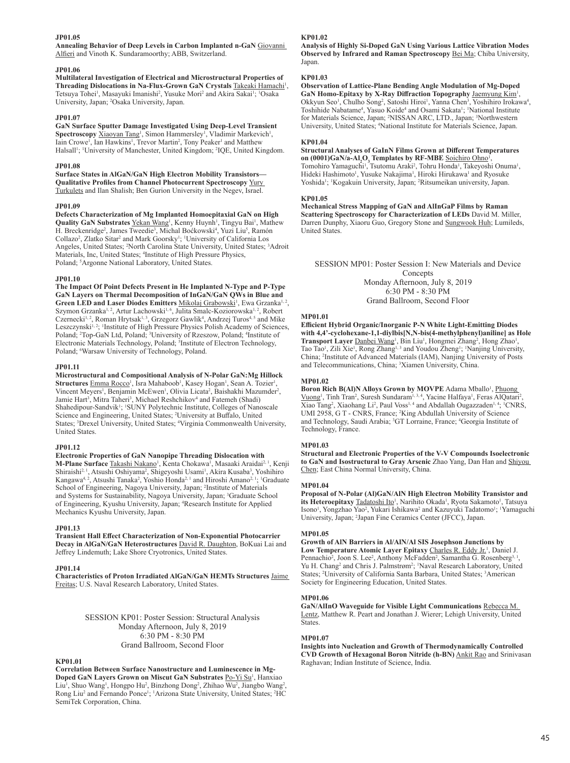**JP01.05**

**Annealing Behavior of Deep Levels in Carbon Implanted n-GaN** Giovanni Alfieri and Vinoth K. Sundaramoorthy; ABB, Switzerland.

**JP01.06**

**Multilateral Investigation of Electrical and Microstructural Properties of Threading Dislocations in Na-Flux-Grown GaN Crystals** Takeaki Hamachi[1], Tetsuya Tohei[1], Masayuki Imanishi[2], Yusuke Mori[2] and Akira Sakai[1]; [1]Osaka University, Japan; [2]Osaka University, Japan.

**JP01.07**

**GaN Surface Sputter Damage Investigated Using Deep-Level Transient Spectroscopy** Xiaoyan Tang[1], Simon Hammersley[1], Vladimir Markevich[1], Iain Crowe[1], Ian Hawkins[1], Trevor Martin[2], Tony Peaker[1] and Matthew Halsall[1]; [1]University of Manchester, United Kingdom; [2]IQE, United Kingdom.

**JP01.08**

**Surface States in AlGaN/GaN High Electron Mobility Transistors—Qualitative Profiles from Channel Photocurrent Spectroscopy** Yury Turkulets and Ilan Shalish; Ben Gurion University in the Negev, Israel.

**JP01.09**

**Defects Characterization of Mg Implanted Homoepitaxial GaN on High Quality GaN Substrates** Yekan Wang[1], Kenny Huynh[1], Tingyu Bai[1], Mathew H. Breckenridge[2], James Tweedie[3], Michal Boćkowski[4], Yuzi Liu[5], Ramón Collazo[2], Zlatko Sitar[2] and Mark Goorsky[1]; [1]University of California Los Angeles, United States; [2]North Carolina State University, United States; [3]Adroit Materials, Inc, United States; [4]Institute of High Pressure Physics, Poland; [5]Argonne National Laboratory, United States.

**JP01.10**

**The Impact Of Point Defects Present in He Implanted N-Type and P-Type GaN Layers on Thermal Decomposition of InGaN/GaN QWs in Blue and Green LED and Laser Diodes Emitters** Mikolaj Grabowski[1], Ewa Grzanka[1, 2], Szymon Grzanka[1, 2], Artur Lachowski[1, 6], Julita Smalc-Koziorowska[1, 2], Robert Czernecki[1, 2], Roman Hrytsak[1, 3], Grzegorz Gawlik[4], Andrzej Turos[4, 5] and Mike Leszczynski[1, 2]; [1]Institute of High Pressure Physics Polish Academy of Sciences, Poland; [2]Top-GaN Ltd, Poland; [3]University of Rzeszow, Poland; [4]Institute of Electronic Materials Technology, Poland; [5]Institute of Electron Technology, Poland; [6]Warsaw University of Technology, Poland.

**JP01.11**

**Microstructural and Compositional Analysis of N-Polar GaN:Mg Hillock Structures** Emma Rocco[1], Isra Mahaboob[1], Kasey Hogan[1], Sean A. Tozier[1], Vincent Meyers[1], Benjamin McEwen[1], Olivia Licata[2], Baishakhi Mazumder[2], Jamie Hart[3], Mitra Taheri[3], Michael Reshchikov[4] and Fatemeh (Shadi) Shahedipour-Sandvik[1]; [1]SUNY Polytechnic Institute, Colleges of Nanoscale Science and Engineering, United States; [2]University at Buffalo, United States; [3]Drexel University, United States; [4]Virginia Commonwealth University, United States.

**JP01.12**

**Electronic Properties of GaN Nanopipe Threading Dislocation with M-Plane Surface** Takashi Nakano[1], Kenta Chokawa[1], Masaaki Araidai[2, 1], Kenji Shiraishi[2, 1], Atsushi Oshiyama[2], Shigeyoshi Usami[1], Akira Kusaba[3], Yoshihiro Kangawa[4, 2], Atsushi Tanaka[2], Yoshio Honda[2, 1] and Hiroshi Amano[2, 1]; [1]Graduate School of Engineering, Nagoya University, Japan; [2]Institute of Materials and Systems for Sustainability, Nagoya University, Japan; [3]Graduate School of Engineering, Kyushu University, Japan; [4]Research Institute for Applied Mechanics Kyushu University, Japan.

**JP01.13**

**Transient Hall Effect Characterization of Non-Exponential Photocarrier Decay in AlGaN/GaN Heterostructures** David R. Daughton, BoKuai Lai and Jeffrey Lindemuth; Lake Shore Cryotronics, United States.

**JP01.14**

**Characteristics of Proton Irradiated AlGaN/GaN HEMTs Structures** Jaime Freitas; U.S. Naval Research Laboratory, United States.

SESSION KP01: Poster Session: Structural Analysis
Monday Afternoon, July 8, 2019
6:30 PM - 8:30 PM
Grand Ballroom, Second Floor

**KP01.01**

**Correlation Between Surface Nanostructure and Luminescence in Mg-Doped GaN Layers Grown on Miscut GaN Substrates** Po-Yi Su[1], Hanxiao Liu[1], Shuo Wang[1], Hongpo Hu[2], Binzhong Dong[2], Zhihao Wu[2], Jiangbo Wang[2], Rong Liu[2] and Fernando Ponce[1]; [1]Arizona State University, United States; [2]HC SemiTek Corporation, China.

**KP01.02**

**Analysis of Highly Si-Doped GaN Using Various Lattice Vibration Modes Observed by Infrared and Raman Spectroscopy** Bei Ma; Chiba University, Japan.

**KP01.03**

**Observation of Lattice-Plane Bending Angle Modulation of Mg-Doped GaN Homo-Epitaxy by X-Ray Diffraction Topography** Jaemyung Kim[1], Okkyun Seo[1], Chulho Song[2], Satoshi Hiroi[1], Yanna Chen[3], Yoshihiro Irokawa[4], Toshihide Nabatame[4], Yasuo Koide[4] and Osami Sakata[1]; [1]National Institute for Materials Science, Japan; [2]NISSAN ARC, LTD., Japan; [3]Northwestern University, United States; [4]National Institute for Materials Science, Japan.

**KP01.04**

**Structural Analyses of GaInN Films Grown at Different Temperatures on (0001)GaN/a-$Al_2O_3$ Templates by RF-MBE** Soichiro Ohno[1], Tomohiro Yamaguchi[1], Tsutomu Araki[2], Tohru Honda[1], Takeyoshi Onuma[1], Hideki Hashimoto[1], Yusuke Nakajima[1], Hiroki Hirukawa[1] and Ryosuke Yoshida[1]; [1]Kogakuin University, Japan; [2]Ritsumeikan university, Japan.

**KP01.05**

**Mechanical Stress Mapping of GaN and AlInGaP Films by Raman Scattering Spectroscopy for Characterization of LEDs** David M. Miller, Darren Dunphy, Xiaoru Guo, Gregory Stone and Sungwook Huh; Lumileds, United States.

SESSION MP01: Poster Session I: New Materials and Device Concepts
Monday Afternoon, July 8, 2019
6:30 PM - 8:30 PM
Grand Ballroom, Second Floor

**MP01.01**

**Efficient Hybrid Organic/Inorganic P-N White Light-Emitting Diodes with 4,4'-cyclohexane-1,1-diylbis[N,N-bis(4-methylphenyl)aniline] as Hole Transport Layer** Danbei Wang[1], Bin Liu[1], Hongmei Zhang[2], Hong Zhao[1], Tao Tao[1], Zili Xie[1], Rong Zhang[1, 3] and Youdou Zheng[1]; [1]Nanjing University, China; [2]Institute of Advanced Materials (IAM), Nanjing University of Posts and Telecommunications, China; [3]Xiamen University, China.

**MP01.02**

**Boron Rich B(Al)N Alloys Grown by MOVPE** Adama Mballo[1], Phuong Vuong[1], Tinh Tran[2], Suresh Sundaram[1, 3, 4], Yacine Halfaya[1], Feras AlQatari[2], Xiao Tang[2], Xiaohang Li[2], Paul Voss[1, 4] and Abdallah Ougazzaden[1, 4]; [1]CNRS, UMI 2958, G T - CNRS, France; [2]King Abdullah University of Science and Technology, Saudi Arabia; [3]GT Lorraine, France; [4]Georgia Institute of Technology, France.

**MP01.03**

**Structural and Electronic Properties of the V-V Compounds Isoelectronic to GaN and Isostructural to Gray Arsenic** Zhao Yang, Dan Han and Shiyou Chen; East China Normal University, China.

**MP01.04**

**Proposal of N-Polar (Al)GaN/AlN High Electron Mobility Transistor and its Heteroepitaxy** Tadatoshi Ito[1], Narihito Okada[1], Ryota Sakamoto[1], Tatsuya Isono[1], Yongzhao Yao[2], Yukari Ishikawa[2] and Kazuyuki Tadatomo[1]; [1]Yamaguchi University, Japan; [2]Japan Fine Ceramics Center (JFCC), Japan.

**MP01.05**

**Growth of AlN Barriers in Al/AlN/Al SIS Josephson Junctions by Low Temperature Atomic Layer Epitaxy** Charles R. Eddy Jr.[1], Daniel J. Pennachio[2], Joon S. Lee[2], Anthony McFadden[2], Samantha G. Rosenberg[3, 1], Yu H. Chang[2] and Chris J. Palmstrøm[2]; [1]Naval Research Laboratory, United States; [2]University of California Santa Barbara, United States; [3]American Society for Engineering Education, United States.

**MP01.06**

**GaN/AlInO Waveguide for Visible Light Communications** Rebecca M. Lentz, Matthew R. Peart and Jonathan J. Wierer; Lehigh University, United States.

**MP01.07**

**Insights into Nucleation and Growth of Thermodynamically Controlled CVD Growth of Hexagonal Boron Nitride (h-BN)** Ankit Rao and Srinivasan Raghavan; Indian Institute of Science, India.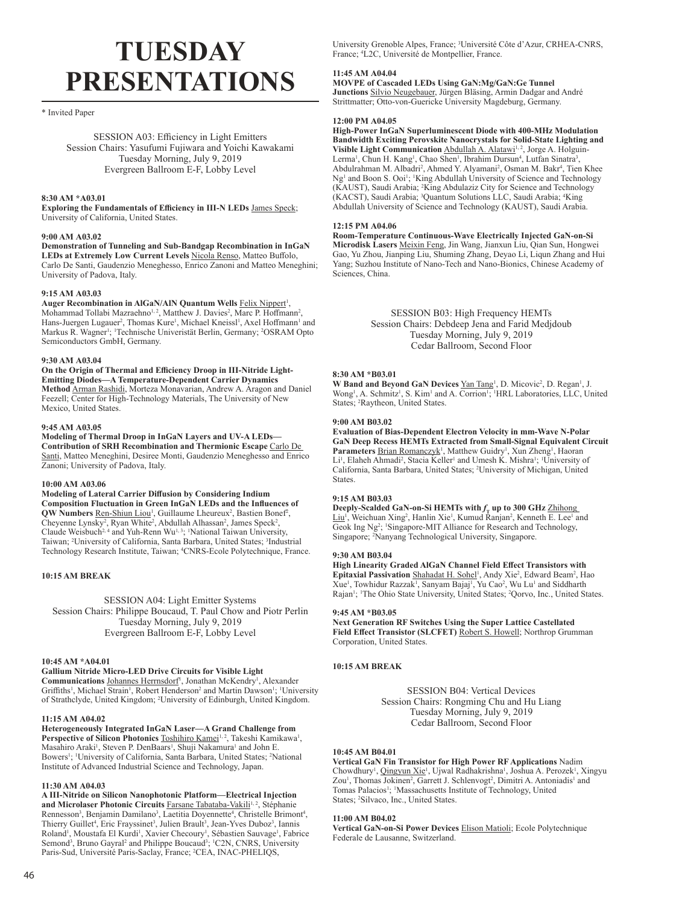# TUESDAY PRESENTATIONS

\* Invited Paper

SESSION A03: Efficiency in Light Emitters
Session Chairs: Yasufumi Fujiwara and Yoichi Kawakami
Tuesday Morning, July 9, 2019
Evergreen Ballroom E-F, Lobby Level

**8:30 AM *A03.01**
**Exploring the Fundamentals of Efficiency in III-N LEDs** James Speck; University of California, United States.

**9:00 AM A03.02**
**Demonstration of Tunneling and Sub-Bandgap Recombination in InGaN LEDs at Extremely Low Current Levels** Nicola Renso, Matteo Buffolo, Carlo De Santi, Gaudenzio Meneghesso, Enrico Zanoni and Matteo Meneghini; University of Padova, Italy.

**9:15 AM A03.03**
**Auger Recombination in AlGaN/AlN Quantum Wells** Felix Nippert[1], Mohammad Tollabi Mazraehno[1, 2], Matthew J. Davies[2], Marc P. Hoffmann[2], Hans-Juergen Lugauer[2], Thomas Kure[1], Michael Kneissl[1], Axel Hoffmann[1] and Markus R. Wagner[1]; [1]Technische Univeristät Berlin, Germany; [2]OSRAM Opto Semiconductors GmbH, Germany.

**9:30 AM A03.04**
**On the Origin of Thermal and Efficiency Droop in III-Nitride Light-Emitting Diodes—A Temperature-Dependent Carrier Dynamics Method** Arman Rashidi, Morteza Monavarian, Andrew A. Aragon and Daniel Feezell; Center for High-Technology Materials, The University of New Mexico, United States.

**9:45 AM A03.05**
**Modeling of Thermal Droop in InGaN Layers and UV-A LEDs—Contribution of SRH Recombination and Thermionic Escape** Carlo De Santi, Matteo Meneghini, Desiree Monti, Gaudenzio Meneghesso and Enrico Zanoni; University of Padova, Italy.

**10:00 AM A03.06**
**Modeling of Lateral Carrier Diffusion by Considering Indium Composition Fluctuation in Green InGaN LEDs and the Influences of QW Numbers** Ren-Shiun Liou[1], Guillaume Lheureux[2], Bastien Bonef[2], Cheyenne Lynsky[2], Ryan White[2], Abdullah Alhassan[2], James Speck[2], Claude Weisbuch[2, 4] and Yuh-Renn Wu[1, 3]; [1]National Taiwan University, Taiwan; [2]University of California, Santa Barbara, United States; [3]Industrial Technology Research Institute, Taiwan; [4]CNRS-Ecole Polytechnique, France.

**10:15 AM BREAK**

SESSION A04: Light Emitter Systems
Session Chairs: Philippe Boucaud, T. Paul Chow and Piotr Perlin
Tuesday Morning, July 9, 2019
Evergreen Ballroom E-F, Lobby Level

**10:45 AM *A04.01**
**Gallium Nitride Micro-LED Drive Circuits for Visible Light Communications** Johannes Herrnsdorf[1], Jonathan McKendry[1], Alexander Griffiths[1], Michael Strain[1], Robert Henderson[2] and Martin Dawson[1]; [1]University of Strathclyde, United Kingdom; [2]University of Edinburgh, United Kingdom.

**11:15 AM A04.02**
**Heterogeneously Integrated InGaN Laser—A Grand Challenge from Perspective of Silicon Photonics** Toshihiro Kamei[1, 2], Takeshi Kamikawa[1], Masahiro Araki[1], Steven P. DenBaars[1], Shuji Nakamura[1] and John E. Bowers[1]; [1]University of California, Santa Barbara, United States; [2]National Institute of Advanced Industrial Science and Technology, Japan.

**11:30 AM A04.03**
**A III-Nitride on Silicon Nanophotonic Platform—Electrical Injection and Microlaser Photonic Circuits** Farsane Tabataba-Vakili[1, 2], Stéphanie Rennesson[3], Benjamin Damilano[3], Laetitia Doyennette[4], Christelle Brimont[4], Thierry Guillet[4], Eric Frayssinet[3], Julien Brault[3], Jean-Yves Duboz[3], Iannis Roland[1], Moustafa El Kurdi[1], Xavier Checoury[1], Sébastien Sauvage[1], Fabrice Semond[3], Bruno Gayral[2] and Philippe Boucaud[3]; [1]C2N, CNRS, University Paris-Sud, Université Paris-Saclay, France; [2]CEA, INAC-PHELIQS, University Grenoble Alpes, France; [3]Université Côte d'Azur, CRHEA-CNRS, France; [4]L2C, Université de Montpellier, France.

**11:45 AM A04.04**
**MOVPE of Cascaded LEDs Using GaN:Mg/GaN:Ge Tunnel Junctions** Silvio Neugebauer, Jürgen Bläsing, Armin Dadgar and André Strittmatter; Otto-von-Guericke University Magdeburg, Germany.

**12:00 PM A04.05**
**High-Power InGaN Superluminescent Diode with 400-MHz Modulation Bandwidth Exciting Perovskite Nanocrystals for Solid-State Lighting and Visible Light Communication** Abdullah A. Alatawi[1, 2], Jorge A. Holguin-Lerma[1], Chun H. Kang[1], Chao Shen[1], Ibrahim Dursun[4], Lutfan Sinatra[3], Abdulrahman M. Albadri[2], Ahmed Y. Alyamani[2], Osman M. Bakr[4], Tien Khee Ng[1] and Boon S. Ooi[1]; [1]King Abdullah University of Science and Technology (KAUST), Saudi Arabia; [2]King Abdulaziz City for Science and Technology (KACST), Saudi Arabia; [3]Quantum Solutions LLC, Saudi Arabia; [4]King Abdullah University of Science and Technology (KAUST), Saudi Arabia.

**12:15 PM A04.06**
**Room-Temperature Continuous-Wave Electrically Injected GaN-on-Si Microdisk Lasers** Meixin Feng, Jin Wang, Jianxun Liu, Qian Sun, Hongwei Gao, Yu Zhou, Jianping Liu, Shuming Zhang, Deyao Li, Liqun Zhang and Hui Yang; Suzhou Institute of Nano-Tech and Nano-Bionics, Chinese Academy of Sciences, China.

SESSION B03: High Frequency HEMTs
Session Chairs: Debdeep Jena and Farid Medjdoub
Tuesday Morning, July 9, 2019
Cedar Ballroom, Second Floor

**8:30 AM *B03.01**
**W Band and Beyond GaN Devices** Yan Tang[1], D. Micovic[2], D. Regan[1], J. Wong[1], A. Schmitz[1], S. Kim[1] and A. Corrion[1]; [1]HRL Laboratories, LLC, United States; [2]Raytheon, United States.

**9:00 AM B03.02**
**Evaluation of Bias-Dependent Electron Velocity in mm-Wave N-Polar GaN Deep Recess HEMTs Extracted from Small-Signal Equivalent Circuit Parameters** Brian Romanczyk[1], Matthew Guidry[1], Xun Zheng[1], Haoran Li[1], Elaheh Ahmadi[2], Stacia Keller[1] and Umesh K. Mishra[1]; [1]University of California, Santa Barbara, United States; [2]University of Michigan, United States.

**9:15 AM B03.03**
**Deeply-Scalded GaN-on-Si HEMTs with $f_T$ up to 300 GHz** Zhihong Liu[1], Weichuan Xing[2], Hanlin Xie[1], Kumud Ranjan[2], Kenneth E. Lee[1] and Geok Ing Ng[2]; [1]Singapore-MIT Alliance for Research and Technology, Singapore; [2]Nanyang Technological University, Singapore.

**9:30 AM B03.04**
**High Linearity Graded AlGaN Channel Field Effect Transistors with Epitaxial Passivation** Shahadat H. Sohel[1], Andy Xie[2], Edward Beam[2], Hao Xue[1], Towhidur Razzak[1], Sanyam Bajaj[1], Yu Cao[2], Wu Lu[1] and Siddharth Rajan[1]; [1]The Ohio State University, United States; [2]Qorvo, Inc., United States.

**9:45 AM *B03.05**
**Next Generation RF Switches Using the Super Lattice Castellated Field Effect Transistor (SLCFET)** Robert S. Howell; Northrop Grumman Corporation, United States.

**10:15 AM BREAK**

SESSION B04: Vertical Devices
Session Chairs: Rongming Chu and Hu Liang
Tuesday Morning, July 9, 2019
Cedar Ballroom, Second Floor

**10:45 AM B04.01**
**Vertical GaN Fin Transistor for High Power RF Applications** Nadim Chowdhury[1], Qingyun Xie[1], Ujwal Radhakrishna[1], Joshua A. Perozek[1], Xingyu Zou[1], Thomas Jokinen[2], Garrett J. Schlenvogt[2], Dimitri A. Antoniadis[1] and Tomas Palacios[1]; [1]Massachusetts Institute of Technology, United States; [2]Silvaco, Inc., United States.

**11:00 AM B04.02**
**Vertical GaN-on-Si Power Devices** Elison Matioli; Ecole Polytechnique Federale de Lausanne, Switzerland.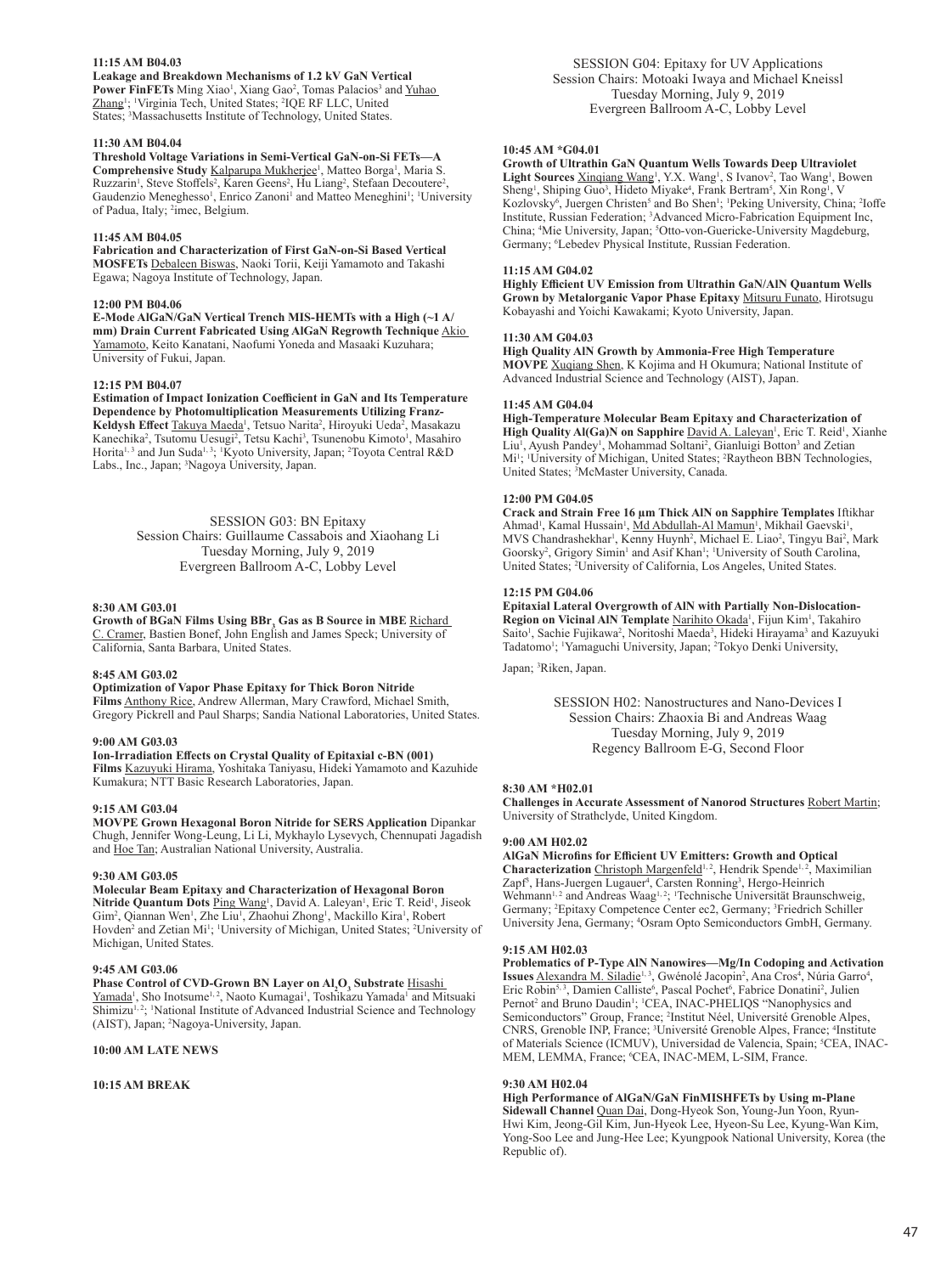**11:15 AM B04.03**
**Leakage and Breakdown Mechanisms of 1.2 kV GaN Vertical Power FinFETs** Ming Xiao[1], Xiang Gao[2], Tomas Palacios[3] and Yuhao Zhang[1]; [1]Virginia Tech, United States; [2]IQE RF LLC, United States; [3]Massachusetts Institute of Technology, United States.

**11:30 AM B04.04**
**Threshold Voltage Variations in Semi-Vertical GaN-on-Si FETs—A Comprehensive Study** Kalparupa Mukherjee[1], Matteo Borga[1], Maria S. Ruzzarin[1], Steve Stoffels[2], Karen Geens[2], Hu Liang[2], Stefaan Decoutere[2], Gaudenzio Meneghesso[1], Enrico Zanoni[1] and Matteo Meneghini[1]; [1]University of Padua, Italy; [2]imec, Belgium.

**11:45 AM B04.05**
**Fabrication and Characterization of First GaN-on-Si Based Vertical MOSFETs** Debaleen Biswas, Naoki Torii, Keiji Yamamoto and Takashi Egawa; Nagoya Institute of Technology, Japan.

**12:00 PM B04.06**
**E-Mode AlGaN/GaN Vertical Trench MIS-HEMTs with a High (~1 A/mm) Drain Current Fabricated Using AlGaN Regrowth Technique** Akio Yamamoto, Keito Kanatani, Naofumi Yoneda and Masaaki Kuzuhara; University of Fukui, Japan.

**12:15 PM B04.07**
**Estimation of Impact Ionization Coefficient in GaN and Its Temperature Dependence by Photomultiplication Measurements Utilizing Franz-Keldysh Effect** Takuya Maeda[1], Tetsuo Narita[2], Hiroyuki Ueda[2], Masakazu Kanechika[2], Tsutomu Uesugi[2], Tetsu Kachi[3], Tsunenobu Kimoto[1], Masahiro Horita[1, 3] and Jun Suda[1, 3]; [1]Kyoto University, Japan; [2]Toyota Central R&D Labs., Inc., Japan; [3]Nagoya University, Japan.

## SESSION G03: BN Epitaxy
Session Chairs: Guillaume Cassabois and Xiaohang Li
Tuesday Morning, July 9, 2019
Evergreen Ballroom A-C, Lobby Level

**8:30 AM G03.01**
**Growth of BGaN Films Using $BBr_3$ Gas as B Source in MBE** Richard C. Cramer, Bastien Bonef, John English and James Speck; University of California, Santa Barbara, United States.

**8:45 AM G03.02**
**Optimization of Vapor Phase Epitaxy for Thick Boron Nitride Films** Anthony Rice, Andrew Allerman, Mary Crawford, Michael Smith, Gregory Pickrell and Paul Sharps; Sandia National Laboratories, United States.

**9:00 AM G03.03**
**Ion-Irradiation Effects on Crystal Quality of Epitaxial c-BN (001) Films** Kazuyuki Hirama, Yoshitaka Taniyasu, Hideki Yamamoto and Kazuhide Kumakura; NTT Basic Research Laboratories, Japan.

**9:15 AM G03.04**
**MOVPE Grown Hexagonal Boron Nitride for SERS Application** Dipankar Chugh, Jennifer Wong-Leung, Li Li, Mykhaylo Lysevych, Chennupati Jagadish and Hoe Tan; Australian National University, Australia.

**9:30 AM G03.05**
**Molecular Beam Epitaxy and Characterization of Hexagonal Boron Nitride Quantum Dots** Ping Wang[1], David A. Laleyan[1], Eric T. Reid[1], Jiseok Gim[2], Qiannan Wen[1], Zhe Liu[1], Zhaohui Zhong[1], Mackillo Kira[1], Robert Hovden[2] and Zetian Mi[1]; [1]University of Michigan, United States; [2]University of Michigan, United States.

**9:45 AM G03.06**
**Phase Control of CVD-Grown BN Layer on $Al_2O_3$ Substrate** Hisashi Yamada[1], Sho Inotsume[1, 2], Naoto Kumagai[1], Toshikazu Yamada[1] and Mitsuaki Shimizu[1, 2]; [1]National Institute of Advanced Industrial Science and Technology (AIST), Japan; [2]Nagoya-University, Japan.

**10:00 AM LATE NEWS**

**10:15 AM BREAK**

## SESSION G04: Epitaxy for UV Applications
Session Chairs: Motoaki Iwaya and Michael Kneissl
Tuesday Morning, July 9, 2019
Evergreen Ballroom A-C, Lobby Level

**10:45 AM *G04.01**
**Growth of Ultrathin GaN Quantum Wells Towards Deep Ultraviolet Light Sources** Xinqiang Wang[1], Y.X. Wang[1], S Ivanov[2], Tao Wang[1], Bowen Sheng[1], Shiping Guo[3], Hideto Miyake[4], Frank Bertram[5], Xin Rong[1], V Kozlovsky[6], Juergen Christen[5] and Bo Shen[1]; [1]Peking University, China; [2]Ioffe Institute, Russian Federation; [3]Advanced Micro-Fabrication Equipment Inc, China; [4]Mie University, Japan; [5]Otto-von-Guericke-University Magdeburg, Germany; [6]Lebedev Physical Institute, Russian Federation.

**11:15 AM G04.02**
**Highly Efficient UV Emission from Ultrathin GaN/AlN Quantum Wells Grown by Metalorganic Vapor Phase Epitaxy** Mitsuru Funato, Hirotsugu Kobayashi and Yoichi Kawakami; Kyoto University, Japan.

**11:30 AM G04.03**
**High Quality AlN Growth by Ammonia-Free High Temperature MOVPE** Xuqiang Shen, K Kojima and H Okumura; National Institute of Advanced Industrial Science and Technology (AIST), Japan.

**11:45 AM G04.04**
**High-Temperature Molecular Beam Epitaxy and Characterization of High Quality Al(Ga)N on Sapphire** David A. Laleyan[1], Eric T. Reid[1], Xianhe Liu[1], Ayush Pandey[1], Mohammad Soltani[2], Gianluigi Botton[3] and Zetian Mi[1]; [1]University of Michigan, United States; [2]Raytheon BBN Technologies, United States; [3]McMaster University, Canada.

**12:00 PM G04.05**
**Crack and Strain Free 16 µm Thick AlN on Sapphire Templates** Iftikhar Ahmad[1], Kamal Hussain[1], Md Abdullah-Al Mamun[1], Mikhail Gaevski[1], MVS Chandrashekhar[1], Kenny Huynh[2], Michael E. Liao[2], Tingyu Bai[2], Mark Goorsky[2], Grigory Simin[1] and Asif Khan[1]; [1]University of South Carolina, United States; [2]University of California, Los Angeles, United States.

**12:15 PM G04.06**
**Epitaxial Lateral Overgrowth of AlN with Partially Non-Dislocation-Region on Vicinal AlN Template** Narihito Okada[1], Fijun Kim[1], Takahiro Saito[1], Sachie Fujikawa[2], Noritoshi Maeda[3], Hideki Hirayama[3] and Kazuyuki Tadatomo[1]; [1]Yamaguchi University, Japan; [2]Tokyo Denki University, Japan; [3]Riken, Japan.

## SESSION H02: Nanostructures and Nano-Devices I
Session Chairs: Zhaoxia Bi and Andreas Waag
Tuesday Morning, July 9, 2019
Regency Ballroom E-G, Second Floor

**8:30 AM *H02.01**
**Challenges in Accurate Assessment of Nanorod Structures** Robert Martin; University of Strathclyde, United Kingdom.

**9:00 AM H02.02**
**AlGaN Microfins for Efficient UV Emitters: Growth and Optical Characterization** Christoph Margenfeld[1, 2], Hendrik Spende[1, 2], Maximilian Zapf[3], Hans-Juergen Lugauer[4], Carsten Ronning[3], Hergo-Heinrich Wehmann[1, 2] and Andreas Waag[1, 2]; [1]Technische Universität Braunschweig, Germany; [2]Epitaxy Competence Center ec2, Germany; [3]Friedrich Schiller University Jena, Germany; [4]Osram Opto Semiconductors GmbH, Germany.

**9:15 AM H02.03**
**Problematics of P-Type AlN Nanowires—Mg/In Codoping and Activation Issues** Alexandra M. Siladie[1, 3], Gwénolé Jacopin[2], Ana Cros[4], Núria Garro[4], Eric Robin[5, 3], Damien Calliste[6], Pascal Pochet[6], Fabrice Donatini[2], Julien Pernot[2] and Bruno Daudin[1]; [1]CEA, INAC-PHELIQS "Nanophysics and Semiconductors" Group, France; [2]Institut Néel, Université Grenoble Alpes, CNRS, Grenoble INP, France; [3]Université Grenoble Alpes, France; [4]Institute of Materials Science (ICMUV), Universidad de Valencia, Spain; [5]CEA, INAC-MEM, LEMMA, France; [6]CEA, INAC-MEM, L-SIM, France.

**9:30 AM H02.04**
**High Performance of AlGaN/GaN FinMISHFETs by Using m-Plane Sidewall Channel** Quan Dai, Dong-Hyeok Son, Young-Jun Yoon, Ryun-Hwi Kim, Jeong-Gil Kim, Jun-Hyeok Lee, Hyeon-Su Lee, Kyung-Wan Kim, Yong-Soo Lee and Jung-Hee Lee; Kyungpook National University, Korea (the Republic of).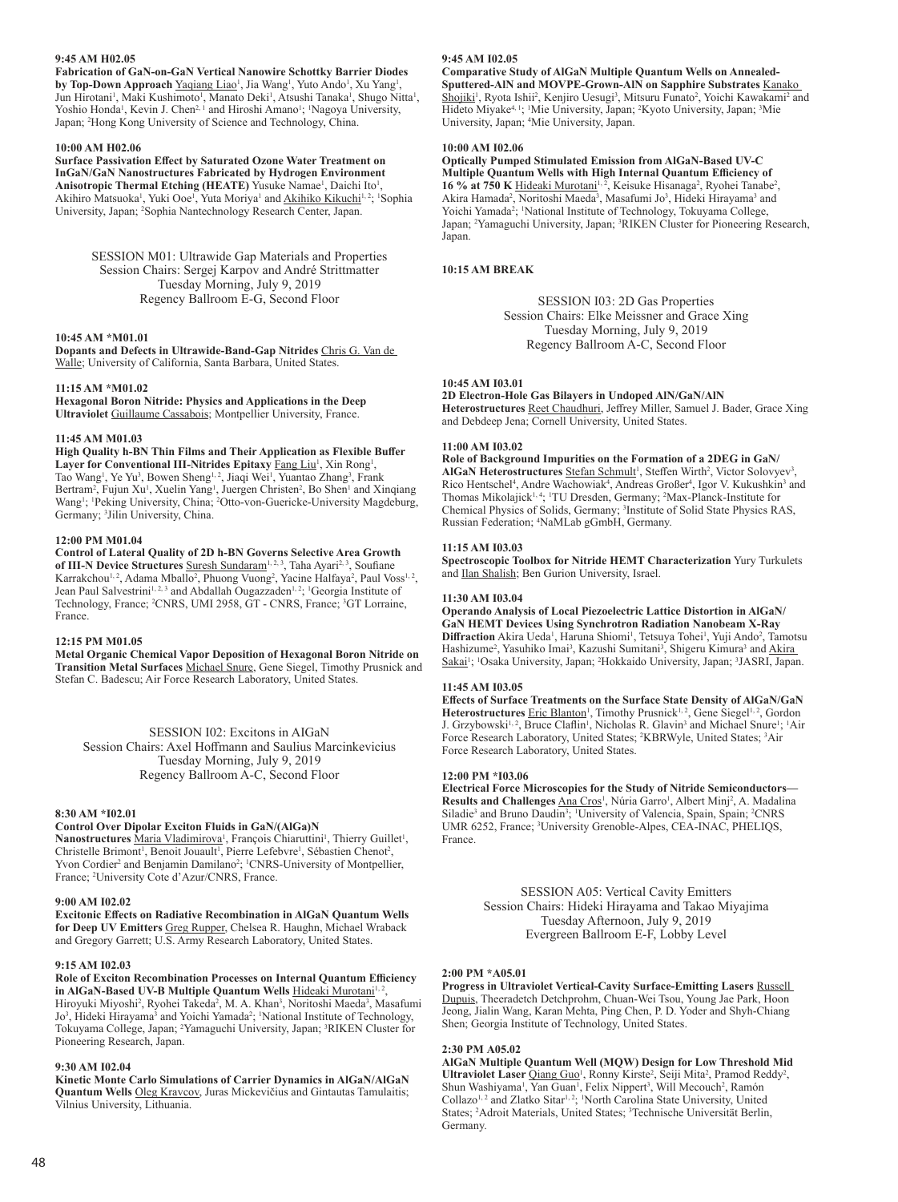**9:45 AM H02.05**

**Fabrication of GaN-on-GaN Vertical Nanowire Schottky Barrier Diodes by Top-Down Approach** Yaqiang Liao[1], Jia Wang[1], Yuto Ando[1], Xu Yang[1], Jun Hirotani[1], Maki Kushimoto[1], Manato Deki[1], Atsushi Tanaka[1], Shugo Nitta[1], Yoshio Honda[1], Kevin J. Chen[2, 1] and Hiroshi Amano[1]; [1]Nagoya University, Japan; [2]Hong Kong University of Science and Technology, China.

**10:00 AM H02.06**

**Surface Passivation Effect by Saturated Ozone Water Treatment on InGaN/GaN Nanostructures Fabricated by Hydrogen Environment Anisotropic Thermal Etching (HEATE)** Yusuke Namae[1], Daichi Ito[1], Akihiro Matsuoka[1], Yuki Ooe[1], Yuta Moriya[1] and Akihiko Kikuchi[1, 2]; [1]Sophia University, Japan; [2]Sophia Nantechnology Research Center, Japan.

SESSION M01: Ultrawide Gap Materials and Properties
Session Chairs: Sergej Karpov and André Strittmatter
Tuesday Morning, July 9, 2019
Regency Ballroom E-G, Second Floor

**10:45 AM *M01.01**

**Dopants and Defects in Ultrawide-Band-Gap Nitrides** Chris G. Van de Walle; University of California, Santa Barbara, United States.

**11:15 AM *M01.02**

**Hexagonal Boron Nitride: Physics and Applications in the Deep Ultraviolet** Guillaume Cassabois; Montpellier University, France.

**11:45 AM M01.03**

**High Quality h-BN Thin Films and Their Application as Flexible Buffer Layer for Conventional III-Nitrides Epitaxy** Fang Liu[1], Xin Rong[1], Tao Wang[1], Ye Yu[3], Bowen Sheng[1, 2], Jiaqi Wei[1], Yuantao Zhang[3], Frank Bertram[2], Fujun Xu[1], Xuelin Yang[1], Juergen Christen[2], Bo Shen[1] and Xinqiang Wang[1]; [1]Peking University, China; [2]Otto-von-Guericke-University Magdeburg, Germany; [3]Jilin University, China.

**12:00 PM M01.04**

**Control of Lateral Quality of 2D h-BN Governs Selective Area Growth of III-N Device Structures** Suresh Sundaram[1, 2, 3], Taha Ayari[2, 3], Soufiane Karrakchou[1, 2], Adama Mballo[2], Phuong Vuong[2], Yacine Halfaya[2], Paul Voss[1, 2], Jean Paul Salvestrini[1, 2, 3] and Abdallah Ougazzaden[1, 2]; [1]Georgia Institute of Technology, France; [2]CNRS, UMI 2958, GT - CNRS, France; [3]GT Lorraine, France.

**12:15 PM M01.05**

**Metal Organic Chemical Vapor Deposition of Hexagonal Boron Nitride on Transition Metal Surfaces** Michael Snure, Gene Siegel, Timothy Prusnick and Stefan C. Badescu; Air Force Research Laboratory, United States.

SESSION I02: Excitons in AlGaN
Session Chairs: Axel Hoffmann and Saulius Marcinkevicius
Tuesday Morning, July 9, 2019
Regency Ballroom A-C, Second Floor

**8:30 AM *I02.01**

**Control Over Dipolar Exciton Fluids in GaN/(AlGa)N Nanostructures** Maria Vladimirova[1], François Chiaruttini[1], Thierry Guillet[1], Christelle Brimont[1], Benoit Jouault[1], Pierre Lefebvre[1], Sébastien Chenot[2], Yvon Cordier[2] and Benjamin Damilano[2]; [1]CNRS-University of Montpellier, France; [2]University Cote d'Azur/CNRS, France.

**9:00 AM I02.02**

**Excitonic Effects on Radiative Recombination in AlGaN Quantum Wells for Deep UV Emitters** Greg Rupper, Chelsea R. Haughn, Michael Wraback and Gregory Garrett; U.S. Army Research Laboratory, United States.

**9:15 AM I02.03**

**Role of Exciton Recombination Processes on Internal Quantum Efficiency in AlGaN-Based UV-B Multiple Quantum Wells** Hideaki Murotani[1, 2], Hiroyuki Miyoshi[2], Ryohei Takeda[2], M. A. Khan[3], Noritoshi Maeda[3], Masafumi Jo[3], Hideki Hirayama[3] and Yoichi Yamada[2]; [1]National Institute of Technology, Tokuyama College, Japan; [2]Yamaguchi University, Japan; [3]RIKEN Cluster for Pioneering Research, Japan.

**9:30 AM I02.04**

**Kinetic Monte Carlo Simulations of Carrier Dynamics in AlGaN/AlGaN Quantum Wells** Oleg Kravcov, Juras Mickevičius and Gintautas Tamulaitis; Vilnius University, Lithuania.

**9:45 AM I02.05**

**Comparative Study of AlGaN Multiple Quantum Wells on Annealed-Sputtered-AlN and MOVPE-Grown-AlN on Sapphire Substrates** Kanako Shojiki[1], Ryota Ishii[2], Kenjiro Uesugi[3], Mitsuru Funato[2], Yoichi Kawakami[2] and Hideto Miyake[4, 1]; [1]Mie University, Japan; [2]Kyoto University, Japan; [3]Mie University, Japan; [4]Mie University, Japan.

**10:00 AM I02.06**

**Optically Pumped Stimulated Emission from AlGaN-Based UV-C Multiple Quantum Wells with High Internal Quantum Efficiency of 16 % at 750 K** Hideaki Murotani[1, 2], Keisuke Hisanaga[2], Ryohei Tanabe[2], Akira Hamada[2], Noritoshi Maeda[3], Masafumi Jo[3], Hideki Hirayama[3] and Yoichi Yamada[2]; [1]National Institute of Technology, Tokuyama College, Japan; [2]Yamaguchi University, Japan; [3]RIKEN Cluster for Pioneering Research, Japan.

**10:15 AM BREAK**

SESSION I03: 2D Gas Properties
Session Chairs: Elke Meissner and Grace Xing
Tuesday Morning, July 9, 2019
Regency Ballroom A-C, Second Floor

**10:45 AM I03.01**

**2D Electron-Hole Gas Bilayers in Undoped AlN/GaN/AlN Heterostructures** Reet Chaudhuri, Jeffrey Miller, Samuel J. Bader, Grace Xing and Debdeep Jena; Cornell University, United States.

**11:00 AM I03.02**

**Role of Background Impurities on the Formation of a 2DEG in GaN/AlGaN Heterostructures** Stefan Schmult[1], Steffen Wirth[2], Victor Solovyev[3], Rico Hentschel[4], Andre Wachowiak[4], Andreas Großer[4], Igor V. Kukushkin[3] and Thomas Mikolajick[1, 4]; [1]TU Dresden, Germany; [2]Max-Planck-Institute for Chemical Physics of Solids, Germany; [3]Institute of Solid State Physics RAS, Russian Federation; [4]NaMLab gGmbH, Germany.

**11:15 AM I03.03**

**Spectroscopic Toolbox for Nitride HEMT Characterization** Yury Turkulets and Ilan Shalish; Ben Gurion University, Israel.

**11:30 AM I03.04**

**Operando Analysis of Local Piezoelectric Lattice Distortion in AlGaN/GaN HEMT Devices Using Synchrotron Radiation Nanobeam X-Ray Diffraction** Akira Ueda[1], Haruna Shiomi[1], Tetsuya Tohei[1], Yuji Ando[1], Tamotsu Hashizume[2], Yasuhiko Imai[3], Kazushi Sumitani[3], Shigeru Kimura[3] and Akira Sakai[1]; [1]Osaka University, Japan; [2]Hokkaido University, Japan; [3]JASRI, Japan.

**11:45 AM I03.05**

**Effects of Surface Treatments on the Surface State Density of AlGaN/GaN Heterostructures** Eric Blanton[1], Timothy Prusnick[1, 2], Gene Siegel[1, 2], Gordon J. Grzybowski[1, 2], Bruce Claflin[1], Nicholas R. Glavin[3] and Michael Snure[1]; [1]Air Force Research Laboratory, United States; [2]KBRWyle, United States; [3]Air Force Research Laboratory, United States.

**12:00 PM *I03.06**

**Electrical Force Microscopies for the Study of Nitride Semiconductors—Results and Challenges** Ana Cros[1], Núria Garro[1], Albert Minj[2], A. Madalina Siladie[3] and Bruno Daudin[3]; [1]University of Valencia, Spain, Spain; [2]CNRS UMR 6252, France; [3]University Grenoble-Alpes, CEA-INAC, PHELIQS, France.

SESSION A05: Vertical Cavity Emitters
Session Chairs: Hideki Hirayama and Takao Miyajima
Tuesday Afternoon, July 9, 2019
Evergreen Ballroom E-F, Lobby Level

**2:00 PM *A05.01**

**Progress in Ultraviolet Vertical-Cavity Surface-Emitting Lasers** Russell Dupuis, Theeradetch Detchprohm, Chuan-Wei Tsou, Young Jae Park, Hoon Jeong, Jialin Wang, Karan Mehta, Ping Chen, P. D. Yoder and Shyh-Chiang Shen; Georgia Institute of Technology, United States.

**2:30 PM A05.02**

**AlGaN Multiple Quantum Well (MQW) Design for Low Threshold Mid Ultraviolet Laser** Qiang Guo[1], Ronny Kirste[2], Seiji Mita[2], Pramod Reddy[2], Shun Washiyama[1], Yan Guan[1], Felix Nippert[3], Will Mecouch[2], Ramón Collazo[1, 2] and Zlatko Sitar[1, 2]; [1]North Carolina State University, United States; [2]Adroit Materials, United States; [3]Technische Universität Berlin, Germany.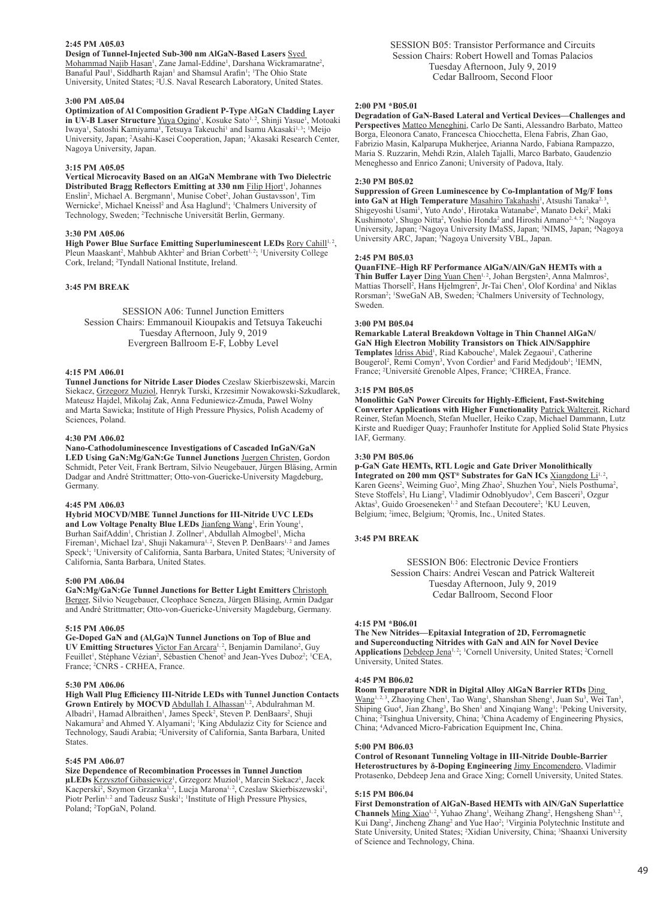**2:45 PM A05.03**
**Design of Tunnel-Injected Sub-300 nm AlGaN-Based Lasers** Syed Mohammad Najib Hasan[1], Zane Jamal-Eddine[1], Darshana Wickramaratne[2], Banaful Paul[1], Siddharth Rajan[1] and Shamsul Arafin[1]; [1]The Ohio State University, United States; [2]U.S. Naval Research Laboratory, United States.

**3:00 PM A05.04**
**Optimization of Al Composition Gradient P-Type AlGaN Cladding Layer in UV-B Laser Structure** Yuya Ogino[1], Kosuke Sato[1, 2], Shinji Yasue[1], Motoaki Iwaya[1], Satoshi Kamiyama[1], Tetsuya Takeuchi[1] and Isamu Akasaki[1, 3]; [1]Meijo University, Japan; [2]Asahi-Kasei Cooperation, Japan; [3]Akasaki Research Center, Nagoya University, Japan.

**3:15 PM A05.05**
**Vertical Microcavity Based on an AlGaN Membrane with Two Dielectric Distributed Bragg Reflectors Emitting at 330 nm** Filip Hjort[1], Johannes Enslin[2], Michael A. Bergmann[1], Munise Cobet[2], Johan Gustavsson[1], Tim Wernicke[2], Michael Kneissl[2] and Åsa Haglund[1]; [1]Chalmers University of Technology, Sweden; [2]Technische Universität Berlin, Germany.

**3:30 PM A05.06**
**High Power Blue Surface Emitting Superluminescent LEDs** Rory Cahill[1, 2], Pleun Maaskant[2], Mahbub Akhter[2] and Brian Corbett[1, 2]; [1]University College Cork, Ireland; [2]Tyndall National Institute, Ireland.

**3:45 PM BREAK**

SESSION A06: Tunnel Junction Emitters
Session Chairs: Emmanouil Kioupakis and Tetsuya Takeuchi
Tuesday Afternoon, July 9, 2019
Evergreen Ballroom E-F, Lobby Level

**4:15 PM A06.01**
**Tunnel Junctions for Nitride Laser Diodes** Czeslaw Skierbiszewski, Marcin Siekacz, Grzegorz Muziol, Henryk Turski, Krzesimir Nowakowski-Szkudlarek, Mateusz Hajdel, Mikolaj Zak, Anna Feduniewicz-Zmuda, Pawel Wolny and Marta Sawicka; Institute of High Pressure Physics, Polish Academy of Sciences, Poland.

**4:30 PM A06.02**
**Nano-Cathodoluminescence Investigations of Cascaded InGaN/GaN LED Using GaN:Mg/GaN:Ge Tunnel Junctions** Juergen Christen, Gordon Schmidt, Peter Veit, Frank Bertram, Silvio Neugebauer, Jürgen Bläsing, Armin Dadgar and André Strittmatter; Otto-von-Guericke-University Magdeburg, Germany.

**4:45 PM A06.03**
**Hybrid MOCVD/MBE Tunnel Junctions for III-Nitride UVC LEDs and Low Voltage Penalty Blue LEDs** Jianfeng Wang[1], Erin Young[1], Burhan SaifAddin[1], Christian J. Zollner[1], Abdullah Almogbel[1], Micha Fireman[1], Michael Iza[1], Shuji Nakamura[1, 2], Steven P. DenBaars[1, 2] and James Speck[1]; [1]University of California, Santa Barbara, United States; [2]University of California, Santa Barbara, United States.

**5:00 PM A06.04**
**GaN:Mg/GaN:Ge Tunnel Junctions for Better Light Emitters** Christoph Berger, Silvio Neugebauer, Cleophace Seneza, Jürgen Bläsing, Armin Dadgar and André Strittmatter; Otto-von-Guericke-University Magdeburg, Germany.

**5:15 PM A06.05**
**Ge-Doped GaN and (Al,Ga)N Tunnel Junctions on Top of Blue and UV Emitting Structures** Victor Fan Arcara[1, 2], Benjamin Damilano[2], Guy Feuillet[1], Stéphane Vézian[2], Sébastien Chenot[2] and Jean-Yves Duboz[2]; [1]CEA, France; [2]CNRS - CRHEA, France.

**5:30 PM A06.06**
**High Wall Plug Efficiency III-Nitride LEDs with Tunnel Junction Contacts Grown Entirely by MOCVD** Abdullah I. Alhassan[1, 2], Abdulrahman M. Albadri[1], Hamad Albraithen[1], James Speck[2], Steven P. DenBaars[2], Shuji Nakamura[2] and Ahmed Y. Alyamani[1]; [1]King Abdulaziz City for Science and Technology, Saudi Arabia; [2]University of California, Santa Barbara, United States.

**5:45 PM A06.07**
**Size Dependence of Recombination Processes in Tunnel Junction µLEDs** Krzysztof Gibasiewicz[1], Grzegorz Muziol[1], Marcin Siekacz[1], Jacek Kacperski[2], Szymon Grzanka[1, 2], Lucja Marona[1, 2], Czeslaw Skierbiszewski[1], Piotr Perlin[1, 2] and Tadeusz Suski[1]; [1]Institute of High Pressure Physics, Poland; [2]TopGaN, Poland.

SESSION B05: Transistor Performance and Circuits
Session Chairs: Robert Howell and Tomas Palacios
Tuesday Afternoon, July 9, 2019
Cedar Ballroom, Second Floor

**2:00 PM *B05.01**
**Degradation of GaN-Based Lateral and Vertical Devices—Challenges and Perspectives** Matteo Meneghini, Carlo De Santi, Alessandro Barbato, Matteo Borga, Eleonora Canato, Francesca Chiocchetta, Elena Fabris, Zhan Gao, Fabrizio Masin, Kalparupa Mukherjee, Arianna Nardo, Fabiana Rampazzo, Maria S. Ruzzarin, Mehdi Rzin, Alaleh Tajalli, Marco Barbato, Gaudenzio Meneghesso and Enrico Zanoni; University of Padova, Italy.

**2:30 PM B05.02**
**Suppression of Green Luminescence by Co-Implantation of Mg/F Ions into GaN at High Temperature** Masahiro Takahashi[1], Atsushi Tanaka[2, 3], Shigeyoshi Usami[1], Yuto Ando[1], Hirotaka Watanabe[2], Manato Deki[2], Maki Kushimoto[1], Shugo Nitta[2], Yoshio Honda[2] and Hiroshi Amano[2, 4, 5]; [1]Nagoya University, Japan; [2]Nagoya University IMaSS, Japan; [3]NIMS, Japan; [4]Nagoya University ARC, Japan; [5]Nagoya University VBL, Japan.

**2:45 PM B05.03**
**QuanFINE–High RF Performance AlGaN/AlN/GaN HEMTs with a Thin Buffer Layer** Ding Yuan Chen[1, 2], Johan Bergsten[2], Anna Malmros[2], Mattias Thorsell[2], Hans Hjelmgren[2], Jr-Tai Chen[1], Olof Kordina[1] and Niklas Rorsman[2]; [1]SweGaN AB, Sweden; [2]Chalmers University of Technology, Sweden.

**3:00 PM B05.04**
**Remarkable Lateral Breakdown Voltage in Thin Channel AlGaN/GaN High Electron Mobility Transistors on Thick AlN/Sapphire Templates** Idriss Abid[1], Riad Kabouche[1], Malek Zegaoui[1], Catherine Bougerol[2], Remi Comyn[3], Yvon Cordier[3] and Farid Medjdoub[1]; [1]IEMN, France; [2]Université Grenoble Alpes, France; [3]CHREA, France.

**3:15 PM B05.05**
**Monolithic GaN Power Circuits for Highly-Efficient, Fast-Switching Converter Applications with Higher Functionality** Patrick Waltereit, Richard Reiner, Stefan Moench, Stefan Mueller, Heiko Czap, Michael Dammann, Lutz Kirste and Ruediger Quay; Fraunhofer Institute for Applied Solid State Physics IAF, Germany.

**3:30 PM B05.06**
**p-GaN Gate HEMTs, RTL Logic and Gate Driver Monolithically Integrated on 200 mm QST® Substrates for GaN ICs** Xiangdong Li[1, 2], Karen Geens[2], Weiming Guo[2], Ming Zhao[2], Shuzhen You[2], Niels Posthuma[2], Steve Stoffels[2], Hu Liang[2], Vladimir Odnoblyudov[3], Cem Basceri[3], Ozgur Aktas[3], Guido Groeseneken[1, 2] and Stefaan Decoutere[2]; [1]KU Leuven, Belgium; [2]imec, Belgium; [3]Qromis, Inc., United States.

**3:45 PM BREAK**

SESSION B06: Electronic Device Frontiers
Session Chairs: Andrei Vescan and Patrick Waltereit
Tuesday Afternoon, July 9, 2019
Cedar Ballroom, Second Floor

**4:15 PM *B06.01**
**The New Nitrides—Epitaxial Integration of 2D, Ferromagnetic and Superconducting Nitrides with GaN and AlN for Novel Device Applications** Debdeep Jena[1, 2]; [1]Cornell University, United States; [2]Cornell University, United States.

**4:45 PM B06.02**
**Room Temperature NDR in Digital Alloy AlGaN Barrier RTDs** Ding Wang[1, 2, 3], Zhaoying Chen[1], Tao Wang[1], Shanshan Sheng[1], Juan Su[3], Wei Tan[3], Shiping Guo[4], Jian Zhang[3], Bo Shen[1] and Xinqiang Wang[1]; [1]Peking University, China; [2]Tsinghua University, China; [3]China Academy of Engineering Physics, China; [4]Advanced Micro-Fabrication Equipment Inc, China.

**5:00 PM B06.03**
**Control of Resonant Tunneling Voltage in III-Nitride Double-Barrier Heterostructures by δ-Doping Engineering** Jimy Encomendero, Vladimir Protasenko, Debdeep Jena and Grace Xing; Cornell University, United States.

**5:15 PM B06.04**
**First Demonstration of AlGaN-Based HEMTs with AlN/GaN Superlattice Channels** Ming Xiao[1, 2], Yuhao Zhang[1], Weihang Zhang[2], Hengsheng Shan[3, 2], Kui Dang[2], Jincheng Zhang[2] and Yue Hao[2]; [1]Virginia Polytechnic Institute and State University, United States; [2]Xidian University, China; [3]Shaanxi University of Science and Technology, China.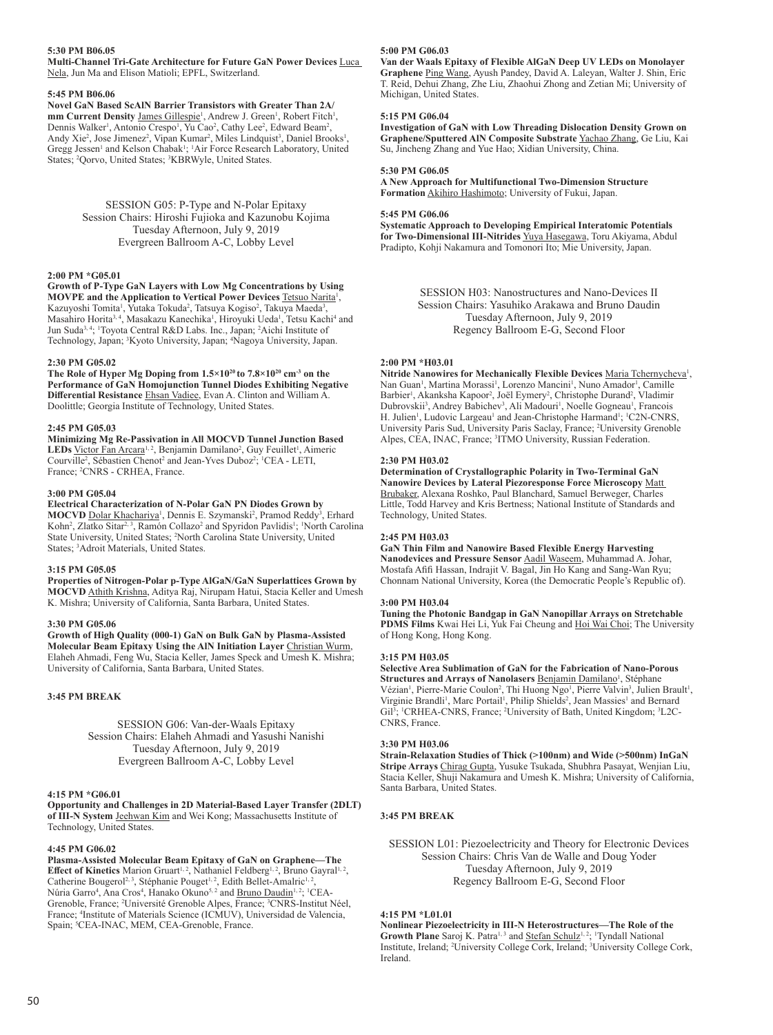**5:30 PM B06.05**
**Multi-Channel Tri-Gate Architecture for Future GaN Power Devices** Luca Nela, Jun Ma and Elison Matioli; EPFL, Switzerland.

**5:45 PM B06.06**
**Novel GaN Based ScAlN Barrier Transistors with Greater Than 2A/mm Current Density** James Gillespie[1], Andrew J. Green[1], Robert Fitch[1], Dennis Walker[1], Antonio Crespo[1], Yu Cao[2], Cathy Lee[2], Edward Beam[2], Andy Xie[2], Jose Jimenez[2], Vipan Kumar[2], Miles Lindquist[3], Daniel Brooks[1], Gregg Jessen[1] and Kelson Chabak[1]; [1]Air Force Research Laboratory, United States; [2]Qorvo, United States; [3]KBRWyle, United States.

SESSION G05: P-Type and N-Polar Epitaxy
Session Chairs: Hiroshi Fujioka and Kazunobu Kojima
Tuesday Afternoon, July 9, 2019
Evergreen Ballroom A-C, Lobby Level

**2:00 PM *G05.01**
**Growth of P-Type GaN Layers with Low Mg Concentrations by Using MOVPE and the Application to Vertical Power Devices** Tetsuo Narita[1], Kazuyoshi Tomita[1], Yutaka Tokuda[2], Tatsuya Kogiso[2], Takuya Maeda[3], Masahiro Horita[3,4], Masakazu Kanechika[1], Hiroyuki Ueda[1], Tetsu Kachi[4] and Jun Suda[3,4]; [1]Toyota Central R&D Labs. Inc., Japan; [2]Aichi Institute of Technology, Japan; [3]Kyoto University, Japan; [4]Nagoya University, Japan.

**2:30 PM G05.02**
**The Role of Hyper Mg Doping from $1.5\times10^{20}$ to $7.8\times10^{20}$ cm$^{-3}$ on the Performance of GaN Homojunction Tunnel Diodes Exhibiting Negative Differential Resistance** Ehsan Vadiee, Evan A. Clinton and William A. Doolittle; Georgia Institute of Technology, United States.

**2:45 PM G05.03**
**Minimizing Mg Re-Passivation in All MOCVD Tunnel Junction Based LEDs** Victor Fan Arcara[1,2], Benjamin Damilano[2], Guy Feuillet[1], Aimeric Courville[2], Sébastien Chenot[2] and Jean-Yves Duboz[2]; [1]CEA - LETI, France; [2]CNRS - CRHEA, France.

**3:00 PM G05.04**
**Electrical Characterization of N-Polar GaN PN Diodes Grown by MOCVD** Dolar Khachariya[1], Dennis E. Szymanski[2], Pramod Reddy[3], Erhard Kohn[2], Zlatko Sitar[2,3], Ramón Collazo[2] and Spyridon Pavlidis[1]; [1]North Carolina State University, United States; [2]North Carolina State University, United States; [3]Adroit Materials, United States.

**3:15 PM G05.05**
**Properties of Nitrogen-Polar p-Type AlGaN/GaN Superlattices Grown by MOCVD** Athith Krishna, Aditya Raj, Nirupam Hatui, Stacia Keller and Umesh K. Mishra; University of California, Santa Barbara, United States.

**3:30 PM G05.06**
**Growth of High Quality (000-1) GaN on Bulk GaN by Plasma-Assisted Molecular Beam Epitaxy Using the AlN Initiation Layer** Christian Wurm, Elaheh Ahmadi, Feng Wu, Stacia Keller, James Speck and Umesh K. Mishra; University of California, Santa Barbara, United States.

**3:45 PM BREAK**

SESSION G06: Van-der-Waals Epitaxy
Session Chairs: Elaheh Ahmadi and Yasushi Nanishi
Tuesday Afternoon, July 9, 2019
Evergreen Ballroom A-C, Lobby Level

**4:15 PM *G06.01**
**Opportunity and Challenges in 2D Material-Based Layer Transfer (2DLT) of III-N System** Jeehwan Kim and Wei Kong; Massachusetts Institute of Technology, United States.

**4:45 PM G06.02**
**Plasma-Assisted Molecular Beam Epitaxy of GaN on Graphene—The Effect of Kinetics** Marion Gruart[1,2], Nathaniel Feldberg[1,2], Bruno Gayral[1,2], Catherine Bougerol[2,3], Stéphanie Pouget[1,2], Edith Bellet-Amalric[1,2], Núria Garro[4], Ana Cros[4], Hanako Okuno[5,2] and Bruno Daudin[1,2]; [1]CEA-Grenoble, France; [2]Université Grenoble Alpes, France; [3]CNRS-Institut Néel, France; [4]Institute of Materials Science (ICMUV), Universidad de Valencia, Spain; [5]CEA-INAC, MEM, CEA-Grenoble, France.

**5:00 PM G06.03**
**Van der Waals Epitaxy of Flexible AlGaN Deep UV LEDs on Monolayer Graphene** Ping Wang, Ayush Pandey, David A. Laleyan, Walter J. Shin, Eric T. Reid, Dehui Zhang, Zhe Liu, Zhaohui Zhong and Zetian Mi; University of Michigan, United States.

**5:15 PM G06.04**
**Investigation of GaN with Low Threading Dislocation Density Grown on Graphene/Sputtered AlN Composite Substrate** Yachao Zhang, Ge Liu, Kai Su, Jincheng Zhang and Yue Hao; Xidian University, China.

**5:30 PM G06.05**
**A New Approach for Multifunctional Two-Dimension Structure Formation** Akihiro Hashimoto; University of Fukui, Japan.

**5:45 PM G06.06**
**Systematic Approach to Developing Empirical Interatomic Potentials for Two-Dimensional III-Nitrides** Yuya Hasegawa, Toru Akiyama, Abdul Pradipto, Kohji Nakamura and Tomonori Ito; Mie University, Japan.

SESSION H03: Nanostructures and Nano-Devices II
Session Chairs: Yasuhiko Arakawa and Bruno Daudin
Tuesday Afternoon, July 9, 2019
Regency Ballroom E-G, Second Floor

**2:00 PM *H03.01**
**Nitride Nanowires for Mechanically Flexible Devices** Maria Tchernycheva[1], Nan Guan[1], Martina Morassi[1], Lorenzo Mancini[1], Nuno Amador[1], Camille Barbier[1], Akanksha Kapoor[2], Joël Eymery[2], Christophe Durand[2], Vladimir Dubrovskii[3], Andrey Babichev[3], Ali Madouri[1], Noelle Gogneau[1], Francois H. Julien[1], Ludovic Largeau[1] and Jean-Christophe Harmand[1]; [1]C2N-CNRS, University Paris Sud, University Paris Saclay, France; [2]University Grenoble Alpes, CEA, INAC, France; [3]ITMO University, Russian Federation.

**2:30 PM H03.02**
**Determination of Crystallographic Polarity in Two-Terminal GaN Nanowire Devices by Lateral Piezoresponse Force Microscopy** Matt Brubaker, Alexana Roshko, Paul Blanchard, Samuel Berweger, Charles Little, Todd Harvey and Kris Bertness; National Institute of Standards and Technology, United States.

**2:45 PM H03.03**
**GaN Thin Film and Nanowire Based Flexible Energy Harvesting Nanodevices and Pressure Sensor** Aadil Waseem, Muhammad A. Johar, Mostafa Afifi Hassan, Indrajit V. Bagal, Jin Ho Kang and Sang-Wan Ryu; Chonnam National University, Korea (the Democratic People's Republic of).

**3:00 PM H03.04**
**Tuning the Photonic Bandgap in GaN Nanopillar Arrays on Stretchable PDMS Films** Kwai Hei Li, Yuk Fai Cheung and Hoi Wai Choi; The University of Hong Kong, Hong Kong.

**3:15 PM H03.05**
**Selective Area Sublimation of GaN for the Fabrication of Nano-Porous Structures and Arrays of Nanolasers** Benjamin Damilano[1], Stéphane Vézian[1], Pierre-Marie Coulon[2], Thi Huong Ngo[1], Pierre Valvin[3], Julien Brault[1], Virginie Brandli[1], Marc Portail[1], Philip Shields[2], Jean Massies[1] and Bernard Gil[3]; [1]CRHEA-CNRS, France; [2]University of Bath, United Kingdom; [3]L2C-CNRS, France.

**3:30 PM H03.06**
**Strain-Relaxation Studies of Thick (>100nm) and Wide (>500nm) InGaN Stripe Arrays** Chirag Gupta, Yusuke Tsukada, Shubhra Pasayat, Wenjian Liu, Stacia Keller, Shuji Nakamura and Umesh K. Mishra; University of California, Santa Barbara, United States.

**3:45 PM BREAK**

SESSION L01: Piezoelectricity and Theory for Electronic Devices
Session Chairs: Chris Van de Walle and Doug Yoder
Tuesday Afternoon, July 9, 2019
Regency Ballroom E-G, Second Floor

**4:15 PM *L01.01**
**Nonlinear Piezoelectricity in III-N Heterostructures—The Role of the Growth Plane** Saroj K. Patra[1,3] and Stefan Schulz[1,2]; [1]Tyndall National Institute, Ireland; [2]University College Cork, Ireland; [3]University College Cork, Ireland.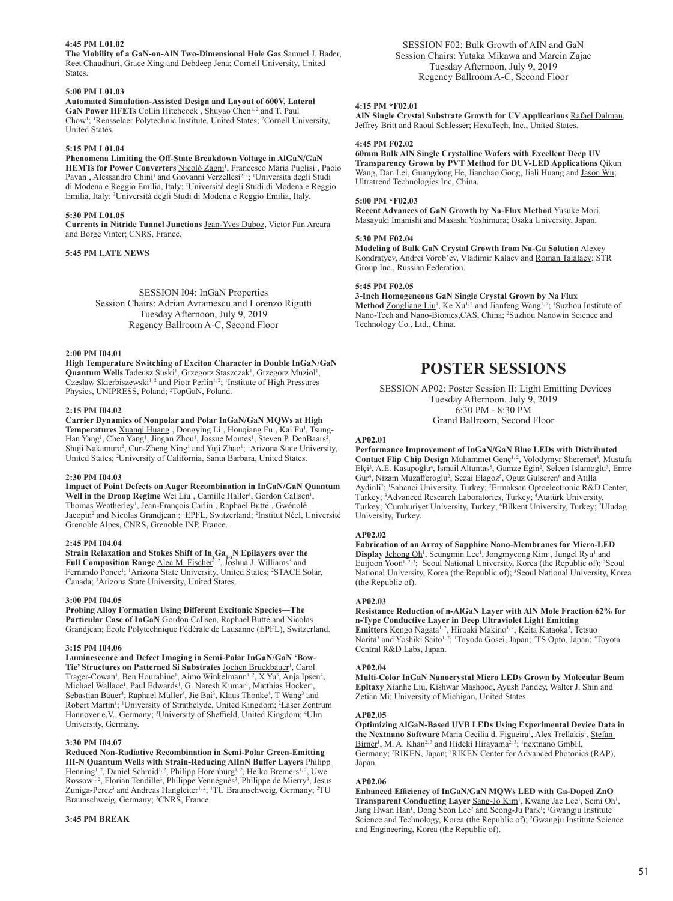**4:45 PM L01.02**
**The Mobility of a GaN-on-AlN Two-Dimensional Hole Gas** Samuel J. Bader, Reet Chaudhuri, Grace Xing and Debdeep Jena; Cornell University, United States.

**5:00 PM L01.03**
**Automated Simulation-Assisted Design and Layout of 600V, Lateral GaN Power HFETs** Collin Hitchcock[1], Shuyao Chen[1, 2] and T. Paul Chow[1]; [1]Rensselaer Polytechnic Institute, United States; [2]Cornell University, United States.

**5:15 PM L01.04**
**Phenomena Limiting the Off-State Breakdown Voltage in AlGaN/GaN HEMTs for Power Converters** Nicolò Zagni[1], Francesco Maria Puglisi[1], Paolo Pavan[1], Alessandro Chini[1] and Giovanni Verzellesi[2, 3]; [1]Università degli Studi di Modena e Reggio Emilia, Italy; [2]Università degli Studi di Modena e Reggio Emilia, Italy; [3]Università degli Studi di Modena e Reggio Emilia, Italy.

**5:30 PM L01.05**
**Currents in Nitride Tunnel Junctions** Jean-Yves Duboz, Victor Fan Arcara and Borge Vinter; CNRS, France.

**5:45 PM LATE NEWS**

SESSION I04: InGaN Properties
Session Chairs: Adrian Avramescu and Lorenzo Rigutti
Tuesday Afternoon, July 9, 2019
Regency Ballroom A-C, Second Floor

**2:00 PM I04.01**
**High Temperature Switching of Exciton Character in Double InGaN/GaN Quantum Wells** Tadeusz Suski[1], Grzegorz Staszczak[1], Grzegorz Muziol[1], Czeslaw Skierbiszewski[1, 2] and Piotr Perlin[1, 2]; [1]Institute of High Pressures Physics, UNIPRESS, Poland; [2]TopGaN, Poland.

**2:15 PM I04.02**
**Carrier Dynamics of Nonpolar and Polar InGaN/GaN MQWs at High Temperatures** Xuanqi Huang[1], Dongying Li[1], Houqiang Fu[1], Kai Fu[1], Tsung-Han Yang[1], Chen Yang[1], Jingan Zhou[1], Jossue Montes[1], Steven P. DenBaars[2], Shuji Nakamura[2], Cun-Zheng Ning[1] and Yuji Zhao[1]; [1]Arizona State University, United States; [2]University of California, Santa Barbara, United States.

**2:30 PM I04.03**
**Impact of Point Defects on Auger Recombination in InGaN/GaN Quantum Well in the Droop Regime** Wei Liu[1], Camille Haller[1], Gordon Callsen[1], Thomas Weatherley[1], Jean-François Carlin[1], Raphaël Butté[1], Gwénolé Jacopin[2] and Nicolas Grandjean[1]; [1]EPFL, Switzerland; [2]Institut Néel, Université Grenoble Alpes, CNRS, Grenoble INP, France.

**2:45 PM I04.04**
**Strain Relaxation and Stokes Shift of $In_xGa_{1-x}N$ Epilayers over the Full Composition Range** Alec M. Fischer[1, 2], Joshua J. Williams[3] and Fernando Ponce[1]; [1]Arizona State University, United States; [2]STACE Solar, Canada; [3]Arizona State University, United States.

**3:00 PM I04.05**
**Probing Alloy Formation Using Different Excitonic Species—The Particular Case of InGaN** Gordon Callsen, Raphaël Butté and Nicolas Grandjean; École Polytechnique Fédérale de Lausanne (EPFL), Switzerland.

**3:15 PM I04.06**
**Luminescence and Defect Imaging in Semi-Polar InGaN/GaN 'Bow-Tie' Structures on Patterned Si Substrates** Jochen Bruckbauer[1], Carol Trager-Cowan[1], Ben Hourahine[1], Aimo Winkelmann[1, 2], X Yu[3], Anja Ipsen[4], Michael Wallace[1], Paul Edwards[1], G. Naresh Kumar[1], Matthias Hocker[4], Sebastian Bauer[4], Raphael Müller[4], Jie Bai[3], Klaus Thonke[4], T Wang[3] and Robert Martin[1]; [1]University of Strathclyde, United Kingdom; [2]Laser Zentrum Hannover e.V., Germany; [3]University of Sheffield, United Kingdom; [4]Ulm University, Germany.

**3:30 PM I04.07**
**Reduced Non-Radiative Recombination in Semi-Polar Green-Emitting III-N Quantum Wells with Strain-Reducing AlInN Buffer Layers** Philipp Henning[1, 2], Daniel Schmid[1, 2], Philipp Horenburg[1, 2], Heiko Bremers[1, 2], Uwe Rossow[1, 2], Florian Tendille[3], Philippe Vennéguès[3], Philippe de Mierry[3], Jesus Zuniga-Perez[3] and Andreas Hangleiter[1, 2]; [1]TU Braunschweig, Germany; [2]TU Braunschweig, Germany; [3]CNRS, France.

**3:45 PM BREAK**

SESSION F02: Bulk Growth of AlN and GaN
Session Chairs: Yutaka Mikawa and Marcin Zajac
Tuesday Afternoon, July 9, 2019
Regency Ballroom A-C, Second Floor

**4:15 PM *F02.01**
**AlN Single Crystal Substrate Growth for UV Applications** Rafael Dalmau, Jeffrey Britt and Raoul Schlesser; HexaTech, Inc., United States.

**4:45 PM F02.02**
**60mm Bulk AlN Single Crystalline Wafers with Excellent Deep UV Transparency Grown by PVT Method for DUV-LED Applications** Qikun Wang, Dan Lei, Guangdong He, Jianchao Gong, Jiali Huang and Jason Wu; Ultratrend Technologies Inc, China.

**5:00 PM *F02.03**
**Recent Advances of GaN Growth by Na-Flux Method** Yusuke Mori, Masayuki Imanishi and Masashi Yoshimura; Osaka University, Japan.

**5:30 PM F02.04**
**Modeling of Bulk GaN Crystal Growth from Na-Ga Solution** Alexey Kondratyev, Andrei Vorob'ev, Vladimir Kalaev and Roman Talalaev; STR Group Inc., Russian Federation.

**5:45 PM F02.05**
**3-Inch Homogeneous GaN Single Crystal Grown by Na Flux Method** Zongliang Liu[1], Ke Xu[1, 2] and Jianfeng Wang[1, 2]; [1]Suzhou Institute of Nano-Tech and Nano-Bionics,CAS, China; [2]Suzhou Nanowin Science and Technology Co., Ltd., China.

# POSTER SESSIONS

SESSION AP02: Poster Session II: Light Emitting Devices
Tuesday Afternoon, July 9, 2019
6:30 PM - 8:30 PM
Grand Ballroom, Second Floor

**AP02.01**
**Performance Improvement of InGaN/GaN Blue LEDs with Distributed Contact Flip Chip Design** Muhammet Genç[1, 2], Volodymyr Sheremet[3], Mustafa Elçi[3], A.E. Kasapoğlu[4], Ismail Altuntas[5], Gamze Egin[2], Selcen Islamoglu[3], Emre Gur[4], Nizam Muzafferoglu[2], Sezai Elagoz[5], Oguz Gulseren[6] and Atilla Aydinli[7]; [1]Sabanci University, Turkey; [2]Ermaksan Optoelectronic R&D Center, Turkey; [3]Advanced Research Laboratories, Turkey; [4]Atatürk University, Turkey; [5]Cumhuriyet University, Turkey; [6]Bilkent University, Turkey; [7]Uludag University, Turkey.

**AP02.02**
**Fabrication of an Array of Sapphire Nano-Membranes for Micro-LED Display** Jehong Oh[1], Seungmin Lee[1], Jongmyeong Kim[1], Jungel Ryu[1] and Euijoon Yoon[1, 2, 3]; [1]Seoul National University, Korea (the Republic of); [2]Seoul National University, Korea (the Republic of); [3]Seoul National University, Korea (the Republic of).

**AP02.03**
**Resistance Reduction of n-AlGaN Layer with AlN Mole Fraction 62% for n-Type Conductive Layer in Deep Ultraviolet Light Emitting Emitters** Kengo Nagata[1, 2], Hiroaki Makino[1, 2], Keita Kataoka[3], Tetsuo Narita[3] and Yoshiki Saito[1, 2]; [1]Toyoda Gosei, Japan; [2]TS Opto, Japan; [3]Toyota Central R&D Labs, Japan.

**AP02.04**
**Multi-Color InGaN Nanocrystal Micro LEDs Grown by Molecular Beam Epitaxy** Xianhe Liu, Kishwar Mashooq, Ayush Pandey, Walter J. Shin and Zetian Mi; University of Michigan, United States.

**AP02.05**
**Optimizing AlGaN-Based UVB LEDs Using Experimental Device Data in the Nextnano Software** Maria Cecilia d. Figueira[1], Alex Trellakis[1], Stefan Birner[1], M. A. Khan[2, 3] and Hideki Hirayama[2, 3]; [1]nextnano GmbH, Germany; [2]RIKEN, Japan; [3]RIKEN Center for Advanced Photonics (RAP), Japan.

**AP02.06**
**Enhanced Efficiency of InGaN/GaN MQWs LED with Ga-Doped ZnO Transparent Conducting Layer** Sang-Jo Kim[1], Kwang Jae Lee[1], Semi Oh[1], Jang Hwan Han[1], Dong Seon Lee[2] and Seong-Ju Park[1]; [1]Gwangju Institute Science and Technology, Korea (the Republic of); [2]Gwangju Institute Science and Engineering, Korea (the Republic of).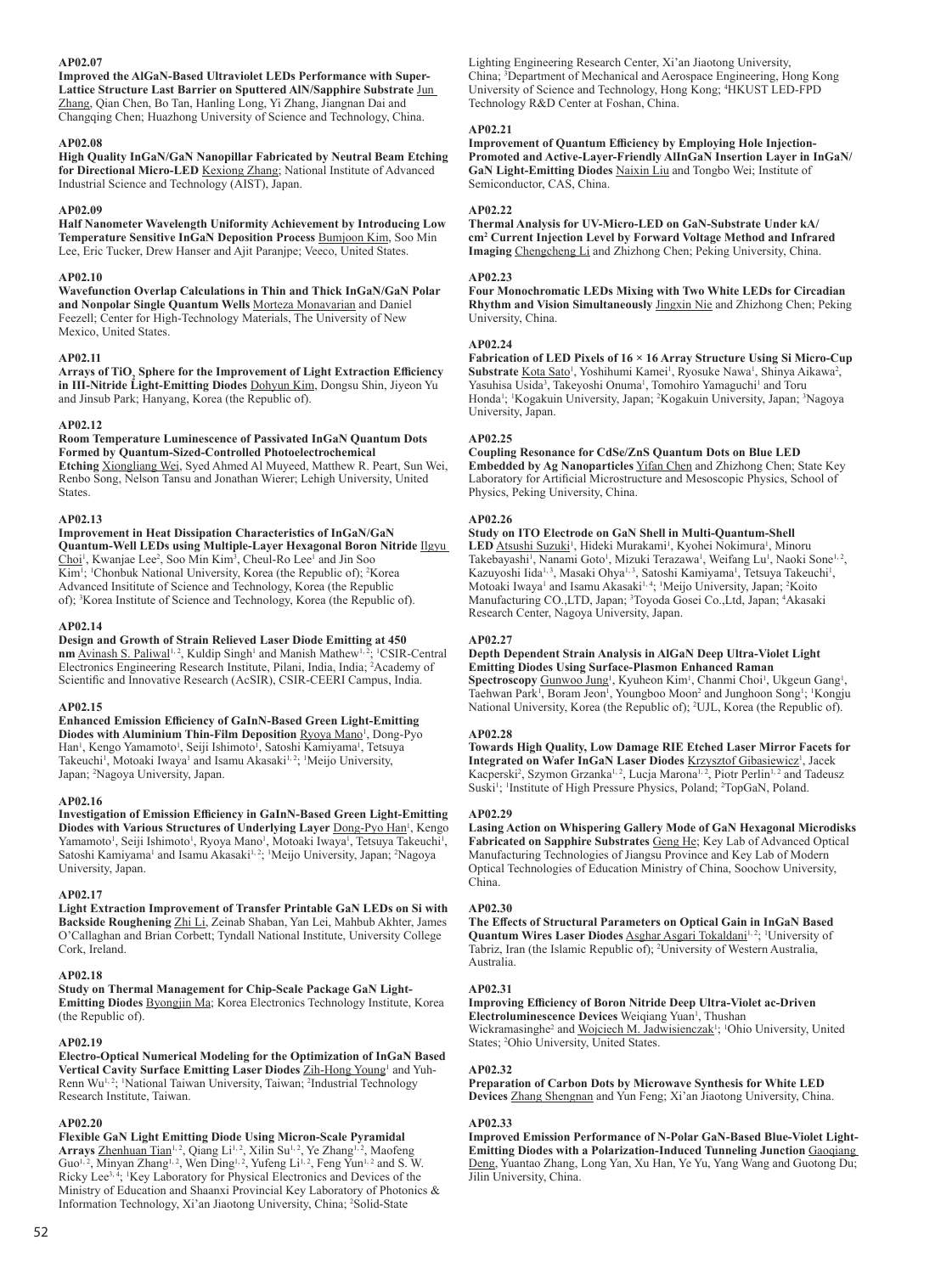**AP02.07**

**Improved the AlGaN-Based Ultraviolet LEDs Performance with Super-Lattice Structure Last Barrier on Sputtered AlN/Sapphire Substrate** Jun Zhang, Qian Chen, Bo Tan, Hanling Long, Yi Zhang, Jiangnan Dai and Changqing Chen; Huazhong University of Science and Technology, China.

**AP02.08**

**High Quality InGaN/GaN Nanopillar Fabricated by Neutral Beam Etching for Directional Micro-LED** Kexiong Zhang; National Institute of Advanced Industrial Science and Technology (AIST), Japan.

**AP02.09**

**Half Nanometer Wavelength Uniformity Achievement by Introducing Low Temperature Sensitive InGaN Deposition Process** Bumjoon Kim, Soo Min Lee, Eric Tucker, Drew Hanser and Ajit Paranjpe; Veeco, United States.

**AP02.10**

**Wavefunction Overlap Calculations in Thin and Thick InGaN/GaN Polar and Nonpolar Single Quantum Wells** Morteza Monavarian and Daniel Feezell; Center for High-Technology Materials, The University of New Mexico, United States.

**AP02.11**

**Arrays of $TiO_2$ Sphere for the Improvement of Light Extraction Efficiency in III-Nitride Light-Emitting Diodes** Dohyun Kim, Dongsu Shin, Jiyeon Yu and Jinsub Park; Hanyang, Korea (the Republic of).

**AP02.12**

**Room Temperature Luminescence of Passivated InGaN Quantum Dots Formed by Quantum-Sized-Controlled Photoelectrochemical Etching** Xiongliang Wei, Syed Ahmed Al Muyeed, Matthew R. Peart, Sun Wei, Renbo Song, Nelson Tansu and Jonathan Wierer; Lehigh University, United States.

**AP02.13**

**Improvement in Heat Dissipation Characteristics of InGaN/GaN Quantum-Well LEDs using Multiple-Layer Hexagonal Boron Nitride** Ilgyu Choi[1], Kwanjae Lee[2], Soo Min Kim[3], Cheul-Ro Lee[1] and Jin Soo Kim[1]; [1]Chonbuk National University, Korea (the Republic of); [2]Korea Advanced Insititute of Science and Technology, Korea (the Republic of); [3]Korea Institute of Science and Technology, Korea (the Republic of).

**AP02.14**

**Design and Growth of Strain Relieved Laser Diode Emitting at 450 nm** Avinash S. Paliwal[1,2], Kuldip Singh[1] and Manish Mathew[1,2]; [1]CSIR-Central Electronics Engineering Research Institute, Pilani, India, India; [2]Academy of Scientific and Innovative Research (AcSIR), CSIR-CEERI Campus, India.

**AP02.15**

**Enhanced Emission Efficiency of GaInN-Based Green Light-Emitting Diodes with Aluminium Thin-Film Deposition** Ryoya Mano[1], Dong-Pyo Han[1], Kengo Yamamoto[1], Seiji Ishimoto[1], Satoshi Kamiyama[1], Tetsuya Takeuchi[1], Motoaki Iwaya[1] and Isamu Akasaki[1,2]; [1]Meijo University, Japan; [2]Nagoya University, Japan.

**AP02.16**

**Investigation of Emission Efficiency in GaInN-Based Green Light-Emitting Diodes with Various Structures of Underlying Layer** Dong-Pyo Han[1], Kengo Yamamoto[1], Seiji Ishimoto[1], Ryoya Mano[1], Motoaki Iwaya[1], Tetsuya Takeuchi[1], Satoshi Kamiyama[1] and Isamu Akasaki[1,2]; [1]Meijo University, Japan; [2]Nagoya University, Japan.

**AP02.17**

**Light Extraction Improvement of Transfer Printable GaN LEDs on Si with Backside Roughening** Zhi Li, Zeinab Shaban, Yan Lei, Mahbub Akhter, James O'Callaghan and Brian Corbett; Tyndall National Institute, University College Cork, Ireland.

**AP02.18**

**Study on Thermal Management for Chip-Scale Package GaN Light-Emitting Diodes** Byongjin Ma; Korea Electronics Technology Institute, Korea (the Republic of).

**AP02.19**

**Electro-Optical Numerical Modeling for the Optimization of InGaN Based Vertical Cavity Surface Emitting Laser Diodes** Zih-Hong Young[1] and Yuh-Renn Wu[1,2]; [1]National Taiwan University, Taiwan; [2]Industrial Technology Research Institute, Taiwan.

**AP02.20**

**Flexible GaN Light Emitting Diode Using Micron-Scale Pyramidal Arrays** Zhenhuan Tian[1,2], Qiang Li[1,2], Xilin Su[1,2], Ye Zhang[1,2], Maofeng Guo[1,2], Minyan Zhang[1,2], Wen Ding[1,2], Yufeng Li[1,2], Feng Yun[1,2] and S. W. Ricky Lee[3,4]; [1]Key Laboratory for Physical Electronics and Devices of the Ministry of Education and Shaanxi Provincial Key Laboratory of Photonics & Information Technology, Xi'an Jiaotong University, China; [2]Solid-State Lighting Engineering Research Center, Xi'an Jiaotong University, China; [3]Department of Mechanical and Aerospace Engineering, Hong Kong University of Science and Technology, Hong Kong; [4]HKUST LED-FPD Technology R&D Center at Foshan, China.

**AP02.21**

**Improvement of Quantum Efficiency by Employing Hole Injection-Promoted and Active-Layer-Friendly AlInGaN Insertion Layer in InGaN/GaN Light-Emitting Diodes** Naixin Liu and Tongbo Wei; Institute of Semiconductor, CAS, China.

**AP02.22**

**Thermal Analysis for UV-Micro-LED on GaN-Substrate Under kA/$cm^2$ Current Injection Level by Forward Voltage Method and Infrared Imaging** Chengcheng Li and Zhizhong Chen; Peking University, China.

**AP02.23**

**Four Monochromatic LEDs Mixing with Two White LEDs for Circadian Rhythm and Vision Simultaneously** Jingxin Nie and Zhizhong Chen; Peking University, China.

**AP02.24**

**Fabrication of LED Pixels of 16 × 16 Array Structure Using Si Micro-Cup Substrate** Kota Sato[1], Yoshihumi Kamei[1], Ryosuke Nawa[1], Shinya Aikawa[2], Yasuhisa Usida[3], Takeyoshi Onuma[1], Tomohiro Yamaguchi[1] and Toru Honda[1]; [1]Kogakuin University, Japan; [2]Kogakuin University, Japan; [3]Nagoya University, Japan.

**AP02.25**

**Coupling Resonance for CdSe/ZnS Quantum Dots on Blue LED Embedded by Ag Nanoparticles** Yifan Chen and Zhizhong Chen; State Key Laboratory for Artificial Microstructure and Mesoscopic Physics, School of Physics, Peking University, China.

**AP02.26**

**Study on ITO Electrode on GaN Shell in Multi-Quantum-Shell LED** Atsushi Suzuki[1], Hideki Murakami[1], Kyohei Nokimura[1], Minoru Takebayashi[1], Nanami Goto[1], Mizuki Terazawa[1], Weifang Lu[1], Naoki Sone[1,2], Kazuyoshi Iida[1,3], Masaki Ohya[1,3], Satoshi Kamiyama[1], Tetsuya Takeuchi[1], Motoaki Iwaya[1] and Isamu Akasaki[1,4]; [1]Meijo University, Japan; [2]Koito Manufacturing CO.,LTD, Japan; [3]Toyoda Gosei Co.,Ltd, Japan; [4]Akasaki Research Center, Nagoya University, Japan.

**AP02.27**

**Depth Dependent Strain Analysis in AlGaN Deep Ultra-Violet Light Emitting Diodes Using Surface-Plasmon Enhanced Raman Spectroscopy** Gunwoo Jung[1], Kyuheon Kim[1], Chanmi Choi[1], Ukgeun Gang[1], Taehwan Park[1], Boram Jeon[1], Youngboo Moon[2] and Junghoon Song[1]; [1]Kongju National University, Korea (the Republic of); [2]UJL, Korea (the Republic of).

**AP02.28**

**Towards High Quality, Low Damage RIE Etched Laser Mirror Facets for Integrated on Wafer InGaN Laser Diodes** Krzysztof Gibasiewicz[1], Jacek Kacperski[2], Szymon Grzanka[1,2], Lucja Marona[1,2], Piotr Perlin[1,2] and Tadeusz Suski[1]; [1]Institute of High Pressure Physics, Poland; [2]TopGaN, Poland.

**AP02.29**

**Lasing Action on Whispering Gallery Mode of GaN Hexagonal Microdisks Fabricated on Sapphire Substrates** Geng He; Key Lab of Advanced Optical Manufacturing Technologies of Jiangsu Province and Key Lab of Modern Optical Technologies of Education Ministry of China, Soochow University, China.

**AP02.30**

**The Effects of Structural Parameters on Optical Gain in InGaN Based Quantum Wires Laser Diodes** Asghar Asgari Tokaldani[1,2]; [1]University of Tabriz, Iran (the Islamic Republic of); [2]University of Western Australia, Australia.

**AP02.31**

**Improving Efficiency of Boron Nitride Deep Ultra-Violet ac-Driven Electroluminescence Devices** Weiqiang Yuan[1], Thushan Wickramasinghe[2] and Wojciech M. Jadwisienczak[1]; [1]Ohio University, United States; [2]Ohio University, United States.

**AP02.32**

**Preparation of Carbon Dots by Microwave Synthesis for White LED Devices** Zhang Shengnan and Yun Feng; Xi'an Jiaotong University, China.

**AP02.33**

**Improved Emission Performance of N-Polar GaN-Based Blue-Violet Light-Emitting Diodes with a Polarization-Induced Tunneling Junction** Gaoqiang Deng, Yuantao Zhang, Long Yan, Xu Han, Ye Yu, Yang Wang and Guotong Du; Jilin University, China.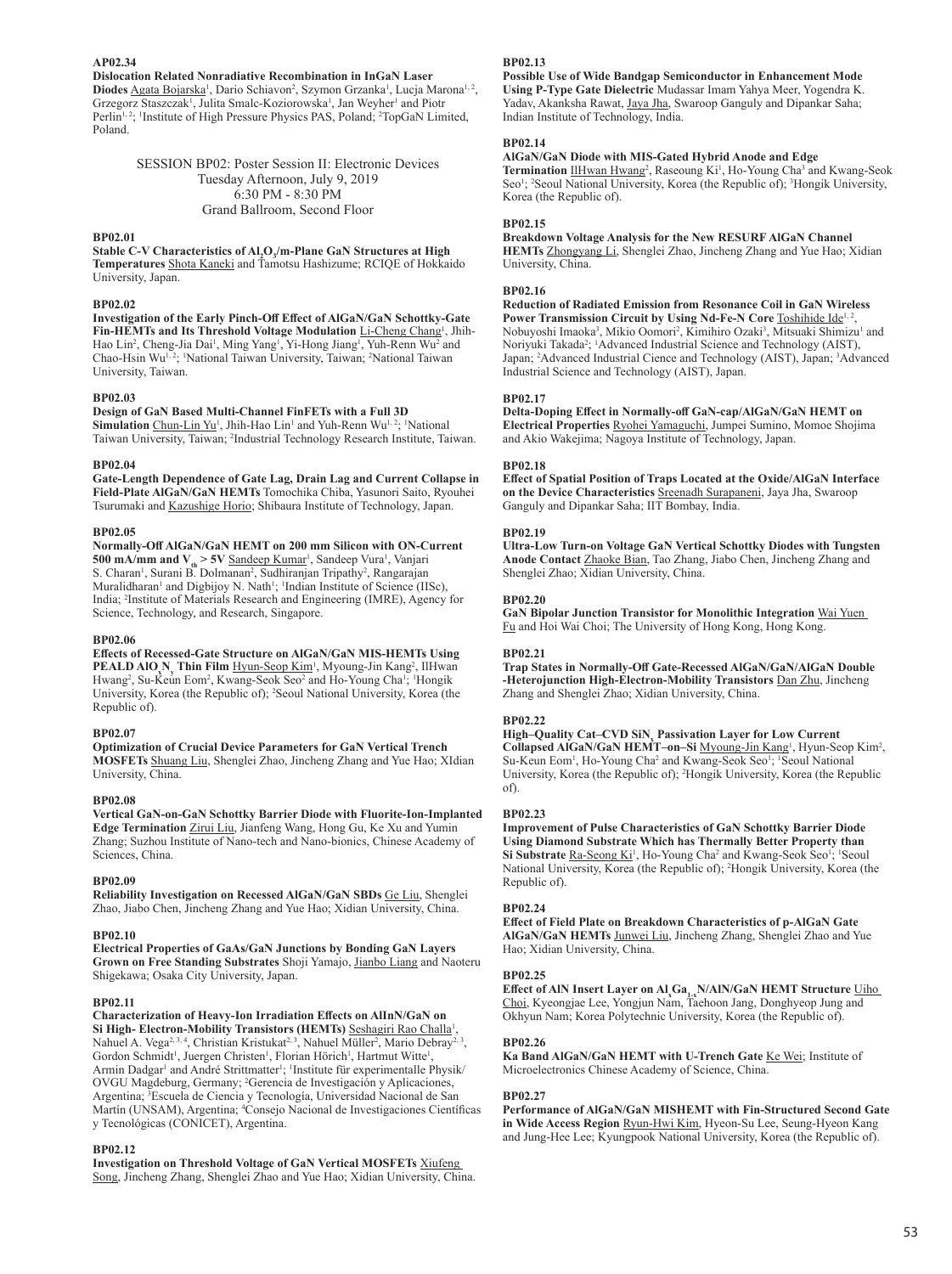**AP02.34**

**Dislocation Related Nonradiative Recombination in InGaN Laser Diodes** Agata Bojarska[1], Dario Schiavon[2], Szymon Grzanka[1], Lucja Marona[1, 2], Grzegorz Staszczak[1], Julita Smalc-Koziorowska[1], Jan Weyher[1] and Piotr Perlin[1, 2]; [1]Institute of High Pressure Physics PAS, Poland; [2]TopGaN Limited, Poland.

SESSION BP02: Poster Session II: Electronic Devices
Tuesday Afternoon, July 9, 2019
6:30 PM - 8:30 PM
Grand Ballroom, Second Floor

**BP02.01**

**Stable C-V Characteristics of $Al_2O_3$/m-Plane GaN Structures at High Temperatures** Shota Kaneki and Tamotsu Hashizume; RCIQE of Hokkaido University, Japan.

**BP02.02**

**Investigation of the Early Pinch-Off Effect of AlGaN/GaN Schottky-Gate Fin-HEMTs and Its Threshold Voltage Modulation** Li-Cheng Chang[1], Jhih-Hao Lin[2], Cheng-Jia Dai[1], Ming Yang[1], Yi-Hong Jiang[1], Yuh-Renn Wu[2] and Chao-Hsin Wu[1, 2]; [1]National Taiwan University, Taiwan; [2]National Taiwan University, Taiwan.

**BP02.03**

**Design of GaN Based Multi-Channel FinFETs with a Full 3D Simulation** Chun-Lin Yu[1], Jhih-Hao Lin[1] and Yuh-Renn Wu[1, 2]; [1]National Taiwan University, Taiwan; [2]Industrial Technology Research Institute, Taiwan.

**BP02.04**

**Gate-Length Dependence of Gate Lag, Drain Lag and Current Collapse in Field-Plate AlGaN/GaN HEMTs** Tomochika Chiba, Yasunori Saito, Ryouhei Tsurumaki and Kazushige Horio; Shibaura Institute of Technology, Japan.

**BP02.05**

**Normally-Off AlGaN/GaN HEMT on 200 mm Silicon with ON-Current 500 mA/mm and $V_{th}$ > 5V** Sandeep Kumar[1], Sandeep Vura[1], Vanjari S. Charan[1], Surani B. Dolmanan[2], Sudhiranjan Tripathy[2], Rangarajan Muralidharan[1] and Digbijoy N. Nath[1]; [1]Indian Institute of Science (IISc), India; [2]Institute of Materials Research and Engineering (IMRE), Agency for Science, Technology, and Research, Singapore.

**BP02.06**

**Effects of Recessed-Gate Structure on AlGaN/GaN MIS-HEMTs Using PEALD $AlO_xN_y$ Thin Film** Hyun-Seop Kim[1], Myoung-Jin Kang[2], IlHwan Hwang[2], Su-Keun Eom[2], Kwang-Seok Seo[2] and Ho-Young Cha[1]; [1]Hongik University, Korea (the Republic of); [2]Seoul National University, Korea (the Republic of).

**BP02.07**

**Optimization of Crucial Device Parameters for GaN Vertical Trench MOSFETs** Shuang Liu, Shenglei Zhao, Jincheng Zhang and Yue Hao; XIdian University, China.

**BP02.08**

**Vertical GaN-on-GaN Schottky Barrier Diode with Fluorite-Ion-Implanted Edge Termination** Zirui Liu, Jianfeng Wang, Hong Gu, Ke Xu and Yumin Zhang; Suzhou Institute of Nano-tech and Nano-bionics, Chinese Academy of Sciences, China.

**BP02.09**

**Reliability Investigation on Recessed AlGaN/GaN SBDs** Ge Liu, Shenglei Zhao, Jiabo Chen, Jincheng Zhang and Yue Hao; Xidian University, China.

**BP02.10**

**Electrical Properties of GaAs/GaN Junctions by Bonding GaN Layers Grown on Free Standing Substrates** Shoji Yamajo, Jianbo Liang and Naoteru Shigekawa; Osaka City University, Japan.

**BP02.11**

**Characterization of Heavy-Ion Irradiation Effects on AlInN/GaN on Si High- Electron-Mobility Transistors (HEMTs)** Seshagiri Rao Challa[1], Nahuel A. Vega[2, 3, 4], Christian Kristukat[2, 3], Nahuel Müller[2], Mario Debray[2, 3], Gordon Schmidt[1], Juergen Christen[1], Florian Hörich[1], Hartmut Witte[1], Armin Dadgar[1] and André Strittmatter[1]; [1]Institute für experimentalle Physik/ OVGU Magdeburg, Germany; [2]Gerencia de Investigación y Aplicaciones, Argentina; [3]Escuela de Ciencia y Tecnología, Universidad Nacional de San Martín (UNSAM), Argentina; [4]Consejo Nacional de Investigaciones Científicas y Tecnológicas (CONICET), Argentina.

**BP02.12**

**Investigation on Threshold Voltage of GaN Vertical MOSFETs** Xiufeng Song, Jincheng Zhang, Shenglei Zhao and Yue Hao; Xidian University, China.

**BP02.13**

**Possible Use of Wide Bandgap Semiconductor in Enhancement Mode Using P-Type Gate Dielectric** Mudassar Imam Yahya Meer, Yogendra K. Yadav, Akanksha Rawat, Jaya Jha, Swaroop Ganguly and Dipankar Saha; Indian Institute of Technology, India.

**BP02.14**

**AlGaN/GaN Diode with MIS-Gated Hybrid Anode and Edge Termination** IlHwan Hwang[2], Raseoung Ki[1], Ho-Young Cha[3] and Kwang-Seok Seo[1]; [2]Seoul National University, Korea (the Republic of); [3]Hongik University, Korea (the Republic of).

**BP02.15**

**Breakdown Voltage Analysis for the New RESURF AlGaN Channel HEMTs** Zhongyang Li, Shenglei Zhao, Jincheng Zhang and Yue Hao; Xidian University, China.

**BP02.16**

**Reduction of Radiated Emission from Resonance Coil in GaN Wireless Power Transmission Circuit by Using Nd-Fe-N Core** Toshihide Ide[1, 2], Nobuyoshi Imaoka[3], Mikio Oomori[2], Kimihiro Ozaki[3], Mitsuaki Shimizu[1] and Noriyuki Takada[2]; [1]Advanced Industrial Science and Technology (AIST), Japan; [2]Advanced Industrial Cience and Technology (AIST), Japan; [3]Advanced Industrial Science and Technology (AIST), Japan.

**BP02.17**

**Delta-Doping Effect in Normally-off GaN-cap/AlGaN/GaN HEMT on Electrical Properties** Ryohei Yamaguchi, Jumpei Sumino, Momoe Shojima and Akio Wakejima; Nagoya Institute of Technology, Japan.

**BP02.18**

**Effect of Spatial Position of Traps Located at the Oxide/AlGaN Interface on the Device Characteristics** Sreenadh Surapaneni, Jaya Jha, Swaroop Ganguly and Dipankar Saha; IIT Bombay, India.

**BP02.19**

**Ultra-Low Turn-on Voltage GaN Vertical Schottky Diodes with Tungsten Anode Contact** Zhaoke Bian, Tao Zhang, Jiabo Chen, Jincheng Zhang and Shenglei Zhao; Xidian University, China.

**BP02.20**

**GaN Bipolar Junction Transistor for Monolithic Integration** Wai Yuen Fu and Hoi Wai Choi; The University of Hong Kong, Hong Kong.

**BP02.21**

**Trap States in Normally-Off Gate-Recessed AlGaN/GaN/AlGaN Double -Heterojunction High-Electron-Mobility Transistors** Dan Zhu, Jincheng Zhang and Shenglei Zhao; Xidian University, China.

**BP02.22**

**High–Quality Cat–CVD $SiN_x$ Passivation Layer for Low Current Collapsed AlGaN/GaN HEMT–on–Si** Myoung-Jin Kang[1], Hyun-Seop Kim[2], Su-Keun Eom[1], Ho-Young Cha[2] and Kwang-Seok Seo[1]; [1]Seoul National University, Korea (the Republic of); [2]Hongik University, Korea (the Republic of).

**BP02.23**

**Improvement of Pulse Characteristics of GaN Schottky Barrier Diode Using Diamond Substrate Which has Thermally Better Property than Si Substrate** Ra-Seong Ki[1], Ho-Young Cha[2] and Kwang-Seok Seo[1]; [1]Seoul National University, Korea (the Republic of); [2]Hongik University, Korea (the Republic of).

**BP02.24**

**Effect of Field Plate on Breakdown Characteristics of p-AlGaN Gate AlGaN/GaN HEMTs** Junwei Liu, Jincheng Zhang, Shenglei Zhao and Yue Hao; Xidian University, China.

**BP02.25**

**Effect of AlN Insert Layer on $Al_xGa_{1-x}N$/AlN/GaN HEMT Structure** Uiho Choi, Kyeongjae Lee, Yongjun Nam, Taehoon Jang, Donghyeop Jung and Okhyun Nam; Korea Polytechnic University, Korea (the Republic of).

**BP02.26**

**Ka Band AlGaN/GaN HEMT with U-Trench Gate** Ke Wei; Institute of Microelectronics Chinese Academy of Science, China.

**BP02.27**

**Performance of AlGaN/GaN MISHEMT with Fin-Structured Second Gate in Wide Access Region** Ryun-Hwi Kim, Hyeon-Su Lee, Seung-Hyeon Kang and Jung-Hee Lee; Kyungpook National University, Korea (the Republic of).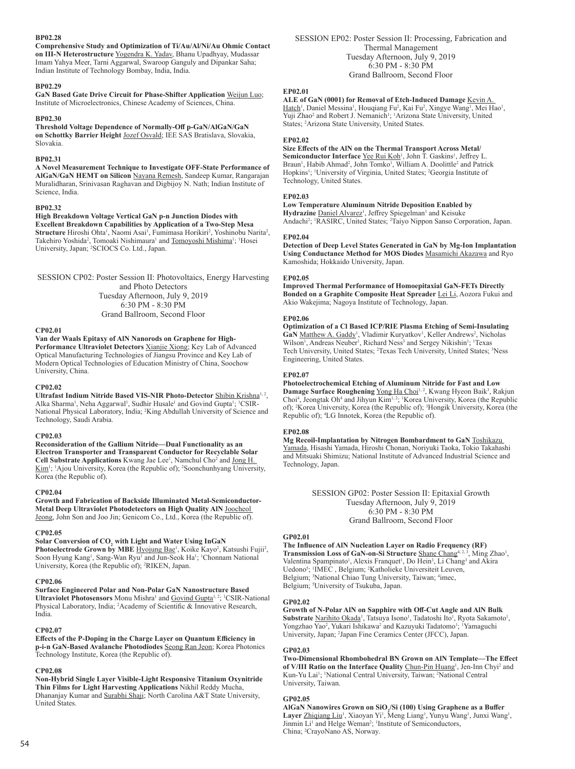**BP02.28**

**Comprehensive Study and Optimization of Ti/Au/Al/Ni/Au Ohmic Contact on III-N Heterostructure** Yogendra K. Yadav, Bhanu Upadhyay, Mudassar Imam Yahya Meer, Tarni Aggarwal, Swaroop Ganguly and Dipankar Saha; Indian Institute of Technology Bombay, India, India.

**BP02.29**

**GaN Based Gate Drive Circuit for Phase-Shifter Application** Weijun Luo; Institute of Microelectronics, Chinese Academy of Sciences, China.

**BP02.30**

**Threshold Voltage Dependence of Normally-Off p-GaN/AlGaN/GaN on Schottky Barrier Height** Jozef Osvald; IEE SAS Bratislava, Slovakia, Slovakia.

**BP02.31**

**A Novel Measurement Technique to Investigate OFF-State Performance of AlGaN/GaN HEMT on Silicon** Nayana Remesh, Sandeep Kumar, Rangarajan Muralidharan, Srinivasan Raghavan and Digbijoy N. Nath; Indian Institute of Science, India.

**BP02.32**

**High Breakdown Voltage Vertical GaN p-n Junction Diodes with Excellent Breakdown Capabilities by Application of a Two-Step Mesa Structure** Hiroshi Ohta[1], Naomi Asai[1], Fumimasa Horikiri[2], Yoshinobu Narita[2], Takehiro Yoshida[2], Tomoaki Nishimaura[1] and Tomoyoshi Mishima[1]; [1]Hosei University, Japan; [2]SCIOCS Co. Ltd., Japan.

## SESSION CP02: Poster Session II: Photovoltaics, Energy Harvesting and Photo Detectors
Tuesday Afternoon, July 9, 2019
6:30 PM - 8:30 PM
Grand Ballroom, Second Floor

**CP02.01**

**Van der Waals Epitaxy of AlN Nanorods on Graphene for High-Performance Ultraviolet Detectors** Xianjie Xiong; Key Lab of Advanced Optical Manufacturing Technologies of Jiangsu Province and Key Lab of Modern Optical Technologies of Education Ministry of China, Soochow University, China.

**CP02.02**

**Ultrafast Indium Nitride Based VIS-NIR Photo-Detector** Shibin Krishna[1,2], Alka Sharma[1], Neha Aggarwal[1], Sudhir Husale[1] and Govind Gupta[1]; [1]CSIR-National Physical Laboratory, India; [2]King Abdullah University of Science and Technology, Saudi Arabia.

**CP02.03**

**Reconsideration of the Gallium Nitride—Dual Functionality as an Electron Transporter and Transparent Conductor for Recyclable Solar Cell Substrate Applications** Kwang Jae Lee[1], Namchul Cho[2] and Jong H. Kim[1]; [1]Ajou University, Korea (the Republic of); [2]Soonchunhyang University, Korea (the Republic of).

**CP02.04**

**Growth and Fabrication of Backside Illuminated Metal-Semiconductor-Metal Deep Ultraviolet Photodetectors on High Quality AlN** Joocheol Jeong, John Son and Joo Jin; Genicom Co., Ltd., Korea (the Republic of).

**CP02.05**

**Solar Conversion of $CO_2$ with Light and Water Using InGaN Photoelectrode Grown by MBE** Hyojung Bae[1], Koike Kayo[2], Katsushi Fujii[2], Soon Hyung Kang[1], Sang-Wan Ryu[1] and Jun-Seok Ha[1]; [1]Chonnam National University, Korea (the Republic of); [2]RIKEN, Japan.

**CP02.06**

**Surface Engineered Polar and Non-Polar GaN Nanostructure Based Ultraviolet Photosensors** Monu Mishra[1] and Govind Gupta[1,2]; [1]CSIR-National Physical Laboratory, India; [2]Academy of Scientific & Innovative Research, India.

**CP02.07**

**Effects of the P-Doping in the Charge Layer on Quantum Efficiency in p-i-n GaN-Based Avalanche Photodiodes** Seong Ran Jeon; Korea Photonics Technology Institute, Korea (the Republic of).

**CP02.08**

**Non-Hybrid Single Layer Visible-Light Responsive Titanium Oxynitride Thin Films for Light Harvesting Applications** Nikhil Reddy Mucha, Dhananjay Kumar and Surabhi Shaji; North Carolina A&T State University, United States.

## SESSION EP02: Poster Session II: Processing, Fabrication and Thermal Management
Tuesday Afternoon, July 9, 2019
6:30 PM - 8:30 PM
Grand Ballroom, Second Floor

**EP02.01**

**ALE of GaN (0001) for Removal of Etch-Induced Damage** Kevin A. Hatch[1], Daniel Messina[1], Houqiang Fu[2], Kai Fu[2], Xingye Wang[1], Mei Hao[1], Yuji Zhao[2] and Robert J. Nemanich[1]; [1]Arizona State University, United States; [2]Arizona State University, United States.

**EP02.02**

**Size Effects of the AlN on the Thermal Transport Across Metal/Semiconductor Interface** Yee Rui Koh[1], John T. Gaskins[1], Jeffrey L. Braun[1], Habib Ahmad[2], John Tomko[1], William A. Doolittle[2] and Patrick Hopkins[1]; [1]University of Virginia, United States; [2]Georgia Institute of Technology, United States.

**EP02.03**

**Low Temperature Aluminum Nitride Deposition Enabled by Hydrazine** Daniel Alvarez[1], Jeffrey Spiegelman[1] and Keisuke Andachi[2]; [1]RASIRC, United States; [2]Taiyo Nippon Sanso Corporation, Japan.

**EP02.04**

**Detection of Deep Level States Generated in GaN by Mg-Ion Implantation Using Conductance Method for MOS Diodes** Masamichi Akazawa and Ryo Kamoshida; Hokkaido University, Japan.

**EP02.05**

**Improved Thermal Performance of Homoepitaxial GaN-FETs Directly Bonded on a Graphite Composite Heat Spreader** Lei Li, Aozora Fukui and Akio Wakejima; Nagoya Institute of Technology, Japan.

**EP02.06**

**Optimization of a Cl Based ICP/RIE Plasma Etching of Semi-Insulating GaN** Matthew A. Gaddy[1], Vladimir Kuryatkov[1], Keller Andrews[2], Nicholas Wilson[1], Andreas Neuber[1], Richard Ness[3] and Sergey Nikishin[1]; [1]Texas Tech University, United States; [2]Texas Tech University, United States; [3]Ness Engineering, United States.

**EP02.07**

**Photoelectrochemical Etching of Aluminum Nitride for Fast and Low Damage Surface Roughening** Yong Ha Choi[1,2], Kwang Hyeon Baik[3], Rakjun Choi[4], Jeongtak Oh[4] and Jihyun Kim[1,2]; [1]Korea University, Korea (the Republic of); [2]Korea University, Korea (the Republic of); [3]Hongik University, Korea (the Republic of); [4]LG Innotek, Korea (the Republic of).

**EP02.08**

**Mg Recoil-Implantation by Nitrogen Bombardment to GaN** Toshikazu Yamada, Hisashi Yamada, Hiroshi Chonan, Noriyuki Taoka, Tokio Takahashi and Mitsuaki Shimizu; National Institute of Advanced Industrial Science and Technology, Japan.

## SESSION GP02: Poster Session II: Epitaxial Growth
Tuesday Afternoon, July 9, 2019
6:30 PM - 8:30 PM
Grand Ballroom, Second Floor

**GP02.01**

**The Influence of AlN Nucleation Layer on Radio Frequency (RF) Transmission Loss of GaN-on-Si Structure** Shane Chang[4,2,3], Ming Zhao[1], Valentina Spampinato[1], Alexis Franquet[1], Do Hein[3], Li Chang[3] and Akira Uedono[5]; [1]IMEC , Belgium; [2]Katholieke Universiteit Leuven, Belgium; [3]National Chiao Tung University, Taiwan; [4]imec, Belgium; [5]University of Tsukuba, Japan.

**GP02.02**

**Growth of N-Polar AlN on Sapphire with Off-Cut Angle and AlN Bulk Substrate** Narihito Okada[1], Tatsuya Isono[1], Tadatoshi Ito[1], Ryota Sakamoto[1], Yongzhao Yao[2], Yukari Ishikawa[2] and Kazuyuki Tadatomo[1]; [1]Yamaguchi University, Japan; [2]Japan Fine Ceramics Center (JFCC), Japan.

**GP02.03**

**Two-Dimensional Rhombohedral BN Grown on AlN Template—The Effect of V/III Ratio on the Interface Quality** Chun-Pin Huang[1], Jen-Inn Chyi[2] and Kun-Yu Lai[1]; [1]National Central University, Taiwan; [2]National Central University, Taiwan.

**GP02.05**

**AlGaN Nanowires Grown on $SiO_2$/Si (100) Using Graphene as a Buffer Layer** Zhiqiang Liu[1], Xiaoyan Yi[1], Meng Liang[1], Yunyu Wang[1], Junxi Wang[1], Jinmin Li[1] and Helge Weman[2]; [1]Institute of Semiconductors, China; [2]CrayoNano AS, Norway.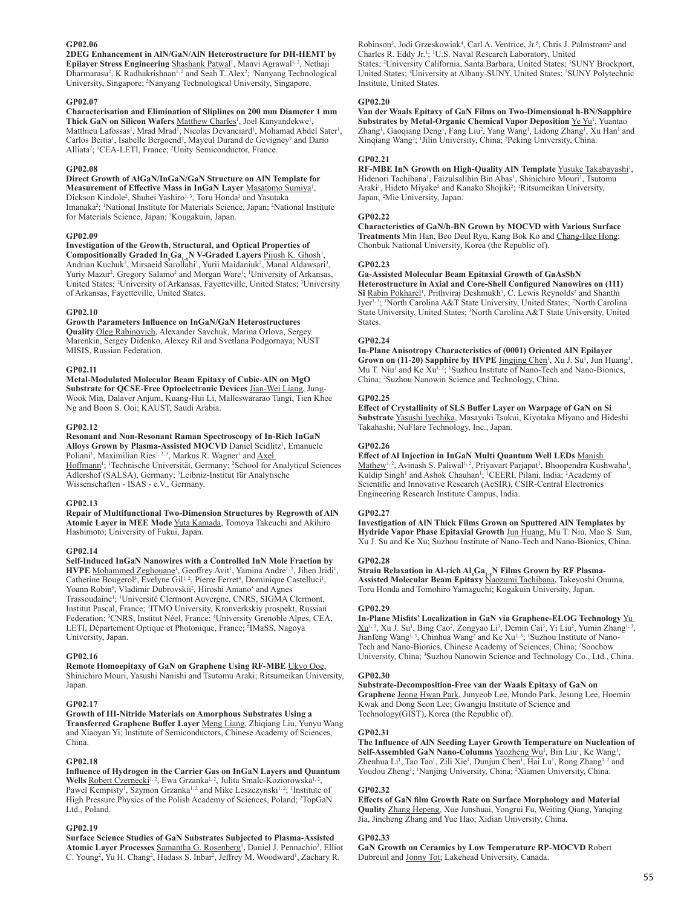**GP02.06**

**2DEG Enhancement in AlN/GaN/AlN Heterostructure for DH-HEMT by Epilayer Stress Engineering** Shashank Patwal[1], Manvi Agrawal[1, 2], Nethaji Dharmarasu[2], K Radhakrishnan[1, 2] and Seah T. Alex[2]; [1]Nanyang Technological University, Singapore; [2]Nanyang Technological University, Singapore.

**GP02.07**

**Characterisation and Elimination of Sliplines on 200 mm Diameter 1 mm Thick GaN on Silicon Wafers** Matthew Charles[1], Joel Kanyandekwe[1], Matthieu Lafossas[1], Mrad Mrad[1], Nicolas Devanciard[1], Mohamad Abdel Sater[1], Carlos Beitia[1], Isabelle Bergoend[2], Mayeul Durand de Gevigney[2] and Dario Alliata[2]; [1]CEA-LETI, France; [2]Unity Semiconductor, France.

**GP02.08**

**Direct Growth of AlGaN/InGaN/GaN Structure on AlN Template for Measurement of Effective Mass in InGaN Layer** Masatomo Sumiya[1], Dickson Kindole[2], Shuhei Yashiro[1, 3], Toru Honda[3] and Yasutaka Imanaka[2]; [1]National Institute for Materials Science, Japan; [2]National Institute for Materials Science, Japan; [3]Kougakuin, Japan.

**GP02.09**

**Investigation of the Growth, Structural, and Optical Properties of Compositionally Graded $In_xGa_{1-x}N$ V-Graded Layers** Pijush K. Ghosh[1], Andrian Kuchuk[2], Mirsaeid Sarollahi[1], Yurii Maidaniuk[2], Manal Aldawsari[3], Yuriy Mazur[2], Gregory Salamo[2] and Morgan Ware[1]; [1]University of Arkansas, United States; [2]University of Arkansas, Fayetteville, United States; [3]University of Arkansas, Fayetteville, United States.

**GP02.10**

**Growth Parameters Influence on InGaN/GaN Heterostructures Quality** Oleg Rabinovich, Alexander Savchuk, Marina Orlova, Sergey Marenkin, Sergey Didenko, Alexey Ril and Svetlana Podgornaya; NUST MISIS, Russian Federation.

**GP02.11**

**Metal-Modulated Molecular Beam Epitaxy of Cubic-AlN on MgO Substrate for QCSE-Free Optoelectronic Devices** Jian-Wei Liang, Jung-Wook Min, Dalaver Anjum, Kuang-Hui Li, Malleswararao Tangi, Tien Khee Ng and Boon S. Ooi; KAUST, Saudi Arabia.

**GP02.12**

**Resonant and Non-Resonant Raman Spectroscopy of In-Rich InGaN Alloys Grown by Plasma-Assisted MOCVD** Daniel Seidlitz[1], Emanuele Poliani[1], Maximilian Ries[1, 2, 3], Markus R. Wagner[1] and Axel Hoffmann[1]; [1]Technische Universität, Germany; [2]School for Analytical Sciences Adlershof (SALSA), Germany; [3]Leibniz-Institut für Analytische Wissenschaften - ISAS - e.V., Germany.

**GP02.13**

**Repair of Multifunctional Two-Dimension Structures by Regrowth of AlN Atomic Layer in MEE Mode** Yuta Kamada, Tomoya Takeuchi and Akihiro Hashimoto; University of Fukui, Japan.

**GP02.14**

**Self-Induced InGaN Nanowires with a Controlled InN Mole Fraction by HVPE** Mohammed Zeghouane[1], Geoffrey Avit[1], Yamina Andre[1, 2], Jihen Jridi[1], Catherine Bougerol[3], Evelyne Gil[1, 2], Pierre Ferret[4], Dominique Castelluci[1], Yoann Robin[5], Vladimir Dubrovskii[2], Hiroshi Amano[5] and Agnes Trassoudaine[1]; [1]Université Clermont Auvergne, CNRS, SIGMA Clermont, Institut Pascal, France; [2]ITMO University, Kronverkskiy prospekt, Russian Federation; [3]CNRS, Institut Néel, France; [4]University Grenoble Alpes, CEA, LETI, Département Optique et Photonique, France; [5]IMaSS, Nagoya University, Japan.

**GP02.16**

**Remote Homoepitaxy of GaN on Graphene Using RF-MBE** Ukyo Ooe, Shinichiro Mouri, Yasushi Nanishi and Tsutomu Araki; Ritsumeikan University, Japan.

**GP02.17**

**Growth of III-Nitride Materials on Amorphous Substrates Using a Transferred Graphene Buffer Layer** Meng Liang, Zhiqiang Liu, Yunyu Wang and Xiaoyan Yi; Institute of Semiconductors, Chinese Academy of Sciences, China.

**GP02.18**

**Influence of Hydrogen in the Carrier Gas on InGaN Layers and Quantum Wells** Robert Czernecki[1, 2], Ewa Grzanka[1, 2], Julita Smalc-Koziorowska[1, 2], Pawel Kempisty[1], Szymon Grzanka[1, 2] and Mike Leszczynski[1, 2]; [1]Institute of High Pressure Physics of the Polish Academy of Sciences, Poland; [2]TopGaN Ltd., Poland.

**GP02.19**

**Surface Science Studies of GaN Substrates Subjected to Plasma-Assisted Atomic Layer Processes** Samantha G. Rosenberg[1], Daniel J. Pennachio[2], Elliot C. Young[2], Yu H. Chang[2], Hadass S. Inbar[2], Jeffrey M. Woodward[1], Zachary R. Robinson[3], Jodi Grzeskowiak[4], Carl A. Ventrice, Jr.[5], Chris J. Palmstrøm[2] and Charles R. Eddy Jr.[1]; [1]U.S. Naval Research Laboratory, United States; [2]University California, Santa Barbara, United States; [3]SUNY Brockport, United States; [4]University at Albany-SUNY, United States; [5]SUNY Polytechnic Institute, United States.

**GP02.20**

**Van der Waals Epitaxy of GaN Films on Two-Dimensional h-BN/Sapphire Substrates by Metal-Organic Chemical Vapor Deposition** Ye Yu[1], Yuantao Zhang[1], Gaoqiang Deng[1], Fang Liu[2], Yang Wang[1], Lidong Zhang[1], Xu Han[1] and Xinqiang Wang[2]; [1]Jilin University, China; [2]Peking University, China.

**GP02.21**

**RF-MBE InN Growth on High-Quality AlN Template** Yusuke Takabayashi[1], Hidenori Tachibana[1], Faizulsalihin Bin Abas[1], Shinichiro Mouri[1], Tsutomu Araki[1], Hideto Miyake[2] and Kanako Shojiki[2]; [1]Ritsumeikan University, Japan; [2]Mie University, Japan.

**GP02.22**

**Characteristics of GaN/h-BN Grown by MOCVD with Various Surface Treatments** Min Han, Beo Deul Ryu, Kang Bok Ko and Chang-Hee Hong; Chonbuk National University, Korea (the Republic of).

**GP02.23**

**Ga-Assisted Molecular Beam Epitaxial Growth of GaAsSbN Heterostructure in Axial and Core-Shell Configured Nanowires on (111) Si** Rabin Pokharel[1], Prithviraj Deshmukh[1], C. Lewis Reynolds[2] and Shanthi Iyer[1, 3]; [1]North Carolina A&T State University, United States; [2]North Carolina State University, United States; [3]North Carolina A&T State University, United States.

**GP02.24**

**In-Plane Anisotropy Characteristics of (0001) Oriented AlN Epilayer Grown on (11-20) Sapphire by HVPE** Jingjing Chen[1], Xu J. Su[1], Jun Huang[1], Mu T. Niu[1] and Ke Xu[1, 2]; [1]Suzhou Institute of Nano-Tech and Nano-Bionics, China; [2]Suzhou Nanowin Science and Technology, China.

**GP02.25**

**Effect of Crystallinity of SLS Buffer Layer on Warpage of GaN on Si Substrate** Yasushi Iyechika, Masayuki Tsukui, Kiyotaka Miyano and Hideshi Takahashi; NuFlare Technology, Inc., Japan.

**GP02.26**

**Effect of Al Injection in InGaN Multi Quantum Well LEDs** Manish Mathew[1, 2], Avinash S. Paliwal[1, 2], Priyavart Parjapat[1], Bhoopendra Kushwaha[1], Kuldip Singh[1] and Ashok Chauhan[1]; [1]CEERI, Pilani, India; [2]Academy of Scientific and Innovative Research (AcSIR), CSIR-Central Electronics Engineering Research Institute Campus, India.

**GP02.27**

**Investigation of AlN Thick Films Grown on Sputtered AlN Templates by Hydride Vapor Phase Epitaxial Growth** Jun Huang, Mu T. Niu, Mao S. Sun, Xu J. Su and Ke Xu; Suzhou Institute of Nano-Tech and Nano-Bionics, China.

**GP02.28**

**Strain Relaxation in Al-rich $Al_xGa_{1-x}N$ Films Grown by RF Plasma-Assisted Molecular Beam Epitaxy** Naozumi Tachibana, Takeyoshi Onuma, Toru Honda and Tomohiro Yamaguchi; Kogakuin University, Japan.

**GP02.29**

**In-Plane Misfits' Localization in GaN via Graphene-ELOG Technology** Yu Xu[1, 3], Xu J. Su[1], Bing Cao[2], Zongyao Li[3], Demin Cai[3], Yi Liu[2], Yumin Zhang[1, 3], Jianfeng Wang[1, 3], Chinhua Wang[2] and Ke Xu[1, 3]; [1]Suzhou Institute of Nano-Tech and Nano-Bionics, Chinese Academy of Sciences, China; [2]Soochow University, China; [3]Suzhou Nanowin Science and Technology Co., Ltd., China.

**GP02.30**

**Substrate-Decomposition-Free van der Waals Epitaxy of GaN on Graphene** Jeong Hwan Park, Junyeob Lee, Mundo Park, Jesung Lee, Hoemin Kwak and Dong Seon Lee; Gwangju Institute of Science and Technology(GIST), Korea (the Republic of).

**GP02.31**

**The Influence of AlN Seeding Layer Growth Temperature on Nucleation of Self-Assembled GaN Nano-Columns** Yaozheng Wu[1], Bin Liu[1], Ke Wang[1], Zhenhua Li[1], Tao Tao[1], Zili Xie[1], Dunjun Chen[1], Hai Lu[1], Rong Zhang[1, 2] and Youdou Zheng[1]; [1]Nanjing University, China; [2]Xiamen University, China.

**GP02.32**

**Effects of GaN film Growth Rate on Surface Morphology and Material Quality** Zhang Hepeng, Xue Junshuai, Yongrui Fu, Weiting Qiang, Yanqing Jia, Jincheng Zhang and Yue Hao; Xidian University, China.

**GP02.33**

**GaN Growth on Ceramics by Low Temperature RP-MOCVD** Robert Dubreuil and Jonny Tot; Lakehead University, Canada.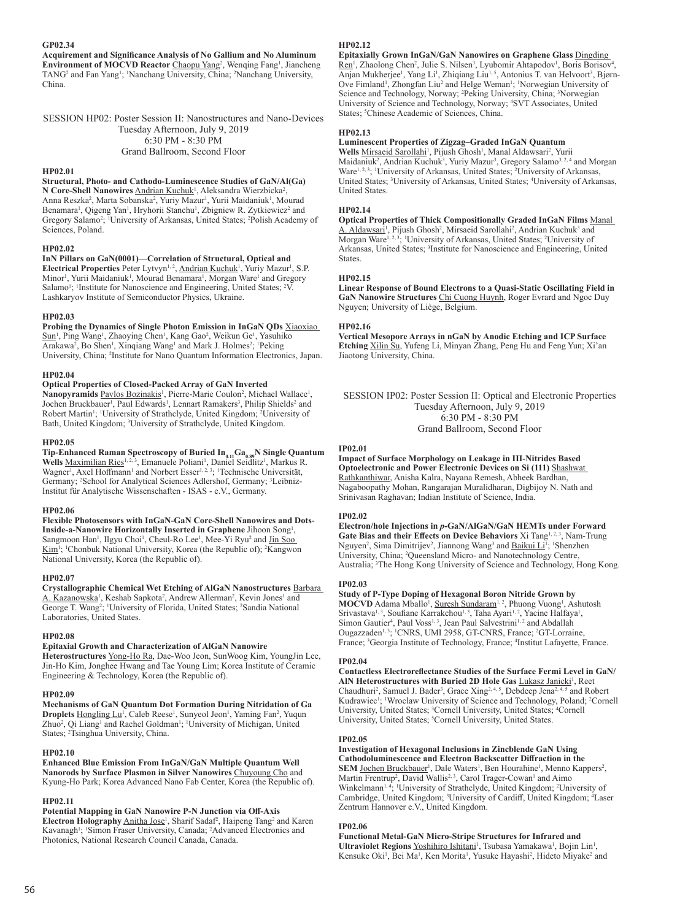**GP02.34**

**Acquirement and Significance Analysis of No Gallium and No Aluminum Environment of MOCVD Reactor** Chaopu Yang[2], Wenqing Fang[1], Jiancheng TANG[2] and Fan Yang[1]; [1]Nanchang University, China; [2]Nanchang University, China.

SESSION HP02: Poster Session II: Nanostructures and Nano-Devices
Tuesday Afternoon, July 9, 2019
6:30 PM - 8:30 PM
Grand Ballroom, Second Floor

**HP02.01**

**Structural, Photo- and Cathodo-Luminescence Studies of GaN/Al(Ga)N Core-Shell Nanowires** Andrian Kuchuk[1], Aleksandra Wierzbicka[2], Anna Reszka[2], Marta Sobanska[2], Yuriy Mazur[1], Yurii Maidaniuk[1], Mourad Benamara[1], Qigeng Yan[1], Hryhorii Stanchu[1], Zbigniew R. Zytkiewicz[2] and Gregory Salamo[2]; [1]University of Arkansas, United States; [2]Polish Academy of Sciences, Poland.

**HP02.02**

**InN Pillars on GaN(0001)—Correlation of Structural, Optical and Electrical Properties** Peter Lytvyn[1, 2], Andrian Kuchuk[1], Yuriy Mazur[1], S.P. Minor[1], Yurii Maidaniuk[1], Mourad Benamara[1], Morgan Ware[1] and Gregory Salamo[1]; [1]Institute for Nanoscience and Engineering, United States; [2]V. Lashkaryov Institute of Semiconductor Physics, Ukraine.

**HP02.03**

**Probing the Dynamics of Single Photon Emission in InGaN QDs** Xiaoxiao Sun[1], Ping Wang[1], Zhaoying Chen[1], Kang Gao[2], Weikun Ge[1], Yasuhiko Arakawa[2], Bo Shen[1], Xinqiang Wang[1] and Mark J. Holmes[2]; [1]Peking University, China; [2]Institute for Nano Quantum Information Electronics, Japan.

**HP02.04**

**Optical Properties of Closed-Packed Array of GaN Inverted Nanopyramids** Pavlos Bozinakis[1], Pierre-Marie Coulon[2], Michael Wallace[1], Jochen Bruckbauer[1], Paul Edwards[1], Lennart Ramakers[3], Philip Shields[2] and Robert Martin[1]; [1]University of Strathclyde, United Kingdom; [2]University of Bath, United Kingdom; [3]University of Strathclyde, United Kingdom.

**HP02.05**

**Tip-Enhanced Raman Spectroscopy of Buried $In_{0.11}Ga_{0.89}N$ Single Quantum Wells** Maximilian Ries[1, 2, 3], Emanuele Poliani[1], Daniel Seidlitz[1], Markus R. Wagner[1], Axel Hoffmann[1] and Norbert Esser[1, 2, 3]; [1]Technische Universität, Germany; [2]School for Analytical Sciences Adlershof, Germany; [3]Leibniz-Institut für Analytische Wissenschaften - ISAS - e.V., Germany.

**HP02.06**

**Flexible Photosensors with InGaN-GaN Core-Shell Nanowires and Dots-Inside-a-Nanowire Horizontally Inserted in Graphene** Jihoon Song[1], Sangmoon Han[1], Ilgyu Choi[1], Cheul-Ro Lee[1], Mee-Yi Ryu[2] and Jin Soo Kim[1]; [1]Chonbuk National University, Korea (the Republic of); [2]Kangwon National University, Korea (the Republic of).

**HP02.07**

**Crystallographic Chemical Wet Etching of AlGaN Nanostructures** Barbara A. Kazanowska[1], Keshab Sapkota[2], Andrew Allerman[2], Kevin Jones[1] and George T. Wang[2]; [1]University of Florida, United States; [2]Sandia National Laboratories, United States.

**HP02.08**

**Epitaxial Growth and Characterization of AlGaN Nanowire Heterostructures** Yong-Ho Ra, Dae-Woo Jeon, SunWoog Kim, YoungJin Lee, Jin-Ho Kim, Jonghee Hwang and Tae Young Lim; Korea Institute of Ceramic Engineering & Technology, Korea (the Republic of).

**HP02.09**

**Mechanisms of GaN Quantum Dot Formation During Nitridation of Ga Droplets** Hongling Lu[1], Caleb Reese[1], Sunyeol Jeon[1], Yaming Fan[2], Yuqun Zhuo[2], Qi Liang[1] and Rachel Goldman[1]; [1]University of Michigan, United States; [2]Tsinghua University, China.

**HP02.10**

**Enhanced Blue Emission From InGaN/GaN Multiple Quantum Well Nanorods by Surface Plasmon in Silver Nanowires** Chuyoung Cho and Kyung-Ho Park; Korea Advanced Nano Fab Center, Korea (the Republic of).

**HP02.11**

**Potential Mapping in GaN Nanowire P-N Junction via Off-Axis Electron Holography** Anitha Jose[1], Sharif Sadaf[2], Haipeng Tang[2] and Karen Kavanagh[1]; [1]Simon Fraser University, Canada; [2]Advanced Electronics and Photonics, National Research Council Canada, Canada.

**HP02.12**

**Epitaxially Grown InGaN/GaN Nanowires on Graphene Glass** Dingding Ren[1], Zhaolong Chen[2], Julie S. Nilsen[3], Lyubomir Ahtapodov[1], Boris Borisov[4], Anjan Mukherjee[1], Yang Li[1], Zhiqiang Liu[1, 5], Antonius T. van Helvoort[3], Bjørn-Ove Fimland[1], Zhongfan Liu[2] and Helge Weman[1]; [1]Norwegian University of Science and Technology, Norway; [2]Peking University, China; [3]Norwegian University of Science and Technology, Norway; [4]SVT Associates, United States; [5]Chinese Academic of Sciences, China.

**HP02.13**

**Luminescent Properties of Zigzag–Graded InGaN Quantum Wells** Mirsaeid Sarollahi[1], Pijush Ghosh[1], Manal Aldawsari[2], Yurii Maidaniuk[2], Andrian Kuchuk[3], Yuriy Mazur[3], Gregory Salamo[3, 2, 4] and Morgan Ware[1, 2, 3]; [1]University of Arkansas, United States; [2]University of Arkansas, United States; [3]University of Arkansas, United States; [4]University of Arkansas, United States.

**HP02.14**

**Optical Properties of Thick Compositionally Graded InGaN Films** Manal A. Aldawsari[1], Pijush Ghosh[2], Mirsaeid Sarollahi[2], Andrian Kuchuk[3] and Morgan Ware[1, 2, 3]; [1]University of Arkansas, United States; [2]University of Arkansas, United States; [3]Institute for Nanoscience and Engineering, United States.

**HP02.15**

**Linear Response of Bound Electrons to a Quasi-Static Oscillating Field in GaN Nanowire Structures** Chi Cuong Huynh, Roger Evrard and Ngoc Duy Nguyen; University of Liège, Belgium.

**HP02.16**

**Vertical Mesopore Arrays in nGaN by Anodic Etching and ICP Surface Etching** Xilin Su, Yufeng Li, Minyan Zhang, Peng Hu and Feng Yun; Xi'an Jiaotong University, China.

SESSION IP02: Poster Session II: Optical and Electronic Properties
Tuesday Afternoon, July 9, 2019
6:30 PM - 8:30 PM
Grand Ballroom, Second Floor

**IP02.01**

**Impact of Surface Morphology on Leakage in III-Nitrides Based Optoelectronic and Power Electronic Devices on Si (111)** Shashwat Rathkanthiwar, Anisha Kalra, Nayana Remesh, Abheek Bardhan, Nagaboopathy Mohan, Rangarajan Muralidharan, Digbijoy N. Nath and Srinivasan Raghavan; Indian Institute of Science, India.

**IP02.02**

**Electron/hole Injections in *p*-GaN/AlGaN/GaN HEMTs under Forward Gate Bias and their Effects on Device Behaviors** Xi Tang[1, 2, 3], Nam-Trung Nguyen[2], Sima Dimitrijev[2], Jiannong Wang[3] and Baikui Li[1]; [1]Shenzhen University, China; [2]Queensland Micro- and Nanotechnology Centre, Australia; [3]The Hong Kong University of Science and Technology, Hong Kong.

**IP02.03**

**Study of P-Type Doping of Hexagonal Boron Nitride Grown by MOCVD** Adama Mballo[1], Suresh Sundaram[1, 2], Phuong Vuong[1], Ashutosh Srivastava[1, 3], Soufiane Karrakchou[1, 3], Taha Ayari[1, 2], Yacine Halfaya[1], Simon Gautier[4], Paul Voss[1, 3], Jean Paul Salvestrini[1, 2] and Abdallah Ougazzaden[1, 3]; [1]CNRS, UMI 2958, GT-CNRS, France; [2]GT-Lorraine, France; [3]Georgia Institute of Technology, France; [4]Institut Lafayette, France.

**IP02.04**

**Contactless Electroreflectance Studies of the Surface Fermi Level in GaN/AlN Heterostructures with Buried 2D Hole Gas** Lukasz Janicki[1], Reet Chaudhuri[2], Samuel J. Bader[3], Grace Xing[2, 4, 5], Debdeep Jena[2, 4, 5] and Robert Kudrawiec[1]; [1]Wroclaw University of Science and Technology, Poland; [2]Cornell University, United States; [3]Cornell University, United States; [4]Cornell University, United States; [5]Cornell University, United States.

**IP02.05**

**Investigation of Hexagonal Inclusions in Zincblende GaN Using Cathodoluminescence and Electron Backscatter Diffraction in the SEM** Jochen Bruckbauer[1], Dale Waters[1], Ben Hourahine[1], Menno Kappers[2], Martin Frentrup[2], David Wallis[2, 3], Carol Trager-Cowan[1] and Aimo Winkelmann[1, 4]; [1]University of Strathclyde, United Kingdom; [2]University of Cambridge, United Kingdom; [3]University of Cardiff, United Kingdom; [4]Laser Zentrum Hannover e.V., United Kingdom.

**IP02.06**

**Functional Metal-GaN Micro-Stripe Structures for Infrared and Ultraviolet Regions** Yoshihiro Ishitani[1], Tsubasa Yamakawa[1], Bojin Lin[1], Kensuke Oki[1], Bei Ma[1], Ken Morita[1], Yusuke Hayashi[2], Hideto Miyake[2] and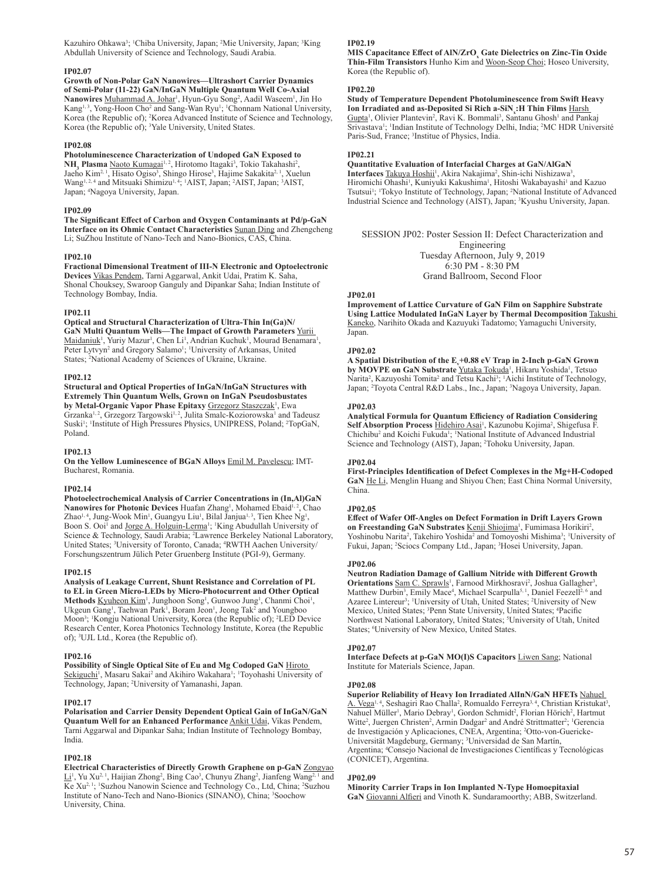Kazuhiro Ohkawa[3]; [1]Chiba University, Japan; [2]Mie University, Japan; [3]King Abdullah University of Science and Technology, Saudi Arabia.

### IP02.07

**Growth of Non-Polar GaN Nanowires—Ultrashort Carrier Dynamics of Semi-Polar (11-22) GaN/InGaN Multiple Quantum Well Co-Axial Nanowires** Muhammad A. Johar[1], Hyun-Gyu Song[2], Aadil Waseem[1], Jin Ho Kang[1,3], Yong-Hoon Cho[2] and Sang-Wan Ryu[1]; [1]Chonnam National University, Korea (the Republic of); [2]Korea Advanced Institute of Science and Technology, Korea (the Republic of); [3]Yale University, United States.

### IP02.08

**Photoluminescence Characterization of Undoped GaN Exposed to $NH_3$ Plasma** Naoto Kumagai[1,2], Hirotomo Itagaki[3], Tokio Takahashi[2], Jaeho Kim[2,1], Hisato Ogiso[3], Shingo Hirose[3], Hajime Sakakita[2,1], Xuelun Wang[1,2,4] and Mitsuaki Shimizu[1,4]; [1]AIST, Japan; [2]AIST, Japan; [3]AIST, Japan; [4]Nagoya University, Japan.

### IP02.09

**The Significant Effect of Carbon and Oxygen Contaminants at Pd/p-GaN Interface on its Ohmic Contact Characteristics** Sunan Ding and Zhengcheng Li; SuZhou Institute of Nano-Tech and Nano-Bionics, CAS, China.

### IP02.10

**Fractional Dimensional Treatment of III-N Electronic and Optoelectronic Devices** Vikas Pendem, Tarni Aggarwal, Ankit Udai, Pratim K. Saha, Shonal Chouksey, Swaroop Ganguly and Dipankar Saha; Indian Institute of Technology Bombay, India.

### IP02.11

**Optical and Structural Characterization of Ultra-Thin In(Ga)N/GaN Multi Quantum Wells—The Impact of Growth Parameters** Yurii Maidaniuk[1], Yuriy Mazur[1], Chen Li[1], Andrian Kuchuk[1], Mourad Benamara[1], Peter Lytvyn[2] and Gregory Salamo[1]; [1]University of Arkansas, United States; [2]National Academy of Sciences of Ukraine, Ukraine.

### IP02.12

**Structural and Optical Properties of InGaN/InGaN Structures with Extremely Thin Quantum Wells, Grown on InGaN Pseudosbustates by Metal-Organic Vapor Phase Epitaxy** Grzegorz Staszczak[1], Ewa Grzanka[1,2], Grzegorz Targowski[1,2], Julita Smalc-Koziorowska[1] and Tadeusz Suski[1]; [1]Institute of High Pressures Physics, UNIPRESS, Poland; [2]TopGaN, Poland.

### IP02.13

**On the Yellow Luminescence of BGaN Alloys** Emil M. Pavelescu; IMT-Bucharest, Romania.

### IP02.14

**Photoelectrochemical Analysis of Carrier Concentrations in (In,Al)GaN Nanowires for Photonic Devices** Huafan Zhang[1], Mohamed Ebaid[1,2], Chao Zhao[1,4], Jung-Wook Min[1], Guangyu Liu[1], Bilal Janjua[1,3], Tien Khee Ng[1], Boon S. Ooi[1] and Jorge A. Holguin-Lerma[1]; [1]King Abdullah University of Science & Technology, Saudi Arabia; [2]Lawrence Berkeley National Laboratory, United States; [3]University of Toronto, Canada; [4]RWTH Aachen University/Forschungszentrum Jülich Peter Gruenberg Institute (PGI-9), Germany.

### IP02.15

**Analysis of Leakage Current, Shunt Resistance and Correlation of PL to EL in Green Micro-LEDs by Micro-Photocurrent and Other Optical Methods** Kyuheon Kim[1], Junghoon Song[1], Gunwoo Jung[1], Chanmi Choi[1], Ukgeun Gang[1], Taehwan Park[1], Boram Jeon[1], Jeong Tak[2] and Youngboo Moon[3]; [1]Kongju National University, Korea (the Republic of); [2]LED Device Research Center, Korea Photonics Technology Institute, Korea (the Republic of); [3]UJL Ltd., Korea (the Republic of).

### IP02.16

**Possibility of Single Optical Site of Eu and Mg Codoped GaN** Hiroto Sekiguchi[1], Masaru Sakai[2] and Akihiro Wakahara[1]; [1]Toyohashi University of Technology, Japan; [2]University of Yamanashi, Japan.

### IP02.17

**Polarisation and Carrier Density Dependent Optical Gain of InGaN/GaN Quantum Well for an Enhanced Performance** Ankit Udai, Vikas Pendem, Tarni Aggarwal and Dipankar Saha; Indian Institute of Technology Bombay, India.

### IP02.18

**Electrical Characteristics of Directly Growth Graphene on p-GaN** Zongyao Li[1], Yu Xu[2,1], Haijian Zhong[2], Bing Cao[3], Chunyu Zhang[2], Jianfeng Wang[2,1] and Ke Xu[2,1]; [1]Suzhou Nanowin Science and Technology Co., Ltd, China; [2]Suzhou Institute of Nano-Tech and Nano-Bionics (SINANO), China; [3]Soochow University, China.

### IP02.19

**MIS Capacitance Effect of AlN/$ZrO_x$ Gate Dielectrics on Zinc-Tin Oxide Thin-Film Transistors** Hunho Kim and Woon-Seop Choi; Hoseo University, Korea (the Republic of).

### IP02.20

**Study of Temperature Dependent Photoluminescence from Swift Heavy Ion Irradiated and as-Deposited Si Rich a-$SiN_x$:H Thin Films** Harsh Gupta[1], Olivier Plantevin[2], Ravi K. Bommali[3], Santanu Ghosh[1] and Pankaj Srivastava[1]; [1]Indian Institute of Technology Delhi, India; [2]MC HDR Université Paris-Sud, France; [3]Institue of Physics, India.

### IP02.21

**Quantitative Evaluation of Interfacial Charges at GaN/AlGaN Interfaces** Takuya Hoshii[1], Akira Nakajima[2], Shin-ichi Nishizawa[3], Hiromichi Ohashi[1], Kuniyuki Kakushima[1], Hitoshi Wakabayashi[1] and Kazuo Tsutsui[1]; [1]Tokyo Institute of Technology, Japan; [2]National Institute of Advanced Industrial Science and Technology (AIST), Japan; [3]Kyushu University, Japan.

## SESSION JP02: Poster Session II: Defect Characterization and Engineering

Tuesday Afternoon, July 9, 2019
6:30 PM - 8:30 PM
Grand Ballroom, Second Floor

### JP02.01

**Improvement of Lattice Curvature of GaN Film on Sapphire Substrate Using Lattice Modulated InGaN Layer by Thermal Decomposition** Takushi Kaneko, Narihito Okada and Kazuyuki Tadatomo; Yamaguchi University, Japan.

### JP02.02

**A Spatial Distribution of the $E_v$+0.88 eV Trap in 2-Inch p-GaN Grown by MOVPE on GaN Substrate** Yutaka Tokuda[1], Hikaru Yoshida[1], Tetsuo Narita[2], Kazuyoshi Tomita[2] and Tetsu Kachi[3]; [1]Aichi Institute of Technology, Japan; [2]Toyota Central R&D Labs., Inc., Japan; [3]Nagoya University, Japan.

### JP02.03

**Analytical Formula for Quantum Efficiency of Radiation Considering Self Absorption Process** Hidehiro Asai[1], Kazunobu Kojima[2], Shigefusa F. Chichibu[2] and Koichi Fukuda[1]; [1]National Institute of Advanced Industrial Science and Technology (AIST), Japan; [2]Tohoku University, Japan.

### JP02.04

**First-Principles Identification of Defect Complexes in the Mg+H-Codoped GaN** He Li, Menglin Huang and Shiyou Chen; East China Normal University, China.

### JP02.05

**Effect of Wafer Off-Angles on Defect Formation in Drift Layers Grown on Freestanding GaN Substrates** Kenji Shiojima[1], Fumimasa Horikiri[2], Yoshinobu Narita[2], Takehiro Yoshida[2] and Tomoyoshi Mishima[3]; [1]University of Fukui, Japan; [2]Sciocs Company Ltd., Japan; [3]Hosei University, Japan.

### JP02.06

**Neutron Radiation Damage of Gallium Nitride with Different Growth Orientations** Sam C. Sprawls[1], Farnood Mirkhosravi[2], Joshua Gallagher[3], Matthew Durbin[3], Emily Mace[4], Michael Scarpulla[5,1], Daniel Feezell[2,6] and Azaree Lintereur[3]; [1]University of Utah, United States; [2]University of New Mexico, United States; [3]Penn State University, United States; [4]Pacific Northwest National Laboratory, United States; [5]University of Utah, United States; [6]University of New Mexico, United States.

### JP02.07

**Interface Defects at p-GaN MO(I)S Capacitors** Liwen Sang; National Institute for Materials Science, Japan.

### JP02.08

**Superior Reliability of Heavy Ion Irradiated AlInN/GaN HFETs** Nahuel A. Vega[1,4], Seshagiri Rao Challa[2], Romualdo Ferreyra[3,4], Christian Kristukat[3], Nahuel Müller[1], Mario Debray[1], Gordon Schmidt[2], Florian Hörich[2], Hartmut Witte[2], Juergen Christen[2], Armin Dadgar[2] and André Strittmatter[2]; [1]Gerencia de Investigación y Aplicaciones, CNEA, Argentina; [2]Otto-von-Guericke-Universität Magdeburg, Germany; [3]Universidad de San Martín, Argentina; [4]Consejo Nacional de Investigaciones Científicas y Tecnológicas (CONICET), Argentina.

### JP02.09

**Minority Carrier Traps in Ion Implanted N-Type Homoepitaxial GaN** Giovanni Alfieri and Vinoth K. Sundaramoorthy; ABB, Switzerland.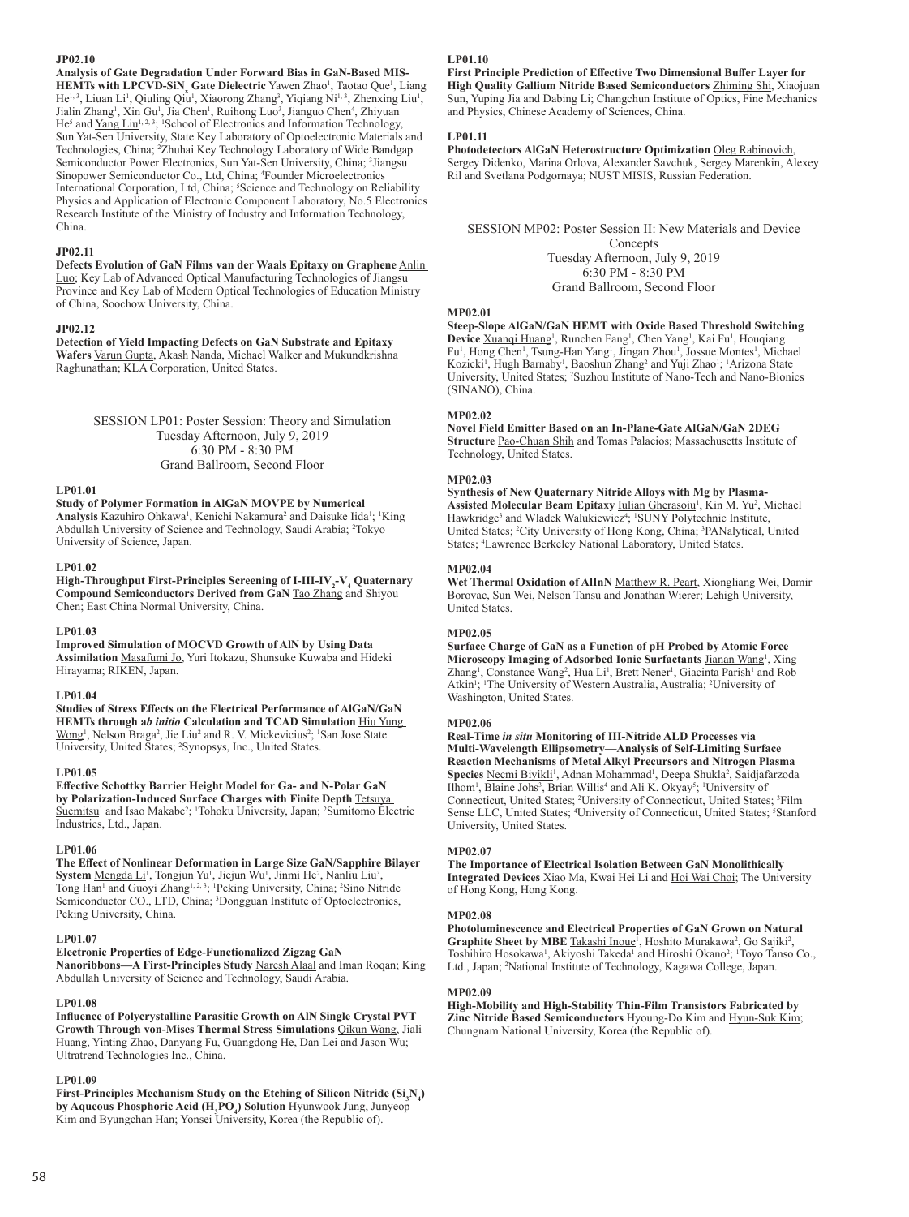**JP02.10**

**Analysis of Gate Degradation Under Forward Bias in GaN-Based MIS-HEMTs with LPCVD-$SiN_x$ Gate Dielectric** Yawen Zhao[1], Taotao Que[1], Liang He[1,3], Liuan Li[1], Qiuling Qiu[1], Xiaorong Zhang[3], Yiqiang Ni[1,3], Zhenxing Liu[1], Jialin Zhang[1], Xin Gu[1], Jia Chen[1], Ruihong Luo[3], Jianguo Chen[4], Zhiyuan He[5] and Yang Liu[1,2,3]; [1]School of Electronics and Information Technology, Sun Yat-Sen University, State Key Laboratory of Optoelectronic Materials and Technologies, China; [2]Zhuhai Key Technology Laboratory of Wide Bandgap Semiconductor Power Electronics, Sun Yat-Sen University, China; [3]Jiangsu Sinopower Semiconductor Co., Ltd, China; [4]Founder Microelectronics International Corporation, Ltd, China; [5]Science and Technology on Reliability Physics and Application of Electronic Component Laboratory, No.5 Electronics Research Institute of the Ministry of Industry and Information Technology, China.

**JP02.11**

**Defects Evolution of GaN Films van der Waals Epitaxy on Graphene** Anlin Luo; Key Lab of Advanced Optical Manufacturing Technologies of Jiangsu Province and Key Lab of Modern Optical Technologies of Education Ministry of China, Soochow University, China.

**JP02.12**

**Detection of Yield Impacting Defects on GaN Substrate and Epitaxy Wafers** Varun Gupta, Akash Nanda, Michael Walker and Mukundkrishna Raghunathan; KLA Corporation, United States.

## SESSION LP01: Poster Session: Theory and Simulation
Tuesday Afternoon, July 9, 2019
6:30 PM - 8:30 PM
Grand Ballroom, Second Floor

**LP01.01**

**Study of Polymer Formation in AlGaN MOVPE by Numerical Analysis** Kazuhiro Ohkawa[1], Kenichi Nakamura[2] and Daisuke Iida[1]; [1]King Abdullah University of Science and Technology, Saudi Arabia; [2]Tokyo University of Science, Japan.

**LP01.02**

**High-Throughput First-Principles Screening of I-III-$IV_2$-$V_4$ Quaternary Compound Semiconductors Derived from GaN** Tao Zhang and Shiyou Chen; East China Normal University, China.

**LP01.03**

**Improved Simulation of MOCVD Growth of AlN by Using Data Assimilation** Masafumi Jo, Yuri Itokazu, Shunsuke Kuwaba and Hideki Hirayama; RIKEN, Japan.

**LP01.04**

**Studies of Stress Effects on the Electrical Performance of AlGaN/GaN HEMTs through a*b initio* Calculation and TCAD Simulation** Hiu Yung Wong[1], Nelson Braga[2], Jie Liu[2] and R. V. Mickevicius[2]; [1]San Jose State University, United States; [2]Synopsys, Inc., United States.

**LP01.05**

**Effective Schottky Barrier Height Model for Ga- and N-Polar GaN by Polarization-Induced Surface Charges with Finite Depth** Tetsuya Suemitsu[1] and Isao Makabe[2]; [1]Tohoku University, Japan; [2]Sumitomo Electric Industries, Ltd., Japan.

**LP01.06**

**The Effect of Nonlinear Deformation in Large Size GaN/Sapphire Bilayer System** Mengda Li[1], Tongjun Yu[1], Jiejun Wu[1], Jinmi He[2], Nanliu Liu[3], Tong Han[1] and Guoyi Zhang[1,2,3]; [1]Peking University, China; [2]Sino Nitride Semiconductor CO., LTD, China; [3]Dongguan Institute of Optoelectronics, Peking University, China.

**LP01.07**

**Electronic Properties of Edge-Functionalized Zigzag GaN Nanoribbons—A First-Principles Study** Naresh Alaal and Iman Roqan; King Abdullah University of Science and Technology, Saudi Arabia.

**LP01.08**

**Influence of Polycrystalline Parasitic Growth on AlN Single Crystal PVT Growth Through von-Mises Thermal Stress Simulations** Qikun Wang, Jiali Huang, Yinting Zhao, Danyang Fu, Guangdong He, Dan Lei and Jason Wu; Ultratrend Technologies Inc., China.

**LP01.09**

**First-Principles Mechanism Study on the Etching of Silicon Nitride ($Si_3N_4$) by Aqueous Phosphoric Acid ($H_3PO_4$) Solution** Hyunwook Jung, Junyeop Kim and Byungchan Han; Yonsei University, Korea (the Republic of).

**LP01.10**

**First Principle Prediction of Effective Two Dimensional Buffer Layer for High Quality Gallium Nitride Based Semiconductors** Zhiming Shi, Xiaojuan Sun, Yuping Jia and Dabing Li; Changchun Institute of Optics, Fine Mechanics and Physics, Chinese Academy of Sciences, China.

**LP01.11**

**Photodetectors AlGaN Heterostructure Optimization** Oleg Rabinovich, Sergey Didenko, Marina Orlova, Alexander Savchuk, Sergey Marenkin, Alexey Ril and Svetlana Podgornaya; NUST MISIS, Russian Federation.

## SESSION MP02: Poster Session II: New Materials and Device Concepts
Tuesday Afternoon, July 9, 2019
6:30 PM - 8:30 PM
Grand Ballroom, Second Floor

**MP02.01**

**Steep-Slope AlGaN/GaN HEMT with Oxide Based Threshold Switching Device** Xuanqi Huang[1], Runchen Fang[1], Chen Yang[1], Kai Fu[1], Houqiang Fu[1], Hong Chen[1], Tsung-Han Yang[1], Jingan Zhou[1], Jossue Montes[1], Michael Kozicki[1], Hugh Barnaby[1], Baoshun Zhang[2] and Yuji Zhao[1]; [1]Arizona State University, United States; [2]Suzhou Institute of Nano-Tech and Nano-Bionics (SINANO), China.

**MP02.02**

**Novel Field Emitter Based on an In-Plane-Gate AlGaN/GaN 2DEG Structure** Pao-Chuan Shih and Tomas Palacios; Massachusetts Institute of Technology, United States.

**MP02.03**

**Synthesis of New Quaternary Nitride Alloys with Mg by Plasma-Assisted Molecular Beam Epitaxy** Iulian Gherasoiu[1], Kin M. Yu[2], Michael Hawkridge[3] and Wladek Walukiewicz[4]; [1]SUNY Polytechnic Institute, United States; [2]City University of Hong Kong, China; [3]PANalytical, United States; [4]Lawrence Berkeley National Laboratory, United States.

**MP02.04**

**Wet Thermal Oxidation of AlInN** Matthew R. Peart, Xiongliang Wei, Damir Borovac, Sun Wei, Nelson Tansu and Jonathan Wierer; Lehigh University, United States.

**MP02.05**

**Surface Charge of GaN as a Function of pH Probed by Atomic Force Microscopy Imaging of Adsorbed Ionic Surfactants** Jianan Wang[1], Xing Zhang[1], Constance Wang[2], Hua Li[1], Brett Nener[1], Giacinta Parish[1] and Rob Atkin[1]; [1]The University of Western Australia, Australia; [2]University of Washington, United States.

**MP02.06**

**Real-Time *in situ* Monitoring of III-Nitride ALD Processes via Multi-Wavelength Ellipsometry—Analysis of Self-Limiting Surface Reaction Mechanisms of Metal Alkyl Precursors and Nitrogen Plasma Species** Necmi Biyikli[1], Adnan Mohammad[1], Deepa Shukla[2], Saidjafarzoda Ilhom[1], Blaine Johs[3], Brian Willis[4] and Ali K. Okyay[5]; [1]University of Connecticut, United States; [2]University of Connecticut, United States; [3]Film Sense LLC, United States; [4]University of Connecticut, United States; [5]Stanford University, United States.

**MP02.07**

**The Importance of Electrical Isolation Between GaN Monolithically Integrated Devices** Xiao Ma, Kwai Hei Li and Hoi Wai Choi; The University of Hong Kong, Hong Kong.

**MP02.08**

**Photoluminescence and Electrical Properties of GaN Grown on Natural Graphite Sheet by MBE** Takashi Inoue[1], Hoshito Murakawa[2], Go Sajiki[2], Toshihiro Hosokawa[1], Akiyoshi Takeda[1] and Hiroshi Okano[2]; [1]Toyo Tanso Co., Ltd., Japan; [2]National Institute of Technology, Kagawa College, Japan.

**MP02.09**

**High-Mobility and High-Stability Thin-Film Transistors Fabricated by Zinc Nitride Based Semiconductors** Hyoung-Do Kim and Hyun-Suk Kim; Chungnam National University, Korea (the Republic of).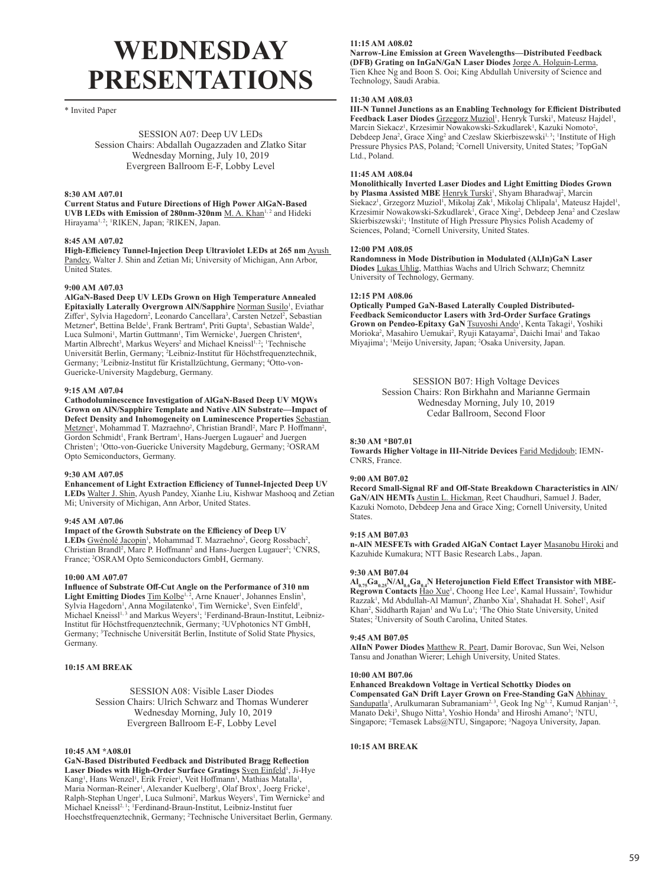# WEDNESDAY PRESENTATIONS

\* Invited Paper

SESSION A07: Deep UV LEDs
Session Chairs: Abdallah Ougazzaden and Zlatko Sitar
Wednesday Morning, July 10, 2019
Evergreen Ballroom E-F, Lobby Level

**8:30 AM A07.01**
**Current Status and Future Directions of High Power AlGaN-Based UVB LEDs with Emission of 280nm-320nm** M. A. Khan[1,2] and Hideki Hirayama[1,2]; [1]RIKEN, Japan; [2]RIKEN, Japan.

**8:45 AM A07.02**
**High-Efficiency Tunnel-Injection Deep Ultraviolet LEDs at 265 nm** Ayush Pandey, Walter J. Shin and Zetian Mi; University of Michigan, Ann Arbor, United States.

**9:00 AM A07.03**
**AlGaN-Based Deep UV LEDs Grown on High Temperature Annealed Epitaxially Laterally Overgrown AlN/Sapphire** Norman Susilo[1], Eviathar Ziffer[1], Sylvia Hagedorn[2], Leonardo Cancellara[3], Carsten Netzel[2], Sebastian Metzner[4], Bettina Belde[1], Frank Bertram[4], Priti Gupta[1], Sebastian Walde[2], Luca Sulmoni[1], Martin Guttmann[1], Tim Wernicke[1], Juergen Christen[4], Martin Albrecht[3], Markus Weyers[2] and Michael Kneissl[1,2]; [1]Technische Universität Berlin, Germany; [2]Leibniz-Institut für Höchstfrequenztechnik, Germany; [3]Leibniz-Institut für Kristallzüchtung, Germany; [4]Otto-von-Guericke-University Magdeburg, Germany.

**9:15 AM A07.04**
**Cathodoluminescence Investigation of AlGaN-Based Deep UV MQWs Grown on AlN/Sapphire Template and Native AlN Substrate—Impact of Defect Density and Inhomogeneity on Luminescence Properties** Sebastian Metzner[1], Mohammad T. Mazraehno[2], Christian Brandl[2], Marc P. Hoffmann[2], Gordon Schmidt[1], Frank Bertram[1], Hans-Juergen Lugauer[2] and Juergen Christen[1]; [1]Otto-von-Guericke University Magdeburg, Germany; [2]OSRAM Opto Semiconductors, Germany.

**9:30 AM A07.05**
**Enhancement of Light Extraction Efficiency of Tunnel-Injected Deep UV LEDs** Walter J. Shin, Ayush Pandey, Xianhe Liu, Kishwar Mashooq and Zetian Mi; University of Michigan, Ann Arbor, United States.

**9:45 AM A07.06**
**Impact of the Growth Substrate on the Efficiency of Deep UV LEDs** Gwénolé Jacopin[1], Mohammad T. Mazraehno[2], Georg Rossbach[2], Christian Brandl[2], Marc P. Hoffmann[2] and Hans-Juergen Lugauer[2]; [1]CNRS, France; [2]OSRAM Opto Semiconductors GmbH, Germany.

**10:00 AM A07.07**
**Influence of Substrate Off-Cut Angle on the Performance of 310 nm Light Emitting Diodes** Tim Kolbe[1,2], Arne Knauer[1], Johannes Enslin[3], Sylvia Hagedorn[1], Anna Mogilatenko[1], Tim Wernicke[3], Sven Einfeld[1], Michael Kneissl[1,3] and Markus Weyers[1]; [1]Ferdinand-Braun-Institut, Leibniz-Institut für Höchstfrequenztechnik, Germany; [2]UVphotonics NT GmbH, Germany; [3]Technische Universität Berlin, Institute of Solid State Physics, Germany.

**10:15 AM BREAK**

SESSION A08: Visible Laser Diodes
Session Chairs: Ulrich Schwarz and Thomas Wunderer
Wednesday Morning, July 10, 2019
Evergreen Ballroom E-F, Lobby Level

**10:45 AM \*A08.01**
**GaN-Based Distributed Feedback and Distributed Bragg Reflection Laser Diodes with High-Order Surface Gratings** Sven Einfeld[1], Ji-Hye Kang[1], Hans Wenzel[1], Erik Freier[1], Veit Hoffmann[1], Mathias Matalla[1], Maria Norman-Reiner[1], Alexander Kuelberg[1], Olaf Brox[1], Joerg Fricke[1], Ralph-Stephan Unger[1], Luca Sulmoni[2], Markus Weyers[1], Tim Wernicke[2] and Michael Kneissl[2,1]; [1]Ferdinand-Braun-Institut, Leibniz-Institut fuer Hoechstfrequenztechnik, Germany; [2]Technische Universitaet Berlin, Germany.

**11:15 AM A08.02**
**Narrow-Line Emission at Green Wavelengths—Distributed Feedback (DFB) Grating on InGaN/GaN Laser Diodes** Jorge A. Holguin-Lerma, Tien Khee Ng and Boon S. Ooi; King Abdullah University of Science and Technology, Saudi Arabia.

**11:30 AM A08.03**
**III-N Tunnel Junctions as an Enabling Technology for Efficient Distributed Feedback Laser Diodes** Grzegorz Muziol[1], Henryk Turski[1], Mateusz Hajdel[1], Marcin Siekacz[1], Krzesimir Nowakowski-Szkudlarek[1], Kazuki Nomoto[2], Debdeep Jena[2], Grace Xing[2] and Czeslaw Skierbiszewski[1,3]; [1]Institute of High Pressure Physics PAS, Poland; [2]Cornell University, United States; [3]TopGaN Ltd., Poland.

**11:45 AM A08.04**
**Monolithically Inverted Laser Diodes and Light Emitting Diodes Grown by Plasma Assisted MBE** Henryk Turski[1], Shyam Bharadwaj[2], Marcin Siekacz[1], Grzegorz Muziol[1], Mikolaj Zak[1], Mikolaj Chlipala[1], Mateusz Hajdel[1], Krzesimir Nowakowski-Szkudlarek[1], Grace Xing[2], Debdeep Jena[2] and Czeslaw Skierbiszewski[1]; [1]Institute of High Pressure Physics Polish Academy of Sciences, Poland; [2]Cornell University, United States.

**12:00 PM A08.05**
**Randomness in Mode Distribution in Modulated (Al,In)GaN Laser Diodes** Lukas Uhlig, Matthias Wachs and Ulrich Schwarz; Chemnitz University of Technology, Germany.

**12:15 PM A08.06**
**Optically Pumped GaN-Based Laterally Coupled Distributed-Feedback Semiconductor Lasers with 3rd-Order Surface Gratings Grown on Pendeo-Epitaxy GaN** Tsuyoshi Ando[1], Kenta Takagi[1], Yoshiki Morioka[2], Masahiro Uemukai[2], Ryuji Katayama[2], Daichi Imai[1] and Takao Miyajima[1]; [1]Meijo University, Japan; [2]Osaka University, Japan.

SESSION B07: High Voltage Devices
Session Chairs: Ron Birkhahn and Marianne Germain
Wednesday Morning, July 10, 2019
Cedar Ballroom, Second Floor

**8:30 AM \*B07.01**
**Towards Higher Voltage in III-Nitride Devices** Farid Medjdoub; IEMN-CNRS, France.

**9:00 AM B07.02**
**Record Small-Signal RF and Off-State Breakdown Characteristics in AlN/GaN/AlN HEMTs** Austin L. Hickman, Reet Chaudhuri, Samuel J. Bader, Kazuki Nomoto, Debdeep Jena and Grace Xing; Cornell University, United States.

**9:15 AM B07.03**
**n-AlN MESFETs with Graded AlGaN Contact Layer** Masanobu Hiroki and Kazuhide Kumakura; NTT Basic Research Labs., Japan.

**9:30 AM B07.04**
**$Al_{0.75}Ga_{0.25}N/Al_{0.6}Ga_{0.4}N$ Heterojunction Field Effect Transistor with MBE-Regrown Contacts** Hao Xue[1], Choong Hee Lee[1], Kamal Hussain[2], Towhidur Razzak[1], Md Abdullah-Al Mamun[2], Zhanbo Xia[1], Shahadat H. Sohel[1], Asif Khan[2], Siddharth Rajan[1] and Wu Lu[1]; [1]The Ohio State University, United States; [2]University of South Carolina, United States.

**9:45 AM B07.05**
**AlInN Power Diodes** Matthew R. Peart, Damir Borovac, Sun Wei, Nelson Tansu and Jonathan Wierer; Lehigh University, United States.

**10:00 AM B07.06**
**Enhanced Breakdown Voltage in Vertical Schottky Diodes on Compensated GaN Drift Layer Grown on Free-Standing GaN** Abhinay Sandupatla[1], Arulkumaran Subramaniam[2,3], Geok Ing Ng[1,2], Kumud Ranjan[1,2], Manato Deki[3], Shugo Nitta[3], Yoshio Honda[3] and Hiroshi Amano[3]; [1]NTU, Singapore; [2]Temasek Labs@NTU, Singapore; [3]Nagoya University, Japan.

**10:15 AM BREAK**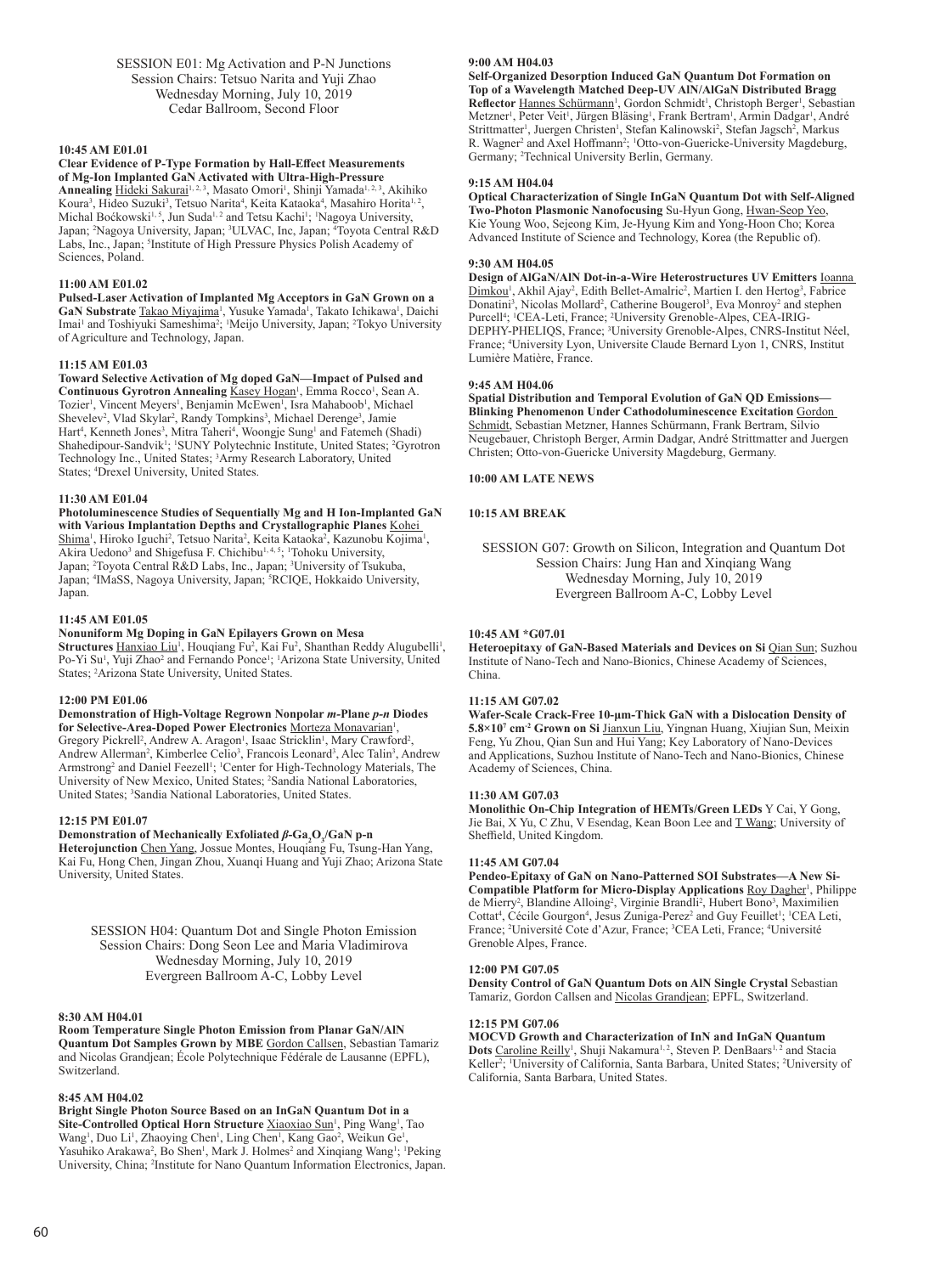SESSION E01: Mg Activation and P-N Junctions
Session Chairs: Tetsuo Narita and Yuji Zhao
Wednesday Morning, July 10, 2019
Cedar Ballroom, Second Floor

**10:45 AM E01.01**
**Clear Evidence of P-Type Formation by Hall-Effect Measurements of Mg-Ion Implanted GaN Activated with Ultra-High-Pressure Annealing** Hideki Sakurai[1, 2, 3], Masato Omori[1], Shinji Yamada[1, 2, 3], Akihiko Koura[3], Hideo Suzuki[3], Tetsuo Narita[4], Keita Kataoka[4], Masahiro Horita[1, 2], Michal Boćkowski[1, 5], Jun Suda[1, 2] and Tetsu Kachi[1]; [1]Nagoya University, Japan; [2]Nagoya University, Japan; [3]ULVAC, Inc, Japan; [4]Toyota Central R&D Labs, Inc., Japan; [5]Institute of High Pressure Physics Polish Academy of Sciences, Poland.

**11:00 AM E01.02**
**Pulsed-Laser Activation of Implanted Mg Acceptors in GaN Grown on a GaN Substrate** Takao Miyajima[1], Yusuke Yamada[1], Takato Ichikawa[1], Daichi Imai[1] and Toshiyuki Sameshima[2]; [1]Meijo University, Japan; [2]Tokyo University of Agriculture and Technology, Japan.

**11:15 AM E01.03**
**Toward Selective Activation of Mg doped GaN—Impact of Pulsed and Continuous Gyrotron Annealing** Kasey Hogan[1], Emma Rocco[1], Sean A. Tozier[1], Vincent Meyers[1], Benjamin McEwen[1], Isra Mahaboob[1], Michael Shevelev[2], Vlad Skylar[2], Randy Tompkins[3], Michael Derenge[3], Jamie Hart[4], Kenneth Jones[3], Mitra Taheri[4], Woongje Sung[1] and Fatemeh (Shadi) Shahedipour-Sandvik[1]; [1]SUNY Polytechnic Institute, United States; [2]Gyrotron Technology Inc., United States; [3]Army Research Laboratory, United States; [4]Drexel University, United States.

**11:30 AM E01.04**
**Photoluminescence Studies of Sequentially Mg and H Ion-Implanted GaN with Various Implantation Depths and Crystallographic Planes** Kohei Shima[1], Hiroko Iguchi[2], Tetsuo Narita[2], Keita Kataoka[2], Kazunobu Kojima[1], Akira Uedono[3] and Shigefusa F. Chichibu[1, 4, 5]; [1]Tohoku University, Japan; [2]Toyota Central R&D Labs, Inc., Japan; [3]University of Tsukuba, Japan; [4]IMaSS, Nagoya University, Japan; [5]RCIQE, Hokkaido University, Japan.

**11:45 AM E01.05**
**Nonuniform Mg Doping in GaN Epilayers Grown on Mesa Structures** Hanxiao Liu[1], Houqiang Fu[2], Kai Fu[2], Shanthan Reddy Alugubelli[1], Po-Yi Su[1], Yuji Zhao[2] and Fernando Ponce[1]; [1]Arizona State University, United States; [2]Arizona State University, United States.

**12:00 PM E01.06**
**Demonstration of High-Voltage Regrown Nonpolar *m*-Plane *p-n* Diodes for Selective-Area-Doped Power Electronics** Morteza Monavarian[1], Gregory Pickrell[2], Andrew A. Aragon[1], Isaac Stricklin[1], Mary Crawford[2], Andrew Allerman[2], Kimberlee Celio[3], Francois Leonard[3], Alec Talin[3], Andrew Armstrong[2] and Daniel Feezell[1]; [1]Center for High-Technology Materials, The University of New Mexico, United States; [2]Sandia National Laboratories, United States; [3]Sandia National Laboratories, United States.

**12:15 PM E01.07**
**Demonstration of Mechanically Exfoliated $\beta$-$Ga_2O_3$/GaN p-n Heterojunction** Chen Yang, Jossue Montes, Houqiang Fu, Tsung-Han Yang, Kai Fu, Hong Chen, Jingan Zhou, Xuanqi Huang and Yuji Zhao; Arizona State University, United States.

SESSION H04: Quantum Dot and Single Photon Emission
Session Chairs: Dong Seon Lee and Maria Vladimirova
Wednesday Morning, July 10, 2019
Evergreen Ballroom A-C, Lobby Level

**8:30 AM H04.01**
**Room Temperature Single Photon Emission from Planar GaN/AlN Quantum Dot Samples Grown by MBE** Gordon Callsen, Sebastian Tamariz and Nicolas Grandjean; École Polytechnique Fédérale de Lausanne (EPFL), Switzerland.

**8:45 AM H04.02**
**Bright Single Photon Source Based on an InGaN Quantum Dot in a Site-Controlled Optical Horn Structure** Xiaoxiao Sun[1], Ping Wang[1], Tao Wang[1], Duo Li[1], Zhaoying Chen[1], Ling Chen[1], Kang Gao[2], Weikun Ge[1], Yasuhiko Arakawa[2], Bo Shen[1], Mark J. Holmes[2] and Xinqiang Wang[1]; [1]Peking University, China; [2]Institute for Nano Quantum Information Electronics, Japan.

**9:00 AM H04.03**
**Self-Organized Desorption Induced GaN Quantum Dot Formation on Top of a Wavelength Matched Deep-UV AlN/AlGaN Distributed Bragg Reflector** Hannes Schürmann[1], Gordon Schmidt[1], Christoph Berger[1], Sebastian Metzner[1], Peter Veit[1], Jürgen Bläsing[1], Frank Bertram[1], Armin Dadgar[1], André Strittmatter[1], Juergen Christen[1], Stefan Kalinowski[2], Stefan Jagsch[2], Markus R. Wagner[2] and Axel Hoffmann[2]; [1]Otto-von-Guericke-University Magdeburg, Germany; [2]Technical University Berlin, Germany.

**9:15 AM H04.04**
**Optical Characterization of Single InGaN Quantum Dot with Self-Aligned Two-Photon Plasmonic Nanofocusing** Su-Hyun Gong, Hwan-Seop Yeo, Kie Young Woo, Sejeong Kim, Je-Hyung Kim and Yong-Hoon Cho; Korea Advanced Institute of Science and Technology, Korea (the Republic of).

**9:30 AM H04.05**
**Design of AlGaN/AlN Dot-in-a-Wire Heterostructures UV Emitters** Ioanna Dimkou[1], Akhil Ajay[2], Edith Bellet-Amalric[2], Martien I. den Hertog[3], Fabrice Donatini[3], Nicolas Mollard[2], Catherine Bougerol[3], Eva Monroy[2] and stephen Purcell[4]; [1]CEA-Leti, France; [2]University Grenoble-Alpes, CEA-IRIG-DEPHY-PHELIQS, France; [3]University Grenoble-Alpes, CNRS-Institut Néel, France; [4]University Lyon, Universite Claude Bernard Lyon 1, CNRS, Institut Lumière Matière, France.

**9:45 AM H04.06**
**Spatial Distribution and Temporal Evolution of GaN QD Emissions—Blinking Phenomenon Under Cathodoluminescence Excitation** Gordon Schmidt, Sebastian Metzner, Hannes Schürmann, Frank Bertram, Silvio Neugebauer, Christoph Berger, Armin Dadgar, André Strittmatter and Juergen Christen; Otto-von-Guericke University Magdeburg, Germany.

**10:00 AM LATE NEWS**

**10:15 AM BREAK**

SESSION G07: Growth on Silicon, Integration and Quantum Dot
Session Chairs: Jung Han and Xinqiang Wang
Wednesday Morning, July 10, 2019
Evergreen Ballroom A-C, Lobby Level

**10:45 AM *G07.01**
**Heteroepitaxy of GaN-Based Materials and Devices on Si** Qian Sun; Suzhou Institute of Nano-Tech and Nano-Bionics, Chinese Academy of Sciences, China.

**11:15 AM G07.02**
**Wafer-Scale Crack-Free 10-μm-Thick GaN with a Dislocation Density of $5.8\times10^7$ cm$^{-2}$ Grown on Si** Jianxun Liu, Yingnan Huang, Xiujian Sun, Meixin Feng, Yu Zhou, Qian Sun and Hui Yang; Key Laboratory of Nano-Devices and Applications, Suzhou Institute of Nano-Tech and Nano-Bionics, Chinese Academy of Sciences, China.

**11:30 AM G07.03**
**Monolithic On-Chip Integration of HEMTs/Green LEDs** Y Cai, Y Gong, Jie Bai, X Yu, C Zhu, V Esendag, Kean Boon Lee and T Wang; University of Sheffield, United Kingdom.

**11:45 AM G07.04**
**Pendeo-Epitaxy of GaN on Nano-Patterned SOI Substrates—A New Si-Compatible Platform for Micro-Display Applications** Roy Dagher[1], Philippe de Mierry[2], Blandine Alloing[2], Virginie Brandli[2], Hubert Bono[3], Maximilien Cottat[4], Cécile Gourgon[4], Jesus Zuniga-Perez[2] and Guy Feuillet[1]; [1]CEA Leti, France; [2]Université Cote d'Azur, France; [3]CEA Leti, France; [4]Université Grenoble Alpes, France.

**12:00 PM G07.05**
**Density Control of GaN Quantum Dots on AlN Single Crystal** Sebastian Tamariz, Gordon Callsen and Nicolas Grandjean; EPFL, Switzerland.

**12:15 PM G07.06**
**MOCVD Growth and Characterization of InN and InGaN Quantum Dots** Caroline Reilly[1], Shuji Nakamura[1, 2], Steven P. DenBaars[1, 2] and Stacia Keller[2]; [1]University of California, Santa Barbara, United States; [2]University of California, Santa Barbara, United States.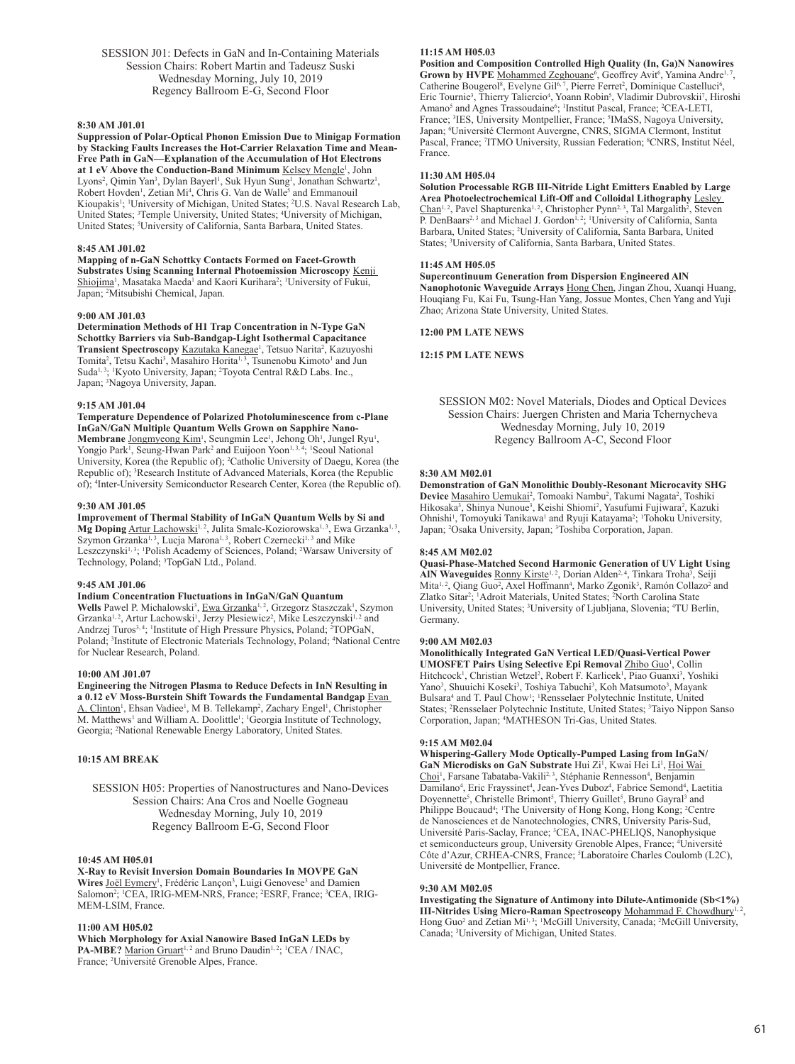SESSION J01: Defects in GaN and In-Containing Materials
Session Chairs: Robert Martin and Tadeusz Suski
Wednesday Morning, July 10, 2019
Regency Ballroom E-G, Second Floor

**8:30 AM J01.01**
**Suppression of Polar-Optical Phonon Emission Due to Minigap Formation by Stacking Faults Increases the Hot-Carrier Relaxation Time and Mean-Free Path in GaN—Explanation of the Accumulation of Hot Electrons at 1 eV Above the Conduction-Band Minimum** Kelsey Mengle[1], John Lyons[2], Qimin Yan[3], Dylan Bayerl[1], Suk Hyun Sung[1], Jonathan Schwartz[1], Robert Hovden[1], Zetian Mi[4], Chris G. Van de Walle[5] and Emmanouil Kioupakis[1]; [1]University of Michigan, United States; [2]U.S. Naval Research Lab, United States; [3]Temple University, United States; [4]University of Michigan, United States; [5]University of California, Santa Barbara, United States.

**8:45 AM J01.02**
**Mapping of n-GaN Schottky Contacts Formed on Facet-Growth Substrates Using Scanning Internal Photoemission Microscopy** Kenji Shiojima[1], Masataka Maeda[1] and Kaori Kurihara[2]; [1]University of Fukui, Japan; [2]Mitsubishi Chemical, Japan.

**9:00 AM J01.03**
**Determination Methods of H1 Trap Concentration in N-Type GaN Schottky Barriers via Sub-Bandgap-Light Isothermal Capacitance Transient Spectroscopy** Kazutaka Kanegae[1], Tetsuo Narita[2], Kazuyoshi Tomita[2], Tetsu Kachi[3], Masahiro Horita[1,3], Tsunenobu Kimoto[1] and Jun Suda[1,3]; [1]Kyoto University, Japan; [2]Toyota Central R&D Labs. Inc., Japan; [3]Nagoya University, Japan.

**9:15 AM J01.04**
**Temperature Dependence of Polarized Photoluminescence from c-Plane InGaN/GaN Multiple Quantum Wells Grown on Sapphire Nano-Membrane** Jongmyeong Kim[1], Seungmin Lee[1], Jehong Oh[1], Jungel Ryu[1], Yongjo Park[1], Seung-Hwan Park[2] and Euijoon Yoon[1,3,4]; [1]Seoul National University, Korea (the Republic of); [2]Catholic University of Daegu, Korea (the Republic of); [3]Research Institute of Advanced Materials, Korea (the Republic of); [4]Inter-University Semiconductor Research Center, Korea (the Republic of).

**9:30 AM J01.05**
**Improvement of Thermal Stability of InGaN Quantum Wells by Si and Mg Doping** Artur Lachowski[1,2], Julita Smalc-Koziorowska[1,3], Ewa Grzanka[1,3], Szymon Grzanka[1,3], Lucja Marona[1,3], Robert Czernecki[1,3] and Mike Leszczynski[1,3]; [1]Polish Academy of Sciences, Poland; [2]Warsaw University of Technology, Poland; [3]TopGaN Ltd., Poland.

**9:45 AM J01.06**
**Indium Concentration Fluctuations in InGaN/GaN Quantum Wells** Pawel P. Michalowski[3], Ewa Grzanka[1,2], Grzegorz Staszczak[1], Szymon Grzanka[1,2], Artur Lachowski[1], Jerzy Plesiewicz[2], Mike Leszczynski[1,2] and Andrzej Turos[3,4]; [1]Institute of High Pressure Physics, Poland; [2]TOPGaN, Poland; [3]Institute of Electronic Materials Technology, Poland; [4]National Centre for Nuclear Research, Poland.

**10:00 AM J01.07**
**Engineering the Nitrogen Plasma to Reduce Defects in InN Resulting in a 0.12 eV Moss-Burstein Shift Towards the Fundamental Bandgap** Evan A. Clinton[1], Ehsan Vadiee[1], M B. Tellekamp[2], Zachary Engel[1], Christopher M. Matthews[1] and William A. Doolittle[1]; [1]Georgia Institute of Technology, Georgia; [2]National Renewable Energy Laboratory, United States.

**10:15 AM BREAK**

SESSION H05: Properties of Nanostructures and Nano-Devices
Session Chairs: Ana Cros and Noelle Gogneau
Wednesday Morning, July 10, 2019
Regency Ballroom E-G, Second Floor

**10:45 AM H05.01**
**X-Ray to Revisit Inversion Domain Boundaries In MOVPE GaN Wires** Joël Eymery[1], Frédéric Lançon[3], Luigi Genovese[3] and Damien Salomon[2]; [1]CEA, IRIG-MEM-NRS, France; [2]ESRF, France; [3]CEA, IRIG-MEM-LSIM, France.

**11:00 AM H05.02**
**Which Morphology for Axial Nanowire Based InGaN LEDs by PA-MBE?** Marion Gruart[1,2] and Bruno Daudin[1,2]; [1]CEA / INAC, France; [2]Université Grenoble Alpes, France.

**11:15 AM H05.03**
**Position and Composition Controlled High Quality (In, Ga)N Nanowires Grown by HVPE** Mohammed Zeghouane[6], Geoffrey Avit[6], Yamina Andre[1,7], Catherine Bougerol[8], Evelyne Gil[6,7], Pierre Ferret[2], Dominique Castelluci[6], Eric Tournie[3], Thierry Taliercio[4], Yoann Robin[5], Vladimir Dubrovskii[7], Hiroshi Amano[5] and Agnes Trassoudaine[6]; [1]Institut Pascal, France; [2]CEA-LETI, France; [3]IES, University Montpellier, France; [5]IMaSS, Nagoya University, Japan; [6]Université Clermont Auvergne, CNRS, SIGMA Clermont, Institut Pascal, France; [7]ITMO University, Russian Federation; [8]CNRS, Institut Néel, France.

**11:30 AM H05.04**
**Solution Processable RGB III-Nitride Light Emitters Enabled by Large Area Photoelectrochemical Lift-Off and Colloidal Lithography** Lesley Chan[1,2], Pavel Shapturenka[1,2], Christopher Pynn[2,3], Tal Margalith[2], Steven P. DenBaars[2,3] and Michael J. Gordon[1,2]; [1]University of California, Santa Barbara, United States; [2]University of California, Santa Barbara, United States; [3]University of California, Santa Barbara, United States.

**11:45 AM H05.05**
**Supercontinuum Generation from Dispersion Engineered AlN Nanophotonic Waveguide Arrays** Hong Chen, Jingan Zhou, Xuanqi Huang, Houqiang Fu, Kai Fu, Tsung-Han Yang, Jossue Montes, Chen Yang and Yuji Zhao; Arizona State University, United States.

**12:00 PM LATE NEWS**

**12:15 PM LATE NEWS**

SESSION M02: Novel Materials, Diodes and Optical Devices
Session Chairs: Juergen Christen and Maria Tchernycheva
Wednesday Morning, July 10, 2019
Regency Ballroom A-C, Second Floor

**8:30 AM M02.01**
**Demonstration of GaN Monolithic Doubly-Resonant Microcavity SHG Device** Masahiro Uemukai[2], Tomoaki Nambu[2], Takumi Nagata[2], Toshiki Hikosaka[3], Shinya Nunoue[3], Keishi Shiomi[2], Yasufumi Fujiwara[2], Kazuki Ohnishi[1], Tomoyuki Tanikawa[1] and Ryuji Katayama[2]; [1]Tohoku University, Japan; [2]Osaka University, Japan; [3]Toshiba Corporation, Japan.

**8:45 AM M02.02**
**Quasi-Phase-Matched Second Harmonic Generation of UV Light Using AlN Waveguides** Ronny Kirste[1,2], Dorian Alden[2,4], Tinkara Troha[3], Seiji Mita[1,2], Qiang Guo[2], Axel Hoffmann[4], Marko Zgonik[3], Ramón Collazo[2] and Zlatko Sitar[2]; [1]Adroit Materials, United States; [2]North Carolina State University, United States; [3]University of Ljubljana, Slovenia; [4]TU Berlin, Germany.

**9:00 AM M02.03**
**Monolithically Integrated GaN Vertical LED/Quasi-Vertical Power UMOSFET Pairs Using Selective Epi Removal** Zhibo Guo[1], Collin Hitchcock[1], Christian Wetzel[2], Robert F. Karlicek[1], Piao Guanxi[3], Yoshiki Yano[3], Shuuichi Koseki[3], Toshiya Tabuchi[3], Koh Matsumoto[3], Mayank Bulsara[4] and T. Paul Chow[1]; [1]Rensselaer Polytechnic Institute, United States; [2]Rensselaer Polytechnic Institute, United States; [3]Taiyo Nippon Sanso Corporation, Japan; [4]MATHESON Tri-Gas, United States.

**9:15 AM M02.04**
**Whispering-Gallery Mode Optically-Pumped Lasing from InGaN/GaN Microdisks on GaN Substrate** Hui Zi[1], Kwai Hei Li[1], Hoi Wai Choi[1], Farsane Tabataba-Vakili[2,3], Stéphanie Rennesson[4], Benjamin Damilano[4], Eric Frayssinet[4], Jean-Yves Duboz[4], Fabrice Semond[4], Laetitia Doyennette[5], Christelle Brimont[5], Thierry Guillet[5], Bruno Gayral[3] and Philippe Boucaud[4]; [1]The University of Hong Kong, Hong Kong; [2]Centre de Nanosciences et de Nanotechnologies, CNRS, University Paris-Sud, Université Paris-Saclay, France; [3]CEA, INAC-PHELIQS, Nanophysique et semiconducteurs group, University Grenoble Alpes, France; [4]Université Côte d'Azur, CRHEA-CNRS, France; [5]Laboratoire Charles Coulomb (L2C), Université de Montpellier, France.

**9:30 AM M02.05**
**Investigating the Signature of Antimony into Dilute-Antimonide (Sb<1%) III-Nitrides Using Micro-Raman Spectroscopy** Mohammad F. Chowdhury[1,2], Hong Guo[2] and Zetian Mi[1,3]; [1]McGill University, Canada; [2]McGill University, Canada; [3]University of Michigan, United States.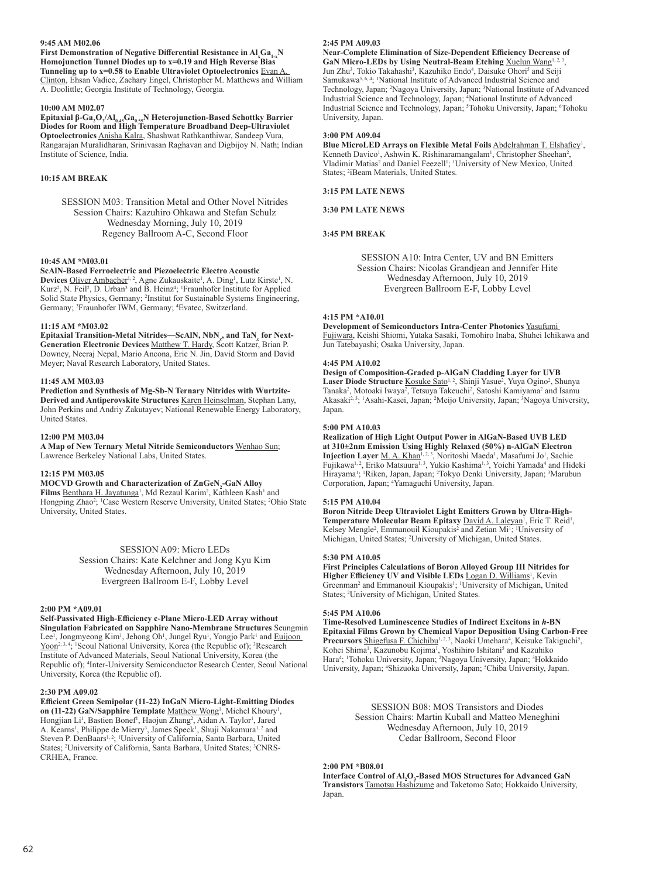**9:45 AM M02.06**
**First Demonstration of Negative Differential Resistance in $Al_xGa_{1-x}N$ Homojunction Tunnel Diodes up to x=0.19 and High Reverse Bias Tunneling up to x=0.58 to Enable Ultraviolet Optoelectronics** Evan A. Clinton, Ehsan Vadiee, Zachary Engel, Christopher M. Matthews and William A. Doolittle; Georgia Institute of Technology, Georgia.

**10:00 AM M02.07**
**Epitaxial $\beta$-$Ga_2O_3$/$Al_{0.45}Ga_{0.55}N$ Heterojunction-Based Schottky Barrier Diodes for Room and High Temperature Broadband Deep-Ultraviolet Optoelectronics** Anisha Kalra, Shashwat Rathkanthiwar, Sandeep Vura, Rangarajan Muralidharan, Srinivasan Raghavan and Digbijoy N. Nath; Indian Institute of Science, India.

**10:15 AM BREAK**

SESSION M03: Transition Metal and Other Novel Nitrides
Session Chairs: Kazuhiro Ohkawa and Stefan Schulz
Wednesday Morning, July 10, 2019
Regency Ballroom A-C, Second Floor

**10:45 AM *M03.01**
**ScAlN-Based Ferroelectric and Piezoelectric Electro Acoustic Devices** Oliver Ambacher[1, 2], Agne Zukauskaite[1], A. Ding[1], Lutz Kirste[1], N. Kurz[2], N. Feil[2], D. Urban[3] and B. Heinz[4]; [1]Fraunhofer Institute for Applied Solid State Physics, Germany; [2]Institut for Sustainable Systems Engineering, Germany; [3]Fraunhofer IWM, Germany; [4]Evatec, Switzerland.

**11:15 AM *M03.02**
**Epitaxial Transition-Metal Nitrides—ScAlN, $NbN_x$, and $TaN_x$ for Next-Generation Electronic Devices** Matthew T. Hardy, Scott Katzer, Brian P. Downey, Neeraj Nepal, Mario Ancona, Eric N. Jin, David Storm and David Meyer; Naval Research Laboratory, United States.

**11:45 AM M03.03**
**Prediction and Synthesis of Mg-Sb-N Ternary Nitrides with Wurtzite-Derived and Antiperovskite Structures** Karen Heinselman, Stephan Lany, John Perkins and Andriy Zakutayev; National Renewable Energy Laboratory, United States.

**12:00 PM M03.04**
**A Map of New Ternary Metal Nitride Semiconductors** Wenhao Sun; Lawrence Berkeley National Labs, United States.

**12:15 PM M03.05**
**MOCVD Growth and Characterization of $ZnGeN_2$-GaN Alloy Films** Benthara H. Jayatunga[1], Md Rezaul Karim[2], Kathleen Kash[1] and Hongping Zhao[2]; [1]Case Western Reserve University, United States; [2]Ohio State University, United States.

SESSION A09: Micro LEDs
Session Chairs: Kate Kelchner and Jong Kyu Kim
Wednesday Afternoon, July 10, 2019
Evergreen Ballroom E-F, Lobby Level

**2:00 PM *A09.01**
**Self-Passivated High-Efficiency c-Plane Micro-LED Array without Singulation Fabricated on Sapphire Nano-Membrane Structures** Seungmin Lee[1], Jongmyeong Kim[1], Jehong Oh[1], Jungel Ryu[1], Yongjo Park[1] and Euijoon Yoon[2, 3, 4]; [1]Seoul National University, Korea (the Republic of); [3]Research Institute of Advanced Materials, Seoul National University, Korea (the Republic of); [4]Inter-University Semiconductor Research Center, Seoul National University, Korea (the Republic of).

**2:30 PM A09.02**
**Efficient Green Semipolar (11-22) InGaN Micro-Light-Emitting Diodes on (11-22) GaN/Sapphire Template** Matthew Wong[1], Michel Khoury[1], Hongjian Li[1], Bastien Bonef[1], Haojun Zhang[2], Aidan A. Taylor[1], Jared A. Kearns[1], Philippe de Mierry[3], James Speck[1], Shuji Nakamura[1, 2] and Steven P. DenBaars[1, 2]; [1]University of California, Santa Barbara, United States; [2]University of California, Santa Barbara, United States; [3]CNRS-CRHEA, France.

**2:45 PM A09.03**
**Near-Complete Elimination of Size-Dependent Efficiency Decrease of GaN Micro-LEDs by Using Neutral-Beam Etching** Xuelun Wang[1, 2, 3], Jun Zhu[3], Tokio Takahashi[3], Kazuhiko Endo[4], Daisuke Ohori[5] and Seiji Samukawa[5, 6, 4]; [1]National Institute of Advanced Industrial Science and Technology, Japan; [2]Nagoya University, Japan; [3]National Institute of Advanced Industrial Science and Technology, Japan; [4]National Institute of Advanced Industrial Science and Technology, Japan; [5]Tohoku University, Japan; [6]Tohoku University, Japan.

**3:00 PM A09.04**
**Blue MicroLED Arrays on Flexible Metal Foils** Abdelrahman T. Elshafiey[1], Kenneth Davico[1], Ashwin K. Rishinaramangalam[1], Christopher Sheehan[2], Vladimir Matias[2] and Daniel Feezell[1]; [1]University of New Mexico, United States; [2]iBeam Materials, United States.

**3:15 PM LATE NEWS**

**3:30 PM LATE NEWS**

**3:45 PM BREAK**

SESSION A10: Intra Center, UV and BN Emitters
Session Chairs: Nicolas Grandjean and Jennifer Hite
Wednesday Afternoon, July 10, 2019
Evergreen Ballroom E-F, Lobby Level

**4:15 PM *A10.01**
**Development of Semiconductors Intra-Center Photonics** Yasufumi Fujiwara, Keishi Shiomi, Yutaka Sasaki, Tomohiro Inaba, Shuhei Ichikawa and Jun Tatebayashi; Osaka University, Japan.

**4:45 PM A10.02**
**Design of Composition-Graded p-AlGaN Cladding Layer for UVB Laser Diode Structure** Kosuke Sato[1, 2], Shinji Yasue[2], Yuya Ogino[2], Shunya Tanaka[2], Motoaki Iwaya[2], Tetsuya Takeuchi[2], Satoshi Kamiyama[2] and Isamu Akasaki[2, 3]; [1]Asahi-Kasei, Japan; [2]Meijo University, Japan; [3]Nagoya University, Japan.

**5:00 PM A10.03**
**Realization of High Light Output Power in AlGaN-Based UVB LED at 310±2nm Emission Using Highly Relaxed (50%) n-AlGaN Electron Injection Layer** M. A. Khan[1, 2, 3], Noritoshi Maeda[1], Masafumi Jo[1], Sachie Fujikawa[1, 2], Eriko Matsuura[1, 3], Yukio Kashima[1, 3], Yoichi Yamada[4] and Hideki Hirayama[1]; [1]Riken, Japan, Japan; [2]Tokyo Denki University, Japan; [3]Marubun Corporation, Japan; [4]Yamaguchi University, Japan.

**5:15 PM A10.04**
**Boron Nitride Deep Ultraviolet Light Emitters Grown by Ultra-High-Temperature Molecular Beam Epitaxy** David A. Laleyan[1], Eric T. Reid[1], Kelsey Mengle[2], Emmanouil Kioupakis[2] and Zetian Mi[1]; [1]University of Michigan, United States; [2]University of Michigan, United States.

**5:30 PM A10.05**
**First Principles Calculations of Boron Alloyed Group III Nitrides for Higher Efficiency UV and Visible LEDs** Logan D. Williams[1], Kevin Greenman[2] and Emmanouil Kioupakis[1]; [1]University of Michigan, United States; [2]University of Michigan, United States.

**5:45 PM A10.06**
**Time-Resolved Luminescence Studies of Indirect Excitons in *h*-BN Epitaxial Films Grown by Chemical Vapor Deposition Using Carbon-Free Precursors** Shigefusa F. Chichibu[1, 2, 3], Naoki Umehara[4], Keisuke Takiguchi[5], Kohei Shima[1], Kazunobu Kojima[1], Yoshihiro Ishitani[5] and Kazuhiko Hara[4]; [1]Tohoku University, Japan; [2]Nagoya University, Japan; [3]Hokkaido University, Japan; [4]Shizuoka University, Japan; [5]Chiba University, Japan.

SESSION B08: MOS Transistors and Diodes
Session Chairs: Martin Kuball and Matteo Meneghini
Wednesday Afternoon, July 10, 2019
Cedar Ballroom, Second Floor

**2:00 PM *B08.01**
**Interface Control of $Al_2O_3$-Based MOS Structures for Advanced GaN Transistors** Tamotsu Hashizume and Taketomo Sato; Hokkaido University, Japan.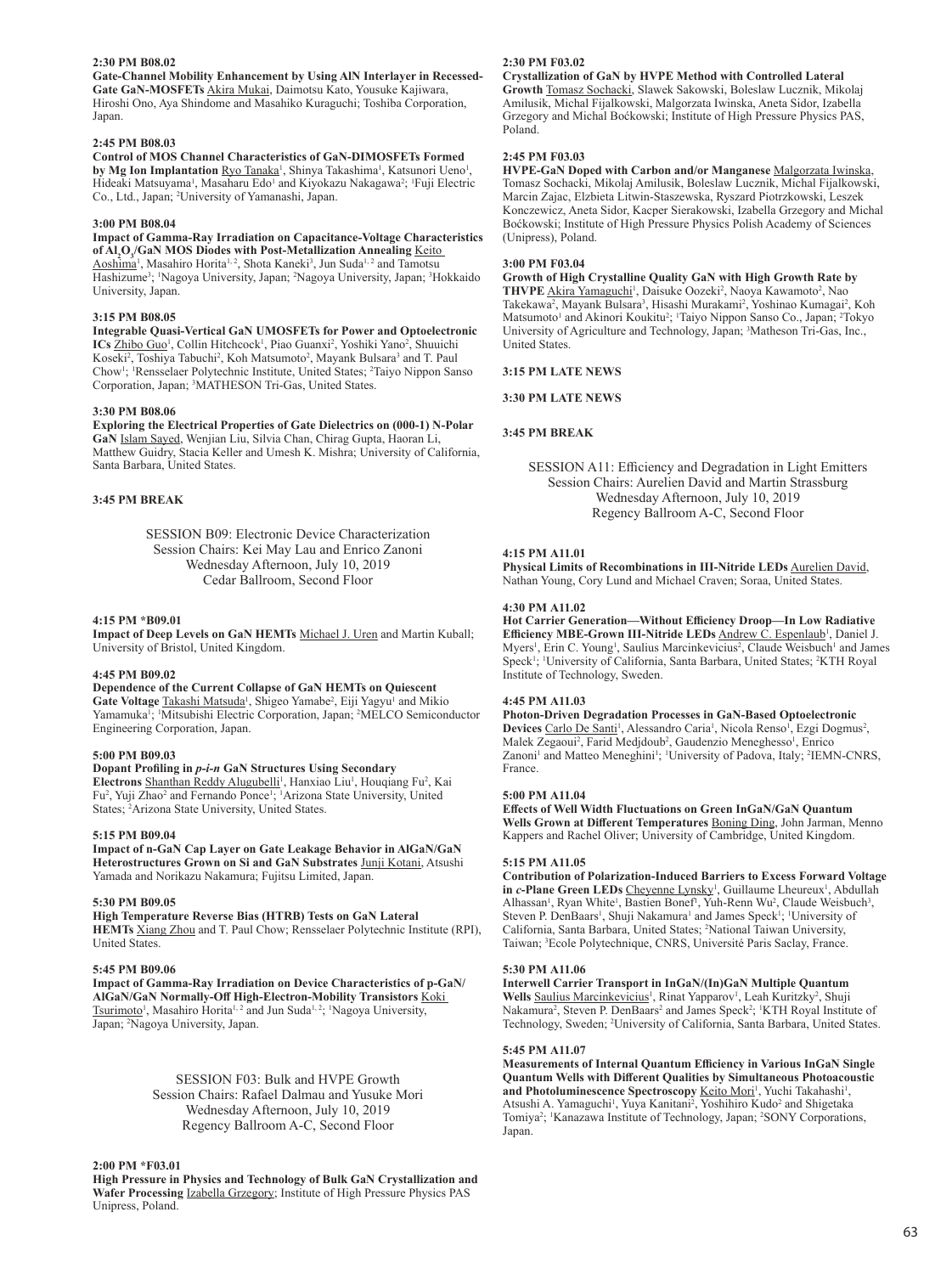**2:30 PM B08.02**
**Gate-Channel Mobility Enhancement by Using AlN Interlayer in Recessed-Gate GaN-MOSFETs** Akira Mukai, Daimotsu Kato, Yousuke Kajiwara, Hiroshi Ono, Aya Shindome and Masahiko Kuraguchi; Toshiba Corporation, Japan.

**2:45 PM B08.03**
**Control of MOS Channel Characteristics of GaN-DIMOSFETs Formed by Mg Ion Implantation** Ryo Tanaka[1], Shinya Takashima[1], Katsunori Ueno[1], Hideaki Matsuyama[1], Masaharu Edo[1] and Kiyokazu Nakagawa[2]; [1]Fuji Electric Co., Ltd., Japan; [2]University of Yamanashi, Japan.

**3:00 PM B08.04**
**Impact of Gamma-Ray Irradiation on Capacitance-Voltage Characteristics of $Al_2O_3$/GaN MOS Diodes with Post-Metallization Annealing** Keito Aoshima[1], Masahiro Horita[1, 2], Shota Kaneki[3], Jun Suda[1, 2] and Tamotsu Hashizume[3]; [1]Nagoya University, Japan; [2]Nagoya University, Japan; [3]Hokkaido University, Japan.

**3:15 PM B08.05**
**Integrable Quasi-Vertical GaN UMOSFETs for Power and Optoelectronic ICs** Zhibo Guo[1], Collin Hitchcock[1], Piao Guanxi[2], Yoshiki Yano[2], Shuuichi Koseki[2], Toshiya Tabuchi[2], Koh Matsumoto[2], Mayank Bulsara[3] and T. Paul Chow[1]; [1]Rensselaer Polytechnic Institute, United States; [2]Taiyo Nippon Sanso Corporation, Japan; [3]MATHESON Tri-Gas, United States.

**3:30 PM B08.06**
**Exploring the Electrical Properties of Gate Dielectrics on (000-1) N-Polar GaN** Islam Sayed, Wenjian Liu, Silvia Chan, Chirag Gupta, Haoran Li, Matthew Guidry, Stacia Keller and Umesh K. Mishra; University of California, Santa Barbara, United States.

**3:45 PM BREAK**

SESSION B09: Electronic Device Characterization
Session Chairs: Kei May Lau and Enrico Zanoni
Wednesday Afternoon, July 10, 2019
Cedar Ballroom, Second Floor

**4:15 PM *B09.01**
**Impact of Deep Levels on GaN HEMTs** Michael J. Uren and Martin Kuball; University of Bristol, United Kingdom.

**4:45 PM B09.02**
**Dependence of the Current Collapse of GaN HEMTs on Quiescent Gate Voltage** Takashi Matsuda[1], Shigeo Yamabe[2], Eiji Yagyu[1] and Mikio Yamamuka[1]; [1]Mitsubishi Electric Corporation, Japan; [2]MELCO Semiconductor Engineering Corporation, Japan.

**5:00 PM B09.03**
**Dopant Profiling in *p-i-n* GaN Structures Using Secondary Electrons** Shanthan Reddy Alugubelli[1], Hanxiao Liu[1], Houqiang Fu[2], Kai Fu[2], Yuji Zhao[2] and Fernando Ponce[1]; [1]Arizona State University, United States; [2]Arizona State University, United States.

**5:15 PM B09.04**
**Impact of n-GaN Cap Layer on Gate Leakage Behavior in AlGaN/GaN Heterostructures Grown on Si and GaN Substrates** Junji Kotani, Atsushi Yamada and Norikazu Nakamura; Fujitsu Limited, Japan.

**5:30 PM B09.05**
**High Temperature Reverse Bias (HTRB) Tests on GaN Lateral HEMTs** Xiang Zhou and T. Paul Chow; Rensselaer Polytechnic Institute (RPI), United States.

**5:45 PM B09.06**
**Impact of Gamma-Ray Irradiation on Device Characteristics of p-GaN/AlGaN/GaN Normally-Off High-Electron-Mobility Transistors** Koki Tsurimoto[1], Masahiro Horita[1, 2] and Jun Suda[1, 2]; [1]Nagoya University, Japan; [2]Nagoya University, Japan.

SESSION F03: Bulk and HVPE Growth
Session Chairs: Rafael Dalmau and Yusuke Mori
Wednesday Afternoon, July 10, 2019
Regency Ballroom A-C, Second Floor

**2:00 PM *F03.01**
**High Pressure in Physics and Technology of Bulk GaN Crystallization and Wafer Processing** Izabella Grzegory; Institute of High Pressure Physics PAS Unipress, Poland.

**2:30 PM F03.02**
**Crystallization of GaN by HVPE Method with Controlled Lateral Growth** Tomasz Sochacki, Slawek Sakowski, Boleslaw Lucznik, Mikolaj Amilusik, Michal Fijalkowski, Malgorzata Iwinska, Aneta Sidor, Izabella Grzegory and Michal Boćkowski; Institute of High Pressure Physics PAS, Poland.

**2:45 PM F03.03**
**HVPE-GaN Doped with Carbon and/or Manganese** Malgorzata Iwinska, Tomasz Sochacki, Mikolaj Amilusik, Boleslaw Lucznik, Michal Fijalkowski, Marcin Zajac, Elzbieta Litwin-Staszewska, Ryszard Piotrzkowski, Leszek Konczewicz, Aneta Sidor, Kacper Sierakowski, Izabella Grzegory and Michal Boćkowski; Institute of High Pressure Physics Polish Academy of Sciences (Unipress), Poland.

**3:00 PM F03.04**
**Growth of High Crystalline Quality GaN with High Growth Rate by THVPE** Akira Yamaguchi[1], Daisuke Oozeki[2], Naoya Kawamoto[2], Nao Takekawa[2], Mayank Bulsara[3], Hisashi Murakami[2], Yoshinao Kumagai[2], Koh Matsumoto[1] and Akinori Koukitu[2]; [1]Taiyo Nippon Sanso Co., Japan; [2]Tokyo University of Agriculture and Technology, Japan; [3]Matheson Tri-Gas, Inc., United States.

**3:15 PM LATE NEWS**

**3:30 PM LATE NEWS**

**3:45 PM BREAK**

SESSION A11: Efficiency and Degradation in Light Emitters
Session Chairs: Aurelien David and Martin Strassburg
Wednesday Afternoon, July 10, 2019
Regency Ballroom A-C, Second Floor

**4:15 PM A11.01**
**Physical Limits of Recombinations in III-Nitride LEDs** Aurelien David, Nathan Young, Cory Lund and Michael Craven; Soraa, United States.

**4:30 PM A11.02**
**Hot Carrier Generation—Without Efficiency Droop—In Low Radiative Efficiency MBE-Grown III-Nitride LEDs** Andrew C. Espenlaub[1], Daniel J. Myers[1], Erin C. Young[1], Saulius Marcinkevicius[2], Claude Weisbuch[1] and James Speck[1]; [1]University of California, Santa Barbara, United States; [2]KTH Royal Institute of Technology, Sweden.

**4:45 PM A11.03**
**Photon-Driven Degradation Processes in GaN-Based Optoelectronic Devices** Carlo De Santi[1], Alessandro Caria[1], Nicola Renso[1], Ezgi Dogmus[2], Malek Zegaoui[2], Farid Medjdoub[2], Gaudenzio Meneghesso[1], Enrico Zanoni[1] and Matteo Meneghini[1]; [1]University of Padova, Italy; [2]IEMN-CNRS, France.

**5:00 PM A11.04**
**Effects of Well Width Fluctuations on Green InGaN/GaN Quantum Wells Grown at Different Temperatures** Boning Ding, John Jarman, Menno Kappers and Rachel Oliver; University of Cambridge, United Kingdom.

**5:15 PM A11.05**
**Contribution of Polarization-Induced Barriers to Excess Forward Voltage in *c*-Plane Green LEDs** Cheyenne Lynsky[1], Guillaume Lheureux[1], Abdullah Alhassan[1], Ryan White[1], Bastien Bonef[1], Yuh-Renn Wu[2], Claude Weisbuch[3], Steven P. DenBaars[1], Shuji Nakamura[1] and James Speck[1]; [1]University of California, Santa Barbara, United States; [2]National Taiwan University, Taiwan; [3]Ecole Polytechnique, CNRS, Université Paris Saclay, France.

**5:30 PM A11.06**
**Interwell Carrier Transport in InGaN/(In)GaN Multiple Quantum Wells** Saulius Marcinkevicius[1], Rinat Yapparov[1], Leah Kuritzky[2], Shuji Nakamura[2], Steven P. DenBaars[2] and James Speck[2]; [1]KTH Royal Institute of Technology, Sweden; [2]University of California, Santa Barbara, United States.

**5:45 PM A11.07**
**Measurements of Internal Quantum Efficiency in Various InGaN Single Quantum Wells with Different Qualities by Simultaneous Photoacoustic and Photoluminescence Spectroscopy** Keito Mori[1], Yuchi Takahashi[1], Atsushi A. Yamaguchi[1], Yuya Kanitani[2], Yoshihiro Kudo[2] and Shigetaka Tomiya[2]; [1]Kanazawa Institute of Technology, Japan; [2]SONY Corporations, Japan.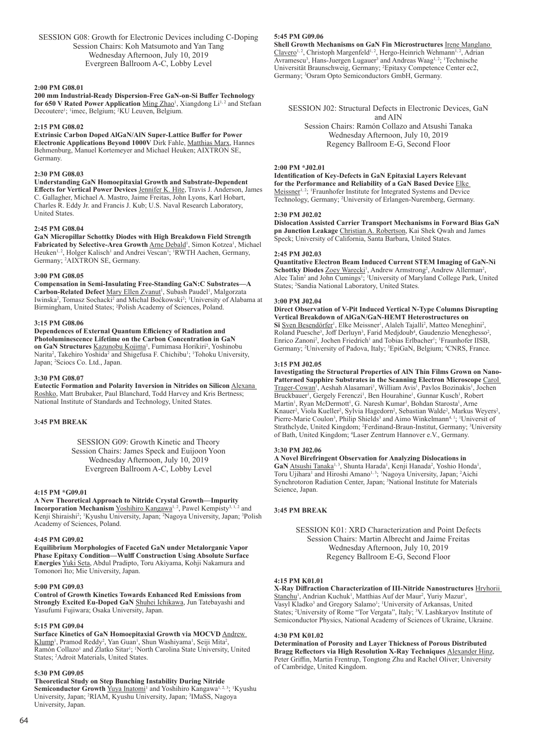SESSION G08: Growth for Electronic Devices including C-Doping
Session Chairs: Koh Matsumoto and Yan Tang
Wednesday Afternoon, July 10, 2019
Evergreen Ballroom A-C, Lobby Level

**2:00 PM G08.01**
**200 mm Industrial-Ready Dispersion-Free GaN-on-Si Buffer Technology for 650 V Rated Power Application** Ming Zhao[1], Xiangdong Li[1, 2] and Stefaan Decoutere[1]; [1]imec, Belgium; [2]KU Leuven, Belgium.

**2:15 PM G08.02**
**Extrinsic Carbon Doped AlGaN/AlN Super-Lattice Buffer for Power Electronic Applications Beyond 1000V** Dirk Fahle, Matthias Marx, Hannes Behmenburg, Manuel Kortemeyer and Michael Heuken; AIXTRON SE, Germany.

**2:30 PM G08.03**
**Understanding GaN Homoepitaxial Growth and Substrate-Dependent Effects for Vertical Power Devices** Jennifer K. Hite, Travis J. Anderson, James C. Gallagher, Michael A. Mastro, Jaime Freitas, John Lyons, Karl Hobart, Charles R. Eddy Jr. and Francis J. Kub; U.S. Naval Research Laboratory, United States.

**2:45 PM G08.04**
**GaN Micropillar Schottky Diodes with High Breakdown Field Strength Fabricated by Selective-Area Growth** Arne Debald[1], Simon Kotzea[1], Michael Heuken[1, 2], Holger Kalisch[1] and Andrei Vescan[1]; [1]RWTH Aachen, Germany, Germany; [2]AIXTRON SE, Germany.

**3:00 PM G08.05**
**Compensation in Semi-Insulating Free-Standing GaN:C Substrates—A Carbon-Related Defect** Mary Ellen Zvanut[1], Subash Paudel[1], Malgorzata Iwinska[2], Tomasz Sochacki[2] and Michal Boćkowski[2]; [1]University of Alabama at Birmingham, United States; [2]Polish Academy of Sciences, Poland.

**3:15 PM G08.06**
**Dependences of External Quantum Efficiency of Radiation and Photoluminescence Lifetime on the Carbon Concentration in GaN on GaN Structures** Kazunobu Kojima[1], Fumimasa Horikiri[2], Yoshinobu Narita[2], Takehiro Yoshida[2] and Shigefusa F. Chichibu[1]; [1]Tohoku University, Japan; [2]Sciocs Co. Ltd., Japan.

**3:30 PM G08.07**
**Eutectic Formation and Polarity Inversion in Nitrides on Silicon** Alexana Roshko, Matt Brubaker, Paul Blanchard, Todd Harvey and Kris Bertness; National Institute of Standards and Technology, United States.

**3:45 PM BREAK**

SESSION G09: Growth Kinetic and Theory
Session Chairs: James Speck and Euijoon Yoon
Wednesday Afternoon, July 10, 2019
Evergreen Ballroom A-C, Lobby Level

**4:15 PM *G09.01**
**A New Theoretical Approach to Nitride Crystal Growth—Impurity Incorporation Mechanism** Yoshihiro Kangawa[1, 2], Pawel Kempisty[3, 1, 2] and Kenji Shiraishi[2]; [1]Kyushu University, Japan; [2]Nagoya University, Japan; [3]Polish Academy of Sciences, Poland.

**4:45 PM G09.02**
**Equilibrium Morphologies of Faceted GaN under Metalorganic Vapor Phase Epitaxy Condition—Wulff Construction Using Absolute Surface Energies** Yuki Seta, Abdul Pradipto, Toru Akiyama, Kohji Nakamura and Tomonori Ito; Mie University, Japan.

**5:00 PM G09.03**
**Control of Growth Kinetics Towards Enhanced Red Emissions from Strongly Excited Eu-Doped GaN** Shuhei Ichikawa, Jun Tatebayashi and Yasufumi Fujiwara; Osaka University, Japan.

**5:15 PM G09.04**
**Surface Kinetics of GaN Homoepitaxial Growth via MOCVD** Andrew Klump[1], Pramod Reddy[2], Yan Guan[1], Shun Washiyama[1], Seiji Mita[2], Ramón Collazo[1] and Zlatko Sitar[1]; [1]North Carolina State University, United States; [2]Adroit Materials, United States.

**5:30 PM G09.05**
**Theoretical Study on Step Bunching Instability During Nitride Semiconductor Growth** Yuya Inatomi[1] and Yoshihiro Kangawa[1, 2, 3]; [1]Kyushu University, Japan; [2]RIAM, Kyushu University, Japan; [3]IMaSS, Nagoya University, Japan.

**5:45 PM G09.06**
**Shell Growth Mechanisms on GaN Fin Microstructures** Irene Manglano Clavero[1, 2], Christoph Margenfeld[1, 2], Hergo-Heinrich Wehmann[1, 2], Adrian Avramescu[3], Hans-Juergen Lugauer[3] and Andreas Waag[1, 2]; [1]Technische Universität Braunschweig, Germany; [2]Epitaxy Competence Center ec2, Germany; [3]Osram Opto Semiconductors GmbH, Germany.

SESSION J02: Structural Defects in Electronic Devices, GaN and AlN
Session Chairs: Ramón Collazo and Atsushi Tanaka
Wednesday Afternoon, July 10, 2019
Regency Ballroom E-G, Second Floor

**2:00 PM *J02.01**
**Identification of Key-Defects in GaN Epitaxial Layers Relevant for the Performance and Reliability of a GaN Based Device** Elke Meissner[1, 2]; [1]Fraunhofer Institute for Integrated Systems and Device Technology, Germany; [2]University of Erlangen-Nuremberg, Germany.

**2:30 PM J02.02**
**Dislocation Assisted Carrier Transport Mechanisms in Forward Bias GaN pn Junction Leakage** Christian A. Robertson, Kai Shek Qwah and James Speck; University of California, Santa Barbara, United States.

**2:45 PM J02.03**
**Quantitative Electron Beam Induced Current STEM Imaging of GaN-Ni Schottky Diodes** Zoey Warecki[1], Andrew Armstrong[2], Andrew Allerman[2], Alec Talin[2] and John Cumings[1]; [1]University of Maryland College Park, United States; [2]Sandia National Laboratory, United States.

**3:00 PM J02.04**
**Direct Observation of V-Pit Induced Vertical N-Type Columns Disrupting Vertical Breakdown of AlGaN/GaN-HEMT Heterostructures on Si** Sven Besendörfer[1], Elke Meissner[1], Alaleh Tajalli[2], Matteo Meneghini[2], Roland Puesche[3], Joff Derluyn[3], Farid Medjdoub[4], Gaudenzio Meneghesso[2], Enrico Zanoni[2], Jochen Friedrich[1] and Tobias Erlbacher[1]; [1]Fraunhofer IISB, Germany; [2]University of Padova, Italy; [3]EpiGaN, Belgium; [4]CNRS, France.

**3:15 PM J02.05**
**Investigating the Structural Properties of AlN Thin Films Grown on Nano-Patterned Sapphire Substrates in the Scanning Electron Microscope** Carol Trager-Cowan[1], Aeshah Alasmari[1], William Avis[1], Pavlos Bozinakis[1], Jochen Bruckbauer[1], Gergely Ferenczi[1], Ben Hourahine[1], Gunnar Kusch[1], Robert Martin[1], Ryan McDermott[1], G. Naresh Kumar[1], Bohdan Starosta[1], Arne Knauer[2], Viola Kueller[2], Sylvia Hagedorn[2], Sebastian Walde[2], Markus Weyers[2], Pierre-Marie Coulon[3], Philip Shields[3] and Aimo Winkelmann[4, 1]; [1]Universit of Strathclyde, United Kingdom; [2]Ferdinand-Braun-Institut, Germany; [3]University of Bath, United Kingdom; [4]Laser Zentrum Hannover e.V., Germany.

**3:30 PM J02.06**
**A Novel Birefringent Observation for Analyzing Dislocations in GaN** Atsushi Tanaka[1, 3], Shunta Harada[1], Kenji Hanada[2], Yoshio Honda[1], Toru Ujihara[1] and Hiroshi Amano[1, 3]; [1]Nagoya University, Japan; [2]Aichi Synchrotoron Radiation Center, Japan; [3]National Institute for Materials Science, Japan.

**3:45 PM BREAK**

SESSION K01: XRD Characterization and Point Defects
Session Chairs: Martin Albrecht and Jaime Freitas
Wednesday Afternoon, July 10, 2019
Regency Ballroom E-G, Second Floor

**4:15 PM K01.01**
**X-Ray Diffraction Characterization of III-Nitride Nanostructures** Hryhorii Stanchu[1], Andrian Kuchuk[1], Matthias Auf der Maur[2], Yuriy Mazur[1], Vasyl Kladko[3] and Gregory Salamo[1]; [1]University of Arkansas, United States; [2]University of Rome "Tor Vergata", Italy; [3]V. Lashkaryov Institute of Semiconductor Physics, National Academy of Sciences of Ukraine, Ukraine.

**4:30 PM K01.02**
**Determination of Porosity and Layer Thickness of Porous Distributed Bragg Reflectors via High Resolution X-Ray Techniques** Alexander Hinz, Peter Griffin, Martin Frentrup, Tongtong Zhu and Rachel Oliver; University of Cambridge, United Kingdom.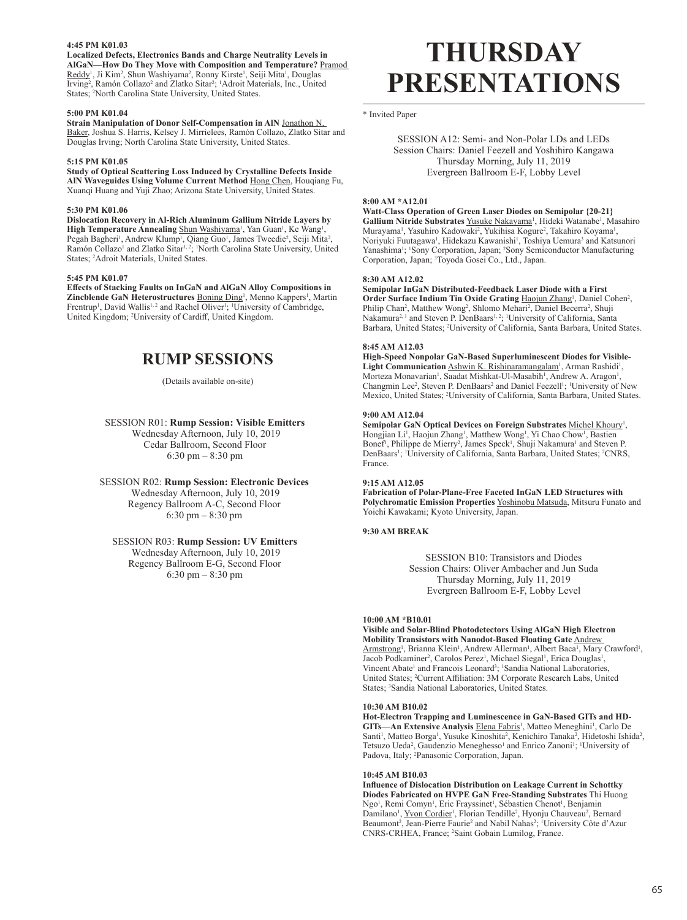**4:45 PM K01.03**
**Localized Defects, Electronics Bands and Charge Neutrality Levels in AlGaN—How Do They Move with Composition and Temperature?** Pramod Reddy[1], Ji Kim[2], Shun Washiyama[2], Ronny Kirste[1], Seiji Mita[1], Douglas Irving[2], Ramón Collazo[2] and Zlatko Sitar[2]; [1]Adroit Materials, Inc., United States; [2]North Carolina State University, United States.

**5:00 PM K01.04**
**Strain Manipulation of Donor Self-Compensation in AlN** Jonathon N. Baker, Joshua S. Harris, Kelsey J. Mirrielees, Ramón Collazo, Zlatko Sitar and Douglas Irving; North Carolina State University, United States.

**5:15 PM K01.05**
**Study of Optical Scattering Loss Induced by Crystalline Defects Inside AlN Waveguides Using Volume Current Method** Hong Chen, Houqiang Fu, Xuanqi Huang and Yuji Zhao; Arizona State University, United States.

**5:30 PM K01.06**
**Dislocation Recovery in Al-Rich Aluminum Gallium Nitride Layers by High Temperature Annealing** Shun Washiyama[1], Yan Guan[1], Ke Wang[1], Pegah Bagheri[1], Andrew Klump[1], Qiang Guo[1], James Tweedie[2], Seiji Mita[2], Ramón Collazo[1] and Zlatko Sitar[1, 2]; [1]North Carolina State University, United States; [2]Adroit Materials, United States.

**5:45 PM K01.07**
**Effects of Stacking Faults on InGaN and AlGaN Alloy Compositions in Zincblende GaN Heterostructures** Boning Ding[1], Menno Kappers[1], Martin Frentrup[1], David Wallis[1, 2] and Rachel Oliver[1]; [1]University of Cambridge, United Kingdom; [2]University of Cardiff, United Kingdom.

## RUMP SESSIONS

(Details available on-site)

SESSION R01: **Rump Session: Visible Emitters**
Wednesday Afternoon, July 10, 2019
Cedar Ballroom, Second Floor
6:30 pm – 8:30 pm

SESSION R02: **Rump Session: Electronic Devices**
Wednesday Afternoon, July 10, 2019
Regency Ballroom A-C, Second Floor
6:30 pm – 8:30 pm

SESSION R03: **Rump Session: UV Emitters**
Wednesday Afternoon, July 10, 2019
Regency Ballroom E-G, Second Floor
6:30 pm – 8:30 pm

# THURSDAY PRESENTATIONS

* Invited Paper

SESSION A12: Semi- and Non-Polar LDs and LEDs
Session Chairs: Daniel Feezell and Yoshihiro Kangawa
Thursday Morning, July 11, 2019
Evergreen Ballroom E-F, Lobby Level

**8:00 AM *A12.01**
**Watt-Class Operation of Green Laser Diodes on Semipolar {20-21} Gallium Nitride Substrates** Yusuke Nakayama[1], Hideki Watanabe[1], Masahiro Murayama[1], Yasuhiro Kadowaki[2], Yukihisa Kogure[2], Takahiro Koyama[1], Noriyuki Fuutagawa[1], Hidekazu Kawanishi[1], Toshiya Uemura[3] and Katsunori Yanashima[1]; [1]Sony Corporation, Japan; [2]Sony Semiconductor Manufacturing Corporation, Japan; [3]Toyoda Gosei Co., Ltd., Japan.

**8:30 AM A12.02**
**Semipolar InGaN Distributed-Feedback Laser Diode with a First Order Surface Indium Tin Oxide Grating** Haojun Zhang[1], Daniel Cohen[2], Philip Chan[2], Matthew Wong[2], Shlomo Mehari[2], Daniel Becerra[2], Shuji Nakamura[2, 1] and Steven P. DenBaars[1, 2]; [1]University of California, Santa Barbara, United States; [2]University of California, Santa Barbara, United States.

**8:45 AM A12.03**
**High-Speed Nonpolar GaN-Based Superluminescent Diodes for Visible-Light Communication** Ashwin K. Rishinaramangalam[1], Arman Rashidi[1], Morteza Monavarian[1], Saadat Mishkat-Ul-Masabih[1], Andrew A. Aragon[1], Changmin Lee[2], Steven P. DenBaars[2] and Daniel Feezell[1]; [1]University of New Mexico, United States; [2]University of California, Santa Barbara, United States.

**9:00 AM A12.04**
**Semipolar GaN Optical Devices on Foreign Substrates** Michel Khoury[1], Hongjian Li[1], Haojun Zhang[1], Matthew Wong[1], Yi Chao Chow[1], Bastien Bonef[1], Philippe de Mierry[2], James Speck[1], Shuji Nakamura[1] and Steven P. DenBaars[1]; [1]University of California, Santa Barbara, United States; [2]CNRS, France.

**9:15 AM A12.05**
**Fabrication of Polar-Plane-Free Faceted InGaN LED Structures with Polychromatic Emission Properties** Yoshinobu Matsuda, Mitsuru Funato and Yoichi Kawakami; Kyoto University, Japan.

**9:30 AM BREAK**

SESSION B10: Transistors and Diodes
Session Chairs: Oliver Ambacher and Jun Suda
Thursday Morning, July 11, 2019
Evergreen Ballroom E-F, Lobby Level

**10:00 AM *B10.01**
**Visible and Solar-Blind Photodetectors Using AlGaN High Electron Mobility Transistors with Nanodot-Based Floating Gate** Andrew Armstrong[1], Brianna Klein[1], Andrew Allerman[1], Albert Baca[1], Mary Crawford[1], Jacob Podkaminer[2], Carolos Perez[1], Michael Siegal[1], Erica Douglas[1], Vincent Abate[1] and Francois Leonard[3]; [1]Sandia National Laboratories, United States; [2]Current Affiliation: 3M Corporate Research Labs, United States; [3]Sandia National Laboratories, United States.

**10:30 AM B10.02**
**Hot-Electron Trapping and Luminescence in GaN-Based GITs and HD-GITs—An Extensive Analysis** Elena Fabris[1], Matteo Meneghini[1], Carlo De Santi[1], Matteo Borga[1], Yusuke Kinoshita[2], Kenichiro Tanaka[2], Hidetoshi Ishida[2], Tetsuzo Ueda[2], Gaudenzio Meneghesso[1] and Enrico Zanoni[1]; [1]University of Padova, Italy; [2]Panasonic Corporation, Japan.

**10:45 AM B10.03**
**Influence of Dislocation Distribution on Leakage Current in Schottky Diodes Fabricated on HVPE GaN Free-Standing Substrates** Thi Huong Ngo[1], Remi Comyn[1], Eric Frayssinet[1], Sébastien Chenot[1], Benjamin Damilano[1], Yvon Cordier[1], Florian Tendille[2], Hyonju Chauveau[2], Bernard Beaumont[2], Jean-Pierre Faurie[2] and Nabil Nahas[2]; [1]University Côte d'Azur CNRS-CRHEA, France; [2]Saint Gobain Lumilog, France.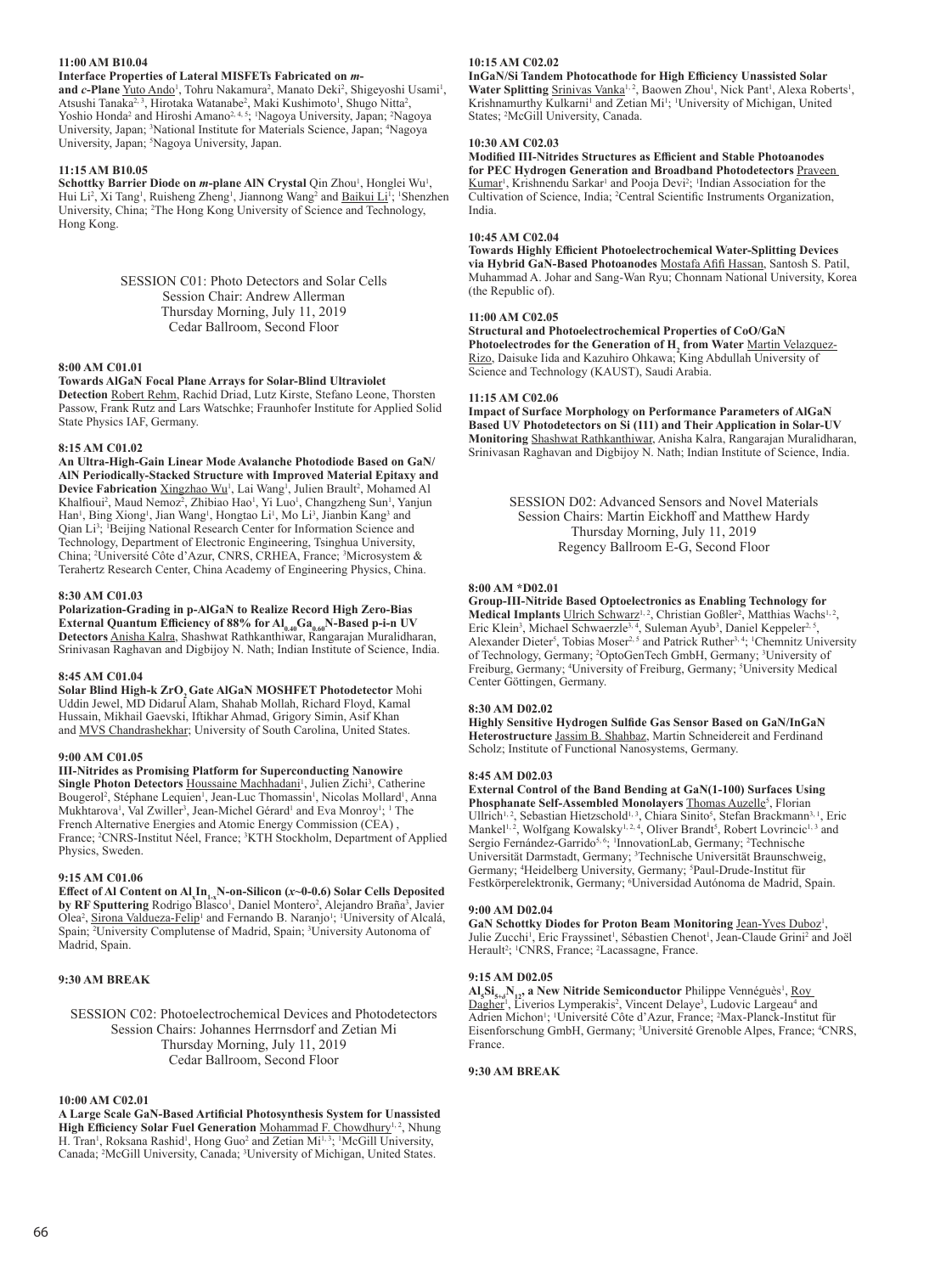**11:00 AM B10.04**
**Interface Properties of Lateral MISFETs Fabricated on *m*- and *c*-Plane** Yuto Ando[1], Tohru Nakamura[2], Manato Deki[2], Shigeyoshi Usami[1], Atsushi Tanaka[2, 3], Hirotaka Watanabe[2], Maki Kushimoto[1], Shugo Nitta[2], Yoshio Honda[2] and Hiroshi Amano[2, 4, 5]; [1]Nagoya University, Japan; [2]Nagoya University, Japan; [3]National Institute for Materials Science, Japan; [4]Nagoya University, Japan; [5]Nagoya University, Japan.

**11:15 AM B10.05**
**Schottky Barrier Diode on *m*-plane AlN Crystal** Qin Zhou[1], Honglei Wu[1], Hui Li[2], Xi Tang[1], Ruisheng Zheng[1], Jiannong Wang[2] and Baikui Li[1]; [1]Shenzhen University, China; [2]The Hong Kong University of Science and Technology, Hong Kong.

SESSION C01: Photo Detectors and Solar Cells
Session Chair: Andrew Allerman
Thursday Morning, July 11, 2019
Cedar Ballroom, Second Floor

**8:00 AM C01.01**
**Towards AlGaN Focal Plane Arrays for Solar-Blind Ultraviolet Detection** Robert Rehm, Rachid Driad, Lutz Kirste, Stefano Leone, Thorsten Passow, Frank Rutz and Lars Watschke; Fraunhofer Institute for Applied Solid State Physics IAF, Germany.

**8:15 AM C01.02**
**An Ultra-High-Gain Linear Mode Avalanche Photodiode Based on GaN/AlN Periodically-Stacked Structure with Improved Material Epitaxy and Device Fabrication** Xingzhao Wu[1], Lai Wang[1], Julien Brault[2], Mohamed Al Khalfioui[2], Maud Nemoz[2], Zhibiao Hao[1], Yi Luo[1], Changzheng Sun[1], Yanjun Han[1], Bing Xiong[1], Jian Wang[1], Hongtao Li[1], Mo Li[3], Jianbin Kang[3] and Qian Li[3]; [1]Beijing National Research Center for Information Science and Technology, Department of Electronic Engineering, Tsinghua University, China; [2]Université Côte d'Azur, CNRS, CRHEA, France; [3]Microsystem & Terahertz Research Center, China Academy of Engineering Physics, China.

**8:30 AM C01.03**
**Polarization-Grading in p-AlGaN to Realize Record High Zero-Bias External Quantum Efficiency of 88% for $Al_{0.40}Ga_{0.60}N$-Based p-i-n UV Detectors** Anisha Kalra, Shashwat Rathkanthiwar, Rangarajan Muralidharan, Srinivasan Raghavan and Digbijoy N. Nath; Indian Institute of Science, India.

**8:45 AM C01.04**
**Solar Blind High-k $ZrO_2$ Gate AlGaN MOSHFET Photodetector** Mohi Uddin Jewel, MD Didarul Alam, Shahab Mollah, Richard Floyd, Kamal Hussain, Mikhail Gaevski, Iftikhar Ahmad, Grigory Simin, Asif Khan and MVS Chandrashekhar; University of South Carolina, United States.

**9:00 AM C01.05**
**III-Nitrides as Promising Platform for Superconducting Nanowire Single Photon Detectors** Houssaine Machhadani[1], Julien Zichi[3], Catherine Bougerol[2], Stéphane Lequien[1], Jean-Luc Thomassin[1], Nicolas Mollard[1], Anna Mukhtarova[1], Val Zwiller[3], Jean-Michel Gérard[1] and Eva Monroy[1]; [1] The French Alternative Energies and Atomic Energy Commission (CEA) , France; [2]CNRS-Institut Néel, France; [3]KTH Stockholm, Department of Applied Physics, Sweden.

**9:15 AM C01.06**
**Effect of Al Content on $Al_xIn_{1-x}N$-on-Silicon ($x$~0-0.6) Solar Cells Deposited by RF Sputtering** Rodrigo Blasco[1], Daniel Montero[2], Alejandro Braña[3], Javier Olea[2], Sirona Valdueza-Felip[1] and Fernando B. Naranjo[1]; [1]University of Alcalá, Spain; [2]University Complutense of Madrid, Spain; [3]University Autonoma of Madrid, Spain.

**9:30 AM BREAK**

SESSION C02: Photoelectrochemical Devices and Photodetectors
Session Chairs: Johannes Herrnsdorf and Zetian Mi
Thursday Morning, July 11, 2019
Cedar Ballroom, Second Floor

**10:00 AM C02.01**
**A Large Scale GaN-Based Artificial Photosynthesis System for Unassisted High Efficiency Solar Fuel Generation** Mohammad F. Chowdhury[1, 2], Nhung H. Tran[1], Roksana Rashid[1], Hong Guo[2] and Zetian Mi[1, 3]; [1]McGill University, Canada; [2]McGill University, Canada; [3]University of Michigan, United States.

**10:15 AM C02.02**
**InGaN/Si Tandem Photocathode for High Efficiency Unassisted Solar Water Splitting** Srinivas Vanka[1, 2], Baowen Zhou[1], Nick Pant[1], Alexa Roberts[1], Krishnamurthy Kulkarni[1] and Zetian Mi[1]; [1]University of Michigan, United States; [2]McGill University, Canada.

**10:30 AM C02.03**
**Modified III-Nitrides Structures as Efficient and Stable Photoanodes for PEC Hydrogen Generation and Broadband Photodetectors** Praveen Kumar[1], Krishnendu Sarkar[1] and Pooja Devi[2]; [1]Indian Association for the Cultivation of Science, India; [2]Central Scientific Instruments Organization, India.

**10:45 AM C02.04**
**Towards Highly Efficient Photoelectrochemical Water-Splitting Devices via Hybrid GaN-Based Photoanodes** Mostafa Afifi Hassan, Santosh S. Patil, Muhammad A. Johar and Sang-Wan Ryu; Chonnam National University, Korea (the Republic of).

**11:00 AM C02.05**
**Structural and Photoelectrochemical Properties of CoO/GaN Photoelectrodes for the Generation of $H_2$ from Water** Martin Velazquez-Rizo, Daisuke Iida and Kazuhiro Ohkawa; King Abdullah University of Science and Technology (KAUST), Saudi Arabia.

**11:15 AM C02.06**
**Impact of Surface Morphology on Performance Parameters of AlGaN Based UV Photodetectors on Si (111) and Their Application in Solar-UV Monitoring** Shashwat Rathkanthiwar, Anisha Kalra, Rangarajan Muralidharan, Srinivasan Raghavan and Digbijoy N. Nath; Indian Institute of Science, India.

SESSION D02: Advanced Sensors and Novel Materials
Session Chairs: Martin Eickhoff and Matthew Hardy
Thursday Morning, July 11, 2019
Regency Ballroom E-G, Second Floor

**8:00 AM *D02.01**
**Group-III-Nitride Based Optoelectronics as Enabling Technology for Medical Implants** Ulrich Schwarz[1, 2], Christian Goßler[2], Matthias Wachs[1, 2], Eric Klein[3], Michael Schwaerzle[3, 4], Suleman Ayub[3], Daniel Keppeler[2, 5], Alexander Dieter[5], Tobias Moser[2, 5] and Patrick Ruther[3, 4]; [1]Chemnitz University of Technology, Germany; [2]OptoGenTech GmbH, Germany; [3]University of Freiburg, Germany; [4]University of Freiburg, Germany; [5]University Medical Center Göttingen, Germany.

**8:30 AM D02.02**
**Highly Sensitive Hydrogen Sulfide Gas Sensor Based on GaN/InGaN Heterostructure** Jassim B. Shahbaz, Martin Schneidereit and Ferdinand Scholz; Institute of Functional Nanosystems, Germany.

**8:45 AM D02.03**
**External Control of the Band Bending at GaN(1-100) Surfaces Using Phosphanate Self-Assembled Monolayers** Thomas Auzelle[5], Florian Ullrich[1, 2], Sebastian Hietzschold[1, 3], Chiara Sinito[5], Stefan Brackmann[3, 1], Eric Mankel[1, 2], Wolfgang Kowalsky[1, 2, 4], Oliver Brandt[5], Robert Lovrincic[1, 3] and Sergio Fernández-Garrido[5, 6]; [1]InnovationLab, Germany; [2]Technische Universität Darmstadt, Germany; [3]Technische Universität Braunschweig, Germany; [4]Heidelberg University, Germany; [5]Paul-Drude-Institut für Festkörperelektronik, Germany; [6]Universidad Autónoma de Madrid, Spain.

**9:00 AM D02.04**
**GaN Schottky Diodes for Proton Beam Monitoring** Jean-Yves Duboz[1], Julie Zucchi[1], Eric Frayssinet[1], Sébastien Chenot[1], Jean-Claude Grini[2] and Joël Herault[2]; [1]CNRS, France; [2]Lacassagne, France.

**9:15 AM D02.05**
**$Al_5Si_{5+\delta}N_{12}$, a New Nitride Semiconductor** Philippe Vennéguès[1], Roy Dagher[1], Liverios Lymperakis[2], Vincent Delaye[3], Ludovic Largeau[4] and Adrien Michon[1]; [1]Université Côte d'Azur, France; [2]Max-Planck-Institut für Eisenforschung GmbH, Germany; [3]Université Grenoble Alpes, France; [4]CNRS, France.

**9:30 AM BREAK**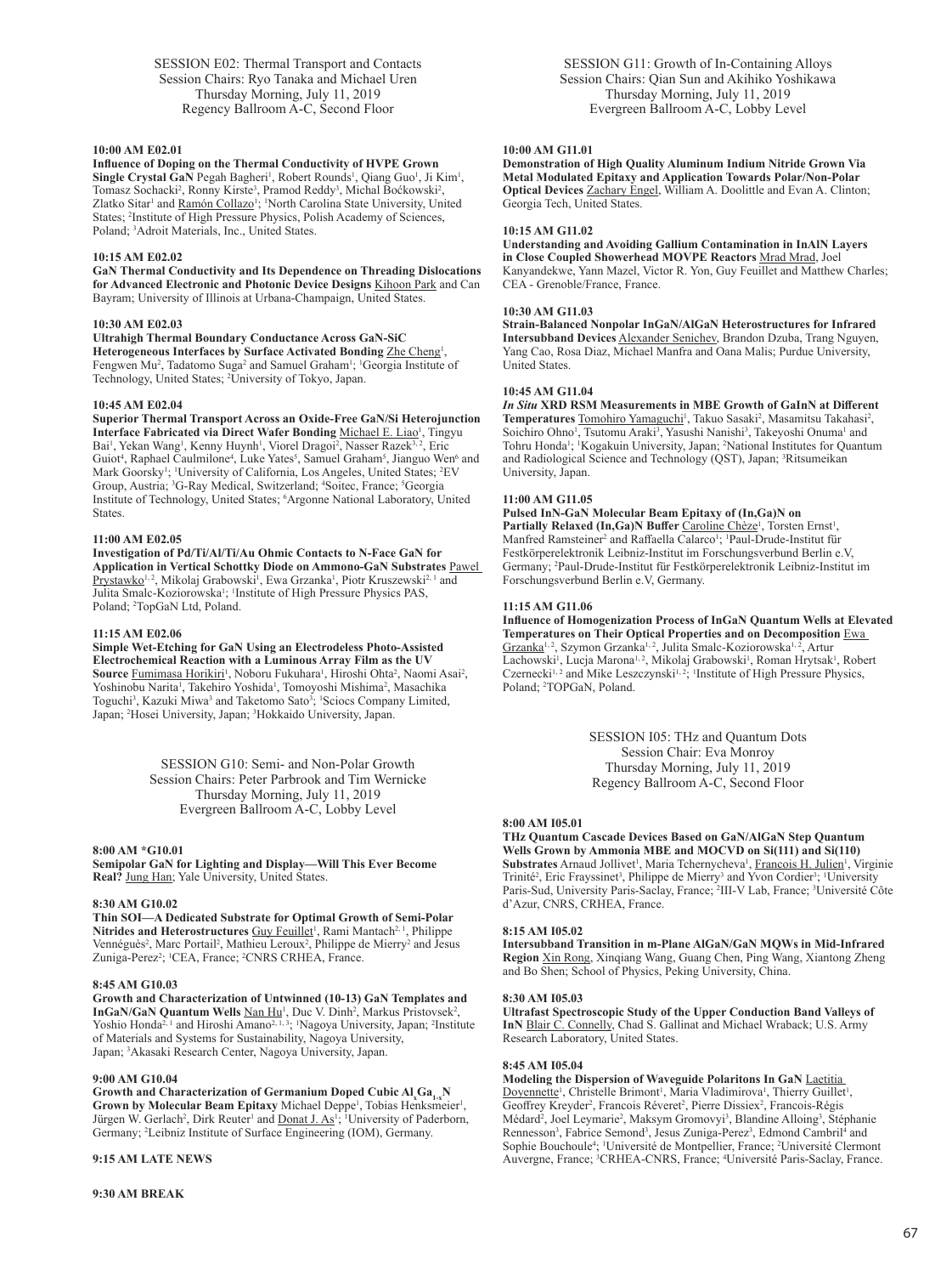SESSION E02: Thermal Transport and Contacts
Session Chairs: Ryo Tanaka and Michael Uren
Thursday Morning, July 11, 2019
Regency Ballroom A-C, Second Floor

**10:00 AM E02.01**
**Influence of Doping on the Thermal Conductivity of HVPE Grown Single Crystal GaN** Pegah Bagheri[1], Robert Rounds[1], Qiang Guo[1], Ji Kim[1], Tomasz Sochacki[2], Ronny Kirste[3], Pramod Reddy[3], Michal Boćkowski[2], Zlatko Sitar[1] and Ramón Collazo[1]; [1]North Carolina State University, United States; [2]Institute of High Pressure Physics, Polish Academy of Sciences, Poland; [3]Adroit Materials, Inc., United States.

**10:15 AM E02.02**
**GaN Thermal Conductivity and Its Dependence on Threading Dislocations for Advanced Electronic and Photonic Device Designs** Kihoon Park and Can Bayram; University of Illinois at Urbana-Champaign, United States.

**10:30 AM E02.03**
**Ultrahigh Thermal Boundary Conductance Across GaN-SiC Heterogeneous Interfaces by Surface Activated Bonding** Zhe Cheng[1], Fengwen Mu[2], Tadatomo Suga[2] and Samuel Graham[1]; [1]Georgia Institute of Technology, United States; [2]University of Tokyo, Japan.

**10:45 AM E02.04**
**Superior Thermal Transport Across an Oxide-Free GaN/Si Heterojunction Interface Fabricated via Direct Wafer Bonding** Michael E. Liao[1], Tingyu Bai[1], Yekan Wang[1], Kenny Huynh[1], Viorel Dragoi[2], Nasser Razek[3,2], Eric Guiot[4], Raphael Caulmilone[4], Luke Yates[5], Samuel Graham[5], Jianguo Wen[6] and Mark Goorsky[1]; [1]University of California, Los Angeles, United States; [2]EV Group, Austria; [3]G-Ray Medical, Switzerland; [4]Soitec, France; [5]Georgia Institute of Technology, United States; [6]Argonne National Laboratory, United States.

**11:00 AM E02.05**
**Investigation of Pd/Ti/Al/Ti/Au Ohmic Contacts to N-Face GaN for Application in Vertical Schottky Diode on Ammono-GaN Substrates** Pawel Prystawko[1,2], Mikolaj Grabowski[1], Ewa Grzanka[1], Piotr Kruszewski[2,1] and Julita Smalc-Koziorowska[1]; [1]Institute of High Pressure Physics PAS, Poland; [2]TopGaN Ltd, Poland.

**11:15 AM E02.06**
**Simple Wet-Etching for GaN Using an Electrodeless Photo-Assisted Electrochemical Reaction with a Luminous Array Film as the UV Source** Fumimasa Horikiri[1], Noboru Fukuhara[1], Hiroshi Ohta[2], Naomi Asai[2], Yoshinobu Narita[1], Takehiro Yoshida[1], Tomoyoshi Mishima[2], Masachika Toguchi[3], Kazuki Miwa[3] and Taketomo Sato[3]; [1]Sciocs Company Limited, Japan; [2]Hosei University, Japan; [3]Hokkaido University, Japan.

SESSION G10: Semi- and Non-Polar Growth
Session Chairs: Peter Parbrook and Tim Wernicke
Thursday Morning, July 11, 2019
Evergreen Ballroom A-C, Lobby Level

**8:00 AM *G10.01**
**Semipolar GaN for Lighting and Display—Will This Ever Become Real?** Jung Han; Yale University, United States.

**8:30 AM G10.02**
**Thin SOI—A Dedicated Substrate for Optimal Growth of Semi-Polar Nitrides and Heterostructures** Guy Feuillet[1], Rami Mantach[2,1], Philippe Vennéguès[2], Marc Portail[2], Mathieu Leroux[2], Philippe de Mierry[2] and Jesus Zuniga-Perez[2]; [1]CEA, France; [2]CNRS CRHEA, France.

**8:45 AM G10.03**
**Growth and Characterization of Untwinned (10-13) GaN Templates and InGaN/GaN Quantum Wells** Nan Hu[1], Duc V. Dinh[2], Markus Pristovsek[2], Yoshio Honda[2,1] and Hiroshi Amano[2,1,3]; [1]Nagoya University, Japan; [2]Institute of Materials and Systems for Sustainability, Nagoya University, Japan; [3]Akasaki Research Center, Nagoya University, Japan.

**9:00 AM G10.04**
**Growth and Characterization of Germanium Doped Cubic $Al_xGa_{1-x}N$ Grown by Molecular Beam Epitaxy** Michael Deppe[1], Tobias Henksmeier[1], Jürgen W. Gerlach[2], Dirk Reuter[1] and Donat J. As[1]; [1]University of Paderborn, Germany; [2]Leibniz Institute of Surface Engineering (IOM), Germany.

**9:15 AM LATE NEWS**

**9:30 AM BREAK**

SESSION G11: Growth of In-Containing Alloys
Session Chairs: Qian Sun and Akihiko Yoshikawa
Thursday Morning, July 11, 2019
Evergreen Ballroom A-C, Lobby Level

**10:00 AM G11.01**
**Demonstration of High Quality Aluminum Indium Nitride Grown Via Metal Modulated Epitaxy and Application Towards Polar/Non-Polar Optical Devices** Zachary Engel, William A. Doolittle and Evan A. Clinton; Georgia Tech, United States.

**10:15 AM G11.02**
**Understanding and Avoiding Gallium Contamination in InAlN Layers in Close Coupled Showerhead MOVPE Reactors** Mrad Mrad, Joel Kanyandekwe, Yann Mazel, Victor R. Yon, Guy Feuillet and Matthew Charles; CEA - Grenoble/France, France.

**10:30 AM G11.03**
**Strain-Balanced Nonpolar InGaN/AlGaN Heterostructures for Infrared Intersubband Devices** Alexander Senichev, Brandon Dzuba, Trang Nguyen, Yang Cao, Rosa Diaz, Michael Manfra and Oana Malis; Purdue University, United States.

**10:45 AM G11.04**
***In Situ* XRD RSM Measurements in MBE Growth of GaInN at Different Temperatures** Tomohiro Yamaguchi[1], Takuo Sasaki[2], Masamitsu Takahasi[2], Soichiro Ohno[1], Tsutomu Araki[3], Yasushi Nanishi[3], Takeyoshi Onuma[1] and Tohru Honda[1]; [1]Kogakuin University, Japan; [2]National Institutes for Quantum and Radiological Science and Technology (QST), Japan; [3]Ritsumeikan University, Japan.

**11:00 AM G11.05**
**Pulsed InN-GaN Molecular Beam Epitaxy of (In,Ga)N on Partially Relaxed (In,Ga)N Buffer** Caroline Chèze[1], Torsten Ernst[1], Manfred Ramsteiner[2] and Raffaella Calarco[1]; [1]Paul-Drude-Institut für Festkörperelektronik Leibniz-Institut im Forschungsverbund Berlin e.V, Germany; [2]Paul-Drude-Institut für Festkörperelektronik Leibniz-Institut im Forschungsverbund Berlin e.V, Germany.

**11:15 AM G11.06**
**Influence of Homogenization Process of InGaN Quantum Wells at Elevated Temperatures on Their Optical Properties and on Decomposition** Ewa Grzanka[1,2], Szymon Grzanka[1,2], Julita Smalc-Koziorowska[1,2], Artur Lachowski[1], Lucja Marona[1,2], Mikolaj Grabowski[1], Roman Hrytsak[1], Robert Czernecki[1,2] and Mike Leszczynski[1,2]; [1]Institute of High Pressure Physics, Poland; [2]TOPGaN, Poland.

SESSION I05: THz and Quantum Dots
Session Chair: Eva Monroy
Thursday Morning, July 11, 2019
Regency Ballroom A-C, Second Floor

**8:00 AM I05.01**
**THz Quantum Cascade Devices Based on GaN/AlGaN Step Quantum Wells Grown by Ammonia MBE and MOCVD on Si(111) and Si(110) Substrates** Arnaud Jollivet[1], Maria Tchernycheva[1], Francois H. Julien[1], Virginie Trinité[2], Eric Frayssinet[3], Philippe de Mierry[3] and Yvon Cordier[3]; [1]University Paris-Sud, University Paris-Saclay, France; [2]III-V Lab, France; [3]Université Côte d'Azur, CNRS, CRHEA, France.

**8:15 AM I05.02**
**Intersubband Transition in m-Plane AlGaN/GaN MQWs in Mid-Infrared Region** Xin Rong, Xinqiang Wang, Guang Chen, Ping Wang, Xiantong Zheng and Bo Shen; School of Physics, Peking University, China.

**8:30 AM I05.03**
**Ultrafast Spectroscopic Study of the Upper Conduction Band Valleys of InN** Blair C. Connelly, Chad S. Gallinat and Michael Wraback; U.S. Army Research Laboratory, United States.

**8:45 AM I05.04**
**Modeling the Dispersion of Waveguide Polaritons In GaN** Laetitia Doyennette[1], Christelle Brimont[1], Maria Vladimirova[1], Thierry Guillet[1], Geoffrey Kreyder[2], Francois Réveret[2], Pierre Disseix[2], Francois-Régis Médard[2], Joel Leymarie[2], Maksym Gromovyi[3], Blandine Alloing[3], Stéphanie Rennesson[3], Fabrice Semond[3], Jesus Zuniga-Perez[3], Edmond Cambril[4] and Sophie Bouchoule[4]; [1]Université de Montpellier, France; [2]Université Clermont Auvergne, France; [3]CRHEA-CNRS, France; [4]Université Paris-Saclay, France.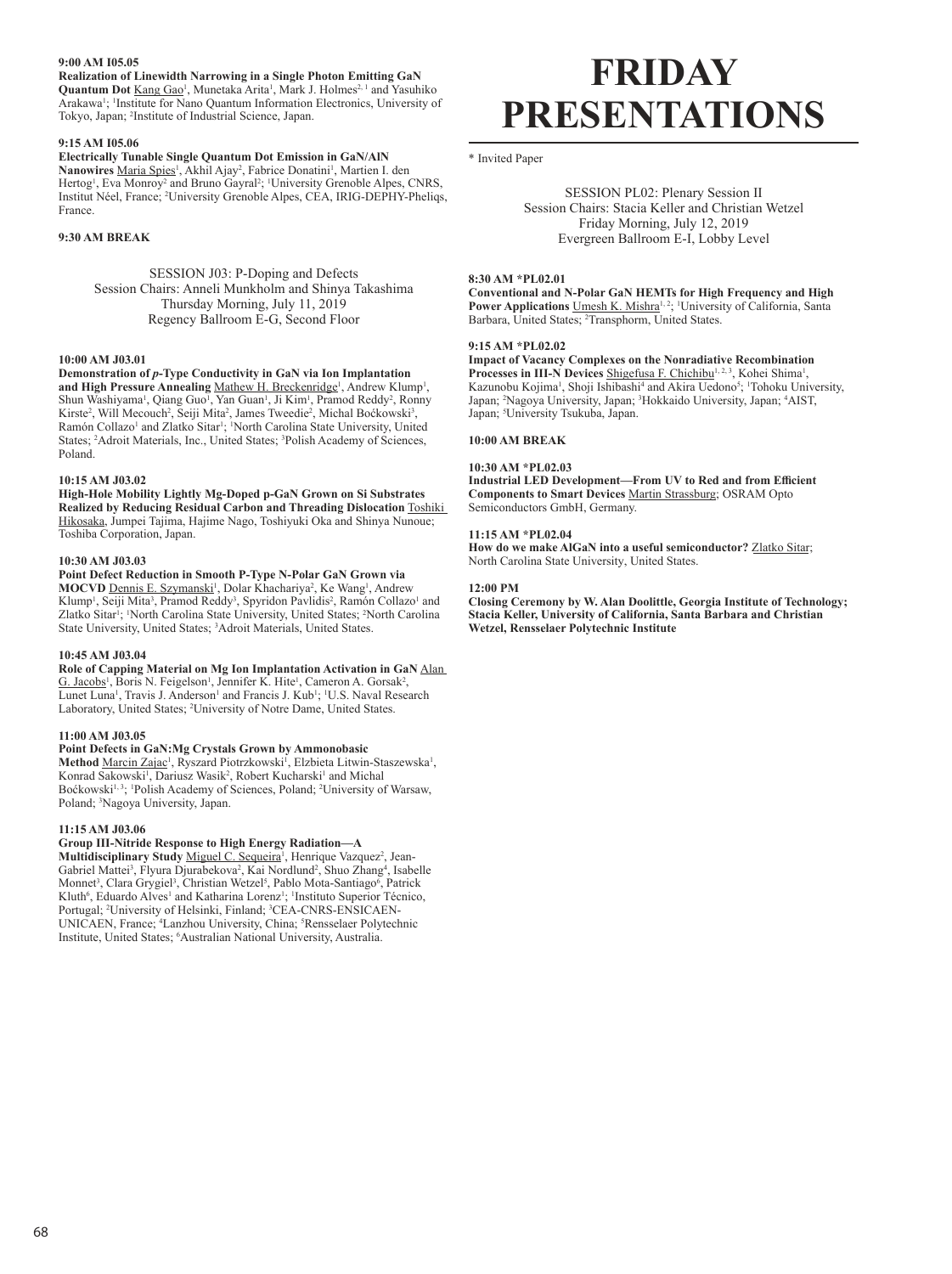**9:00 AM I05.05**
**Realization of Linewidth Narrowing in a Single Photon Emitting GaN Quantum Dot** Kang Gao[1], Munetaka Arita[1], Mark J. Holmes[2, 1] and Yasuhiko Arakawa[1]; [1]Institute for Nano Quantum Information Electronics, University of Tokyo, Japan; [2]Institute of Industrial Science, Japan.

**9:15 AM I05.06**
**Electrically Tunable Single Quantum Dot Emission in GaN/AlN Nanowires** Maria Spies[1], Akhil Ajay[2], Fabrice Donatini[1], Martien I. den Hertog[1], Eva Monroy[2] and Bruno Gayral[2]; [1]University Grenoble Alpes, CNRS, Institut Néel, France; [2]University Grenoble Alpes, CEA, IRIG-DEPHY-Pheliqs, France.

**9:30 AM BREAK**

SESSION J03: P-Doping and Defects
Session Chairs: Anneli Munkholm and Shinya Takashima
Thursday Morning, July 11, 2019
Regency Ballroom E-G, Second Floor

**10:00 AM J03.01**
**Demonstration of *p*-Type Conductivity in GaN via Ion Implantation and High Pressure Annealing** Mathew H. Breckenridge[1], Andrew Klump[1], Shun Washiyama[1], Qiang Guo[1], Yan Guan[1], Ji Kim[1], Pramod Reddy[2], Ronny Kirste[2], Will Mecouch[2], Seiji Mita[2], James Tweedie[2], Michal Boćkowski[3], Ramón Collazo[1] and Zlatko Sitar[1]; [1]North Carolina State University, United States; [2]Adroit Materials, Inc., United States; [3]Polish Academy of Sciences, Poland.

**10:15 AM J03.02**
**High-Hole Mobility Lightly Mg-Doped p-GaN Grown on Si Substrates Realized by Reducing Residual Carbon and Threading Dislocation** Toshiki Hikosaka, Jumpei Tajima, Hajime Nago, Toshiyuki Oka and Shinya Nunoue; Toshiba Corporation, Japan.

**10:30 AM J03.03**
**Point Defect Reduction in Smooth P-Type N-Polar GaN Grown via MOCVD** Dennis E. Szymanski[1], Dolar Khachariya[2], Ke Wang[1], Andrew Klump[1], Seiji Mita[3], Pramod Reddy[3], Spyridon Pavlidis[2], Ramón Collazo[1] and Zlatko Sitar[1]; [1]North Carolina State University, United States; [2]North Carolina State University, United States; [3]Adroit Materials, United States.

**10:45 AM J03.04**
**Role of Capping Material on Mg Ion Implantation Activation in GaN** Alan G. Jacobs[1], Boris N. Feigelson[1], Jennifer K. Hite[1], Cameron A. Gorsak[2], Lunet Luna[1], Travis J. Anderson[1] and Francis J. Kub[1]; [1]U.S. Naval Research Laboratory, United States; [2]University of Notre Dame, United States.

**11:00 AM J03.05**
**Point Defects in GaN:Mg Crystals Grown by Ammonobasic Method** Marcin Zajac[1], Ryszard Piotrzkowski[1], Elzbieta Litwin-Staszewska[1], Konrad Sakowski[1], Dariusz Wasik[2], Robert Kucharski[1] and Michal Boćkowski[1, 3]; [1]Polish Academy of Sciences, Poland; [2]University of Warsaw, Poland; [3]Nagoya University, Japan.

**11:15 AM J03.06**
**Group III-Nitride Response to High Energy Radiation—A Multidisciplinary Study** Miguel C. Sequeira[1], Henrique Vazquez[2], Jean-Gabriel Mattei[3], Flyura Djurabekova[2], Kai Nordlund[2], Shuo Zhang[4], Isabelle Monnet[3], Clara Grygiel[3], Christian Wetzel[5], Pablo Mota-Santiago[6], Patrick Kluth[6], Eduardo Alves[1] and Katharina Lorenz[1]; [1]Instituto Superior Técnico, Portugal; [2]University of Helsinki, Finland; [3]CEA-CNRS-ENSICAEN-UNICAEN, France; [4]Lanzhou University, China; [5]Rensselaer Polytechnic Institute, United States; [6]Australian National University, Australia.

# FRIDAY PRESENTATIONS

* Invited Paper

SESSION PL02: Plenary Session II
Session Chairs: Stacia Keller and Christian Wetzel
Friday Morning, July 12, 2019
Evergreen Ballroom E-I, Lobby Level

**8:30 AM *PL02.01**
**Conventional and N-Polar GaN HEMTs for High Frequency and High Power Applications** Umesh K. Mishra[1, 2]; [1]University of California, Santa Barbara, United States; [2]Transphorm, United States.

**9:15 AM *PL02.02**
**Impact of Vacancy Complexes on the Nonradiative Recombination Processes in III-N Devices** Shigefusa F. Chichibu[1, 2, 3], Kohei Shima[1], Kazunobu Kojima[1], Shoji Ishibashi[4] and Akira Uedono[5]; [1]Tohoku University, Japan; [2]Nagoya University, Japan; [3]Hokkaido University, Japan; [4]AIST, Japan; [5]University Tsukuba, Japan.

**10:00 AM BREAK**

**10:30 AM *PL02.03**
**Industrial LED Development—From UV to Red and from Efficient Components to Smart Devices** Martin Strassburg; OSRAM Opto Semiconductors GmbH, Germany.

**11:15 AM *PL02.04**
**How do we make AlGaN into a useful semiconductor?** Zlatko Sitar; North Carolina State University, United States.

**12:00 PM**
**Closing Ceremony by W. Alan Doolittle, Georgia Institute of Technology; Stacia Keller, University of California, Santa Barbara and Christian Wetzel, Rensselaer Polytechnic Institute**